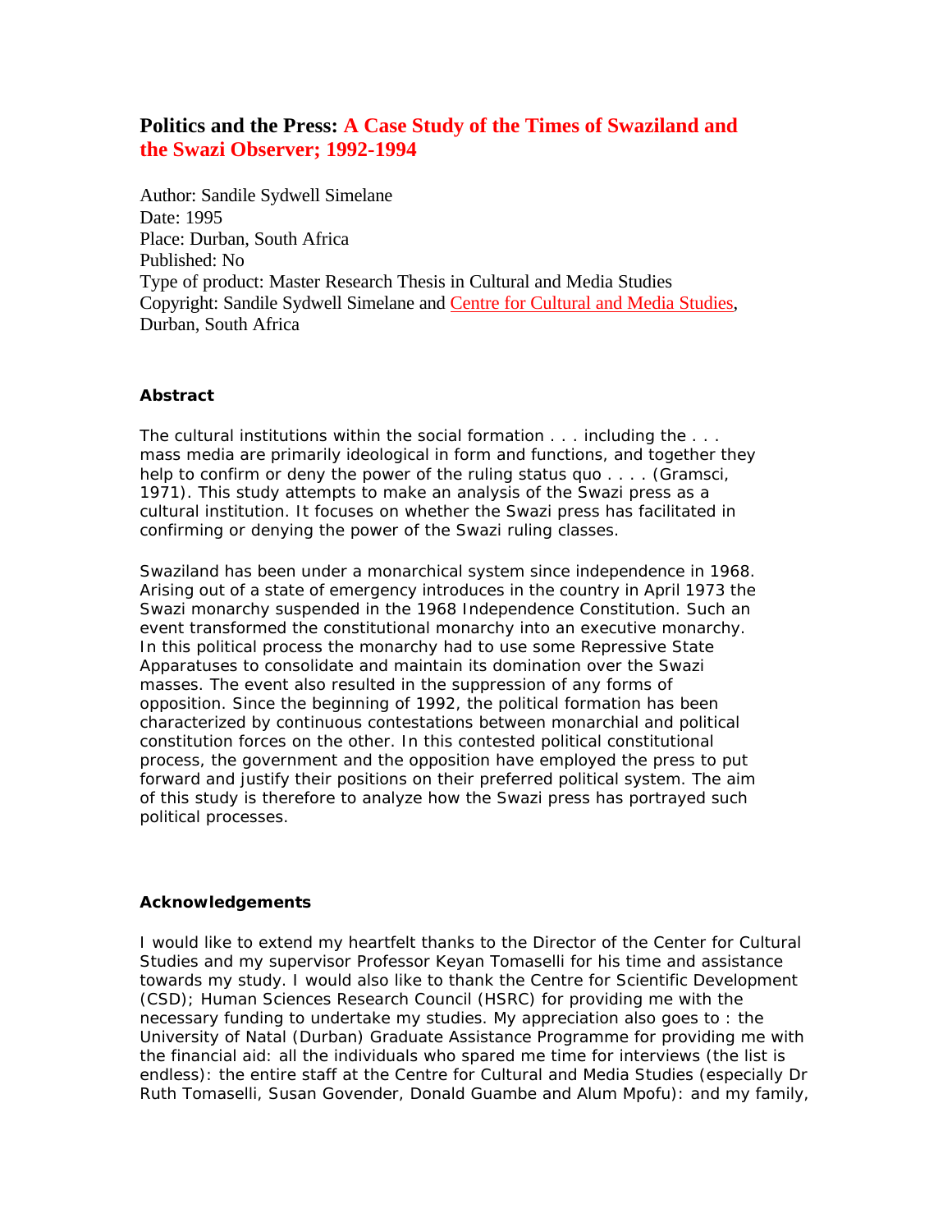# Politics and the Press: A Case Study of the Times of Swaziland and the Swazi Observer; 1992-1994

Author: Sandile Sydwell Simelane
Date: 1995
Place: Durban, South Africa
Published: No
Type of product: Master Research Thesis in Cultural and Media Studies
Copyright: Sandile Sydwell Simelane and Centre for Cultural and Media Studies, Durban, South Africa

### Abstract

The cultural institutions within the social formation . . . including the . . . mass media are primarily ideological in form and functions, and together they help to confirm or deny the power of the ruling status quo . . . . (Gramsci, 1971). This study attempts to make an analysis of the Swazi press as a cultural institution. It focuses on whether the Swazi press has facilitated in confirming or denying the power of the Swazi ruling classes.

Swaziland has been under a monarchical system since independence in 1968. Arising out of a state of emergency introduces in the country in April 1973 the Swazi monarchy suspended in the 1968 Independence Constitution. Such an event transformed the constitutional monarchy into an executive monarchy. In this political process the monarchy had to use some Repressive State Apparatuses to consolidate and maintain its domination over the Swazi masses. The event also resulted in the suppression of any forms of opposition. Since the beginning of 1992, the political formation has been characterized by continuous contestations between monarchial and political constitution forces on the other. In this contested political constitutional process, the government and the opposition have employed the press to put forward and justify their positions on their preferred political system. The aim of this study is therefore to analyze how the Swazi press has portrayed such political processes.

### Acknowledgements

I would like to extend my heartfelt thanks to the Director of the Center for Cultural Studies and my supervisor Professor Keyan Tomaselli for his time and assistance towards my study. I would also like to thank the Centre for Scientific Development (CSD); Human Sciences Research Council (HSRC) for providing me with the necessary funding to undertake my studies. My appreciation also goes to : the University of Natal (Durban) Graduate Assistance Programme for providing me with the financial aid: all the individuals who spared me time for interviews (the list is endless): the entire staff at the Centre for Cultural and Media Studies (especially Dr Ruth Tomaselli, Susan Govender, Donald Guambe and Alum Mpofu): and my family,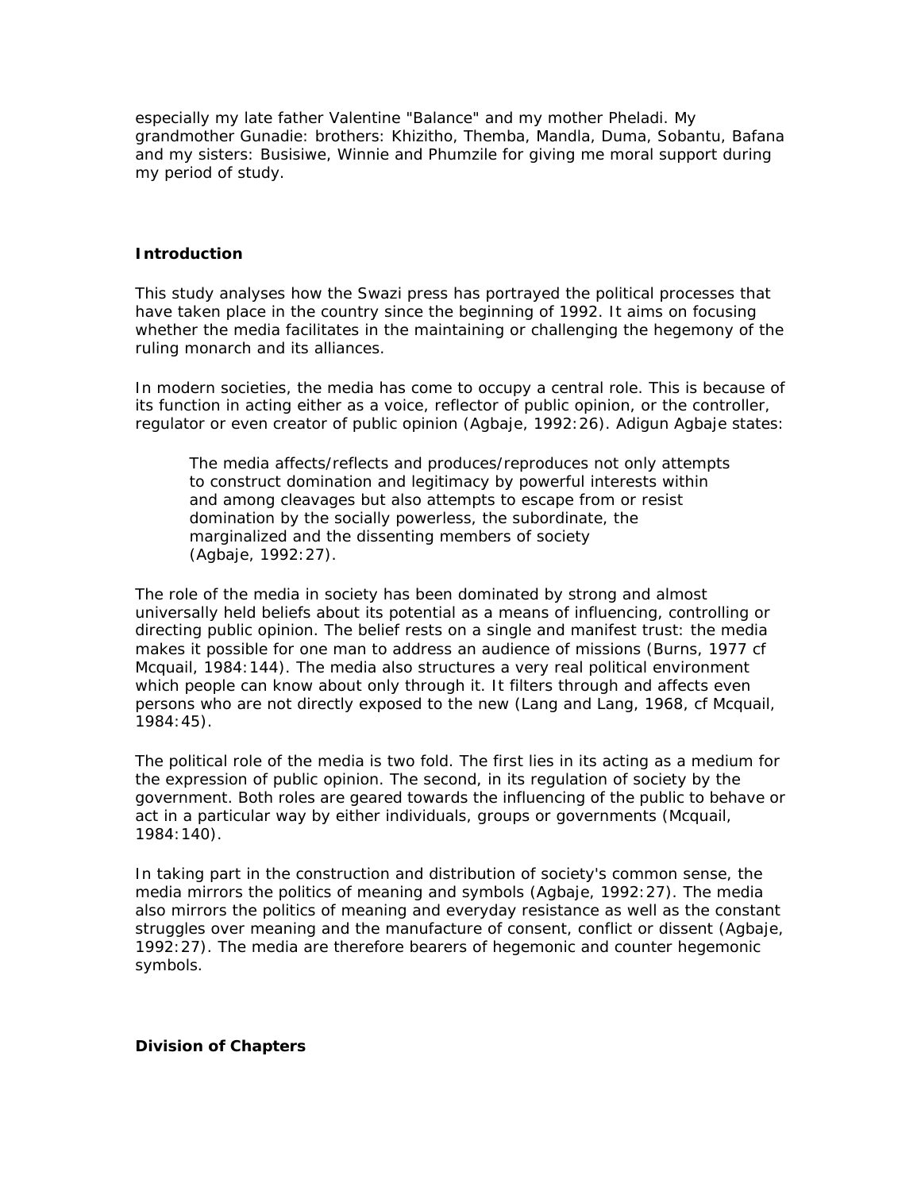especially my late father Valentine "Balance" and my mother Pheladi. My grandmother Gunadie: brothers: Khizitho, Themba, Mandla, Duma, Sobantu, Bafana and my sisters: Busisiwe, Winnie and Phumzile for giving me moral support during my period of study.

**Introduction**

This study analyses how the Swazi press has portrayed the political processes that have taken place in the country since the beginning of 1992. It aims on focusing whether the media facilitates in the maintaining or challenging the hegemony of the ruling monarch and its alliances.

In modern societies, the media has come to occupy a central role. This is because of its function in acting either as a voice, reflector of public opinion, or the controller, regulator or even creator of public opinion (Agbaje, 1992:26). Adigun Agbaje states:

> The media affects/reflects and produces/reproduces not only attempts to construct domination and legitimacy by powerful interests within and among cleavages but also attempts to escape from or resist domination by the socially powerless, the subordinate, the marginalized and the dissenting members of society (Agbaje, 1992:27).

The role of the media in society has been dominated by strong and almost universally held beliefs about its potential as a means of influencing, controlling or directing public opinion. The belief rests on a single and manifest trust: the media makes it possible for one man to address an audience of missions (Burns, 1977 cf Mcquail, 1984:144). The media also structures a very real political environment which people can know about only through it. It filters through and affects even persons who are not directly exposed to the new (Lang and Lang, 1968, cf Mcquail, 1984:45).

The political role of the media is two fold. The first lies in its acting as a medium for the expression of public opinion. The second, in its regulation of society by the government. Both roles are geared towards the influencing of the public to behave or act in a particular way by either individuals, groups or governments (Mcquail, 1984:140).

In taking part in the construction and distribution of society's common sense, the media mirrors the politics of meaning and symbols (Agbaje, 1992:27). The media also mirrors the politics of meaning and everyday resistance as well as the constant struggles over meaning and the manufacture of consent, conflict or dissent (Agbaje, 1992:27). The media are therefore bearers of hegemonic and counter hegemonic symbols.

**Division of Chapters**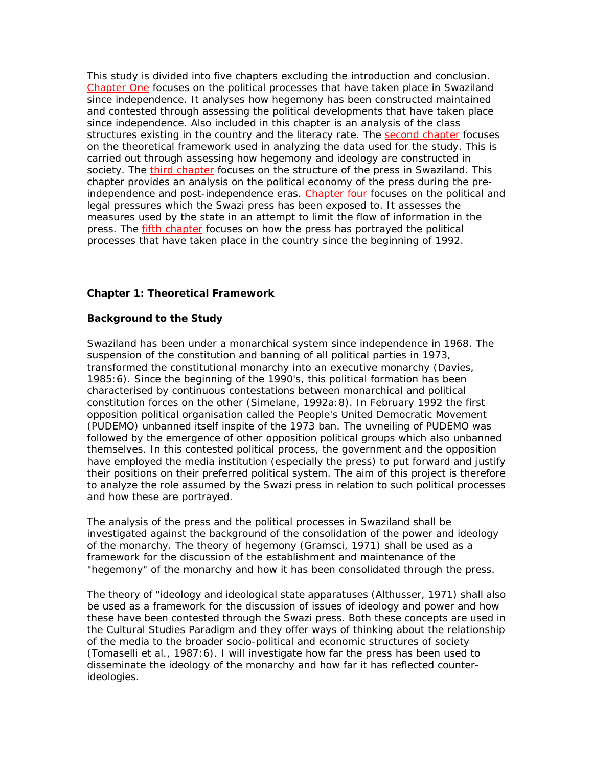This study is divided into five chapters excluding the introduction and conclusion. Chapter One focuses on the political processes that have taken place in Swaziland since independence. It analyses how hegemony has been constructed maintained and contested through assessing the political developments that have taken place since independence. Also included in this chapter is an analysis of the class structures existing in the country and the literacy rate. The second chapter focuses on the theoretical framework used in analyzing the data used for the study. This is carried out through assessing how hegemony and ideology are constructed in society. The third chapter focuses on the structure of the press in Swaziland. This chapter provides an analysis on the political economy of the press during the pre-independence and post-independence eras. Chapter four focuses on the political and legal pressures which the Swazi press has been exposed to. It assesses the measures used by the state in an attempt to limit the flow of information in the press. The fifth chapter focuses on how the press has portrayed the political processes that have taken place in the country since the beginning of 1992.

**Chapter 1: Theoretical Framework**

**Background to the Study**

Swaziland has been under a monarchical system since independence in 1968. The suspension of the constitution and banning of all political parties in 1973, transformed the constitutional monarchy into an executive monarchy (Davies, 1985:6). Since the beginning of the 1990's, this political formation has been characterised by continuous contestations between monarchical and political constitution forces on the other (Simelane, 1992a:8). In February 1992 the first opposition political organisation called the People's United Democratic Movement (PUDEMO) unbanned itself inspite of the 1973 ban. The uvneiling of PUDEMO was followed by the emergence of other opposition political groups which also unbanned themselves. In this contested political process, the government and the opposition have employed the media institution (especially the press) to put forward and justify their positions on their preferred political system. The aim of this project is therefore to analyze the role assumed by the Swazi press in relation to such political processes and how these are portrayed.

The analysis of the press and the political processes in Swaziland shall be investigated against the background of the consolidation of the power and ideology of the monarchy. The theory of hegemony (Gramsci, 1971) shall be used as a framework for the discussion of the establishment and maintenance of the "hegemony" of the monarchy and how it has been consolidated through the press.

The theory of "ideology and ideological state apparatuses (Althusser, 1971) shall also be used as a framework for the discussion of issues of ideology and power and how these have been contested through the Swazi press. Both these concepts are used in the Cultural Studies Paradigm and they offer ways of thinking about the relationship of the media to the broader socio-political and economic structures of society (Tomaselli et al., 1987:6). I will investigate how far the press has been used to disseminate the ideology of the monarchy and how far it has reflected counter-ideologies.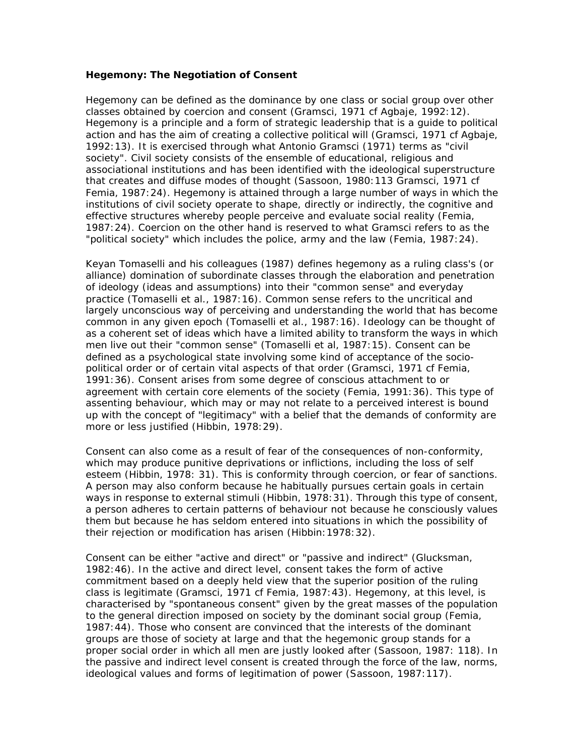**Hegemony: The Negotiation of Consent**

Hegemony can be defined as the dominance by one class or social group over other classes obtained by coercion and consent (Gramsci, 1971 cf Agbaje, 1992:12). Hegemony is a principle and a form of strategic leadership that is a guide to political action and has the aim of creating a collective political will (Gramsci, 1971 cf Agbaje, 1992:13). It is exercised through what Antonio Gramsci (1971) terms as "civil society". Civil society consists of the ensemble of educational, religious and associational institutions and has been identified with the ideological superstructure that creates and diffuse modes of thought (Sassoon, 1980:113 Gramsci, 1971 cf Femia, 1987:24). Hegemony is attained through a large number of ways in which the institutions of civil society operate to shape, directly or indirectly, the cognitive and effective structures whereby people perceive and evaluate social reality (Femia, 1987:24). Coercion on the other hand is reserved to what Gramsci refers to as the "political society" which includes the police, army and the law (Femia, 1987:24).

Keyan Tomaselli and his colleagues (1987) defines hegemony as a ruling class's (or alliance) domination of subordinate classes through the elaboration and penetration of ideology (ideas and assumptions) into their "common sense" and everyday practice (Tomaselli et al., 1987:16). Common sense refers to the uncritical and largely unconscious way of perceiving and understanding the world that has become common in any given epoch (Tomaselli et al., 1987:16). Ideology can be thought of as a coherent set of ideas which have a limited ability to transform the ways in which men live out their "common sense" (Tomaselli et al, 1987:15). Consent can be defined as a psychological state involving some kind of acceptance of the socio-political order or of certain vital aspects of that order (Gramsci, 1971 cf Femia, 1991:36). Consent arises from some degree of conscious attachment to or agreement with certain core elements of the society (Femia, 1991:36). This type of assenting behaviour, which may or may not relate to a perceived interest is bound up with the concept of "legitimacy" with a belief that the demands of conformity are more or less justified (Hibbin, 1978:29).

Consent can also come as a result of fear of the consequences of non-conformity, which may produce punitive deprivations or inflictions, including the loss of self esteem (Hibbin, 1978: 31). This is conformity through coercion, or fear of sanctions. A person may also conform because he habitually pursues certain goals in certain ways in response to external stimuli (Hibbin, 1978:31). Through this type of consent, a person adheres to certain patterns of behaviour not because he consciously values them but because he has seldom entered into situations in which the possibility of their rejection or modification has arisen (Hibbin:1978:32).

Consent can be either "active and direct" or "passive and indirect" (Glucksman, 1982:46). In the active and direct level, consent takes the form of active commitment based on a deeply held view that the superior position of the ruling class is legitimate (Gramsci, 1971 cf Femia, 1987:43). Hegemony, at this level, is characterised by "spontaneous consent" given by the great masses of the population to the general direction imposed on society by the dominant social group (Femia, 1987:44). Those who consent are convinced that the interests of the dominant groups are those of society at large and that the hegemonic group stands for a proper social order in which all men are justly looked after (Sassoon, 1987: 118). In the passive and indirect level consent is created through the force of the law, norms, ideological values and forms of legitimation of power (Sassoon, 1987:117).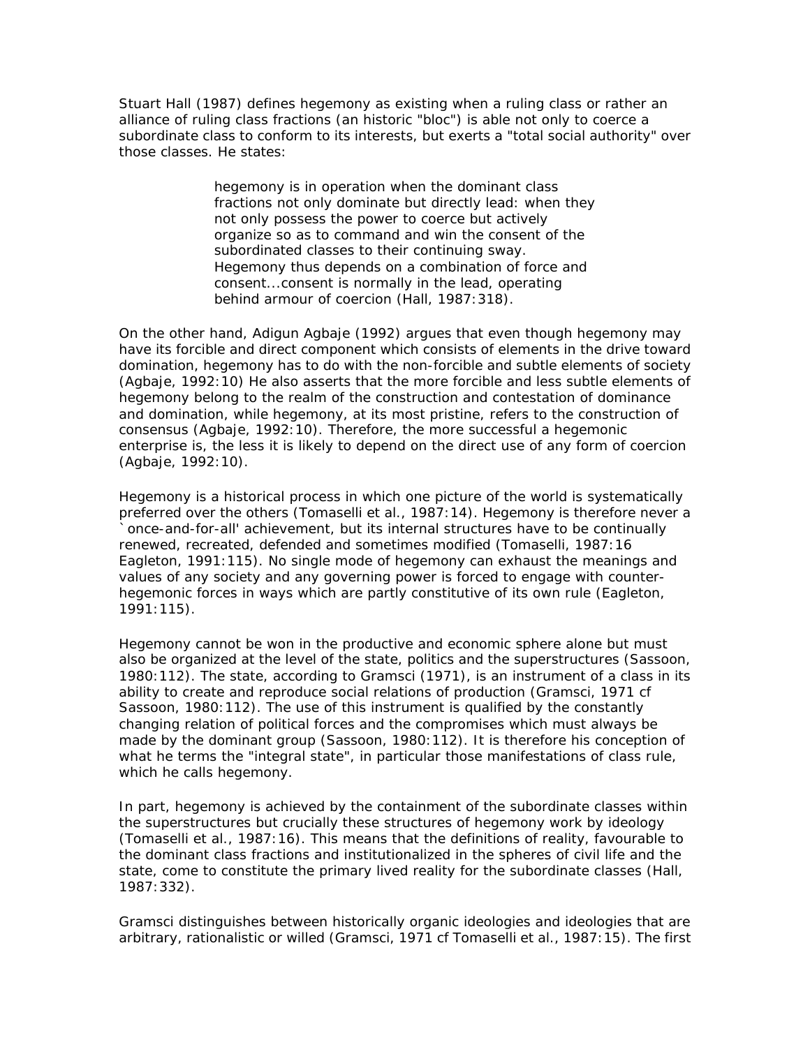Stuart Hall (1987) defines hegemony as existing when a ruling class or rather an alliance of ruling class fractions (an historic "bloc") is able not only to coerce a subordinate class to conform to its interests, but exerts a "total social authority" over those classes. He states:

> hegemony is in operation when the dominant class fractions not only dominate but directly lead: when they not only possess the power to coerce but actively organize so as to command and win the consent of the subordinated classes to their continuing sway. Hegemony thus depends on a combination of force and consent...consent is normally in the lead, operating behind armour of coercion (Hall, 1987:318).

On the other hand, Adigun Agbaje (1992) argues that even though hegemony may have its forcible and direct component which consists of elements in the drive toward domination, hegemony has to do with the non-forcible and subtle elements of society (Agbaje, 1992:10) He also asserts that the more forcible and less subtle elements of hegemony belong to the realm of the construction and contestation of dominance and domination, while hegemony, at its most pristine, refers to the construction of consensus (Agbaje, 1992:10). Therefore, the more successful a hegemonic enterprise is, the less it is likely to depend on the direct use of any form of coercion (Agbaje, 1992:10).

Hegemony is a historical process in which one picture of the world is systematically preferred over the others (Tomaselli et al., 1987:14). Hegemony is therefore never a `once-and-for-all' achievement, but its internal structures have to be continually renewed, recreated, defended and sometimes modified (Tomaselli, 1987:16 Eagleton, 1991:115). No single mode of hegemony can exhaust the meanings and values of any society and any governing power is forced to engage with counter-hegemonic forces in ways which are partly constitutive of its own rule (Eagleton, 1991:115).

Hegemony cannot be won in the productive and economic sphere alone but must also be organized at the level of the state, politics and the superstructures (Sassoon, 1980:112). The state, according to Gramsci (1971), is an instrument of a class in its ability to create and reproduce social relations of production (Gramsci, 1971 cf Sassoon, 1980:112). The use of this instrument is qualified by the constantly changing relation of political forces and the compromises which must always be made by the dominant group (Sassoon, 1980:112). It is therefore his conception of what he terms the "integral state", in particular those manifestations of class rule, which he calls hegemony.

In part, hegemony is achieved by the containment of the subordinate classes within the superstructures but crucially these structures of hegemony work by ideology (Tomaselli et al., 1987:16). This means that the definitions of reality, favourable to the dominant class fractions and institutionalized in the spheres of civil life and the state, come to constitute the primary lived reality for the subordinate classes (Hall, 1987:332).

Gramsci distinguishes between historically organic ideologies and ideologies that are arbitrary, rationalistic or willed (Gramsci, 1971 cf Tomaselli et al., 1987:15). The first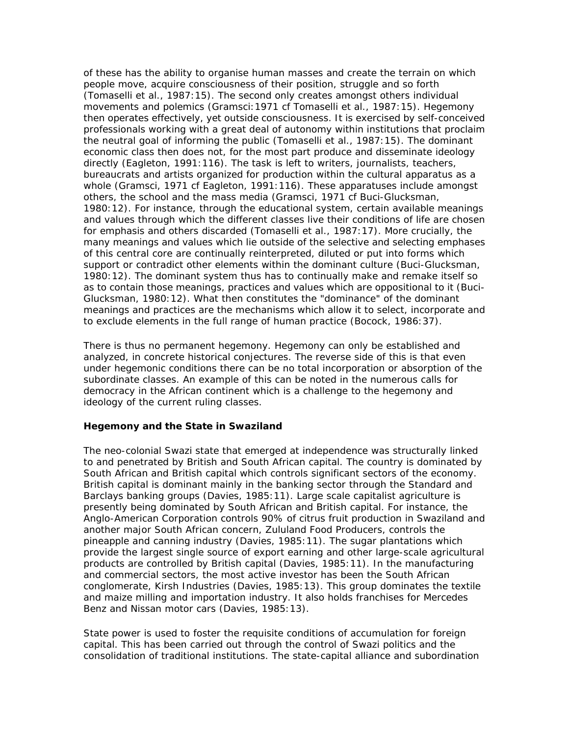of these has the ability to organise human masses and create the terrain on which people move, acquire consciousness of their position, struggle and so forth (Tomaselli et al., 1987:15). The second only creates amongst others individual movements and polemics (Gramsci:1971 cf Tomaselli et al., 1987:15). Hegemony then operates effectively, yet outside consciousness. It is exercised by self-conceived professionals working with a great deal of autonomy within institutions that proclaim the neutral goal of informing the public (Tomaselli et al., 1987:15). The dominant economic class then does not, for the most part produce and disseminate ideology directly (Eagleton, 1991:116). The task is left to writers, journalists, teachers, bureaucrats and artists organized for production within the cultural apparatus as a whole (Gramsci, 1971 cf Eagleton, 1991:116). These apparatuses include amongst others, the school and the mass media (Gramsci, 1971 cf Buci-Glucksman, 1980:12). For instance, through the educational system, certain available meanings and values through which the different classes live their conditions of life are chosen for emphasis and others discarded (Tomaselli et al., 1987:17). More crucially, the many meanings and values which lie outside of the selective and selecting emphases of this central core are continually reinterpreted, diluted or put into forms which support or contradict other elements within the dominant culture (Buci-Glucksman, 1980:12). The dominant system thus has to continually make and remake itself so as to contain those meanings, practices and values which are oppositional to it (Buci-Glucksman, 1980:12). What then constitutes the "dominance" of the dominant meanings and practices are the mechanisms which allow it to select, incorporate and to exclude elements in the full range of human practice (Bocock, 1986:37).

There is thus no permanent hegemony. Hegemony can only be established and analyzed, in concrete historical conjectures. The reverse side of this is that even under hegemonic conditions there can be no total incorporation or absorption of the subordinate classes. An example of this can be noted in the numerous calls for democracy in the African continent which is a challenge to the hegemony and ideology of the current ruling classes.

**Hegemony and the State in Swaziland**

The neo-colonial Swazi state that emerged at independence was structurally linked to and penetrated by British and South African capital. The country is dominated by South African and British capital which controls significant sectors of the economy. British capital is dominant mainly in the banking sector through the Standard and Barclays banking groups (Davies, 1985:11). Large scale capitalist agriculture is presently being dominated by South African and British capital. For instance, the Anglo-American Corporation controls 90% of citrus fruit production in Swaziland and another major South African concern, Zululand Food Producers, controls the pineapple and canning industry (Davies, 1985:11). The sugar plantations which provide the largest single source of export earning and other large-scale agricultural products are controlled by British capital (Davies, 1985:11). In the manufacturing and commercial sectors, the most active investor has been the South African conglomerate, Kirsh Industries (Davies, 1985:13). This group dominates the textile and maize milling and importation industry. It also holds franchises for Mercedes Benz and Nissan motor cars (Davies, 1985:13).

State power is used to foster the requisite conditions of accumulation for foreign capital. This has been carried out through the control of Swazi politics and the consolidation of traditional institutions. The state-capital alliance and subordination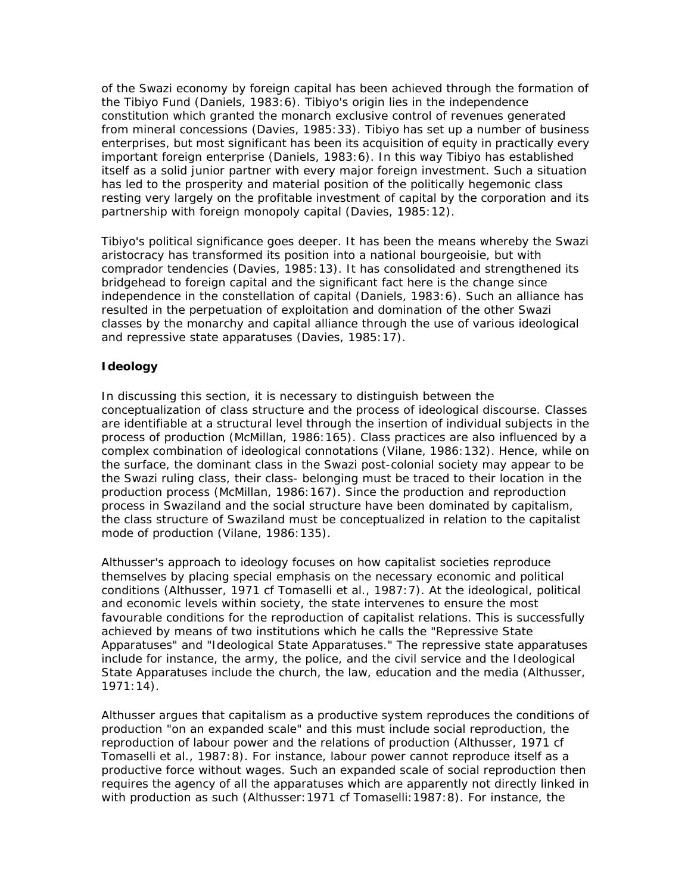of the Swazi economy by foreign capital has been achieved through the formation of the Tibiyo Fund (Daniels, 1983:6). Tibiyo's origin lies in the independence constitution which granted the monarch exclusive control of revenues generated from mineral concessions (Davies, 1985:33). Tibiyo has set up a number of business enterprises, but most significant has been its acquisition of equity in practically every important foreign enterprise (Daniels, 1983:6). In this way Tibiyo has established itself as a solid junior partner with every major foreign investment. Such a situation has led to the prosperity and material position of the politically hegemonic class resting very largely on the profitable investment of capital by the corporation and its partnership with foreign monopoly capital (Davies, 1985:12).

Tibiyo's political significance goes deeper. It has been the means whereby the Swazi aristocracy has transformed its position into a national bourgeoisie, but with comprador tendencies (Davies, 1985:13). It has consolidated and strengthened its bridgehead to foreign capital and the significant fact here is the change since independence in the constellation of capital (Daniels, 1983:6). Such an alliance has resulted in the perpetuation of exploitation and domination of the other Swazi classes by the monarchy and capital alliance through the use of various ideological and repressive state apparatuses (Davies, 1985:17).

**Ideology**

In discussing this section, it is necessary to distinguish between the conceptualization of class structure and the process of ideological discourse. Classes are identifiable at a structural level through the insertion of individual subjects in the process of production (McMillan, 1986:165). Class practices are also influenced by a complex combination of ideological connotations (Vilane, 1986:132). Hence, while on the surface, the dominant class in the Swazi post-colonial society may appear to be the Swazi ruling class, their class- belonging must be traced to their location in the production process (McMillan, 1986:167). Since the production and reproduction process in Swaziland and the social structure have been dominated by capitalism, the class structure of Swaziland must be conceptualized in relation to the capitalist mode of production (Vilane, 1986:135).

Althusser's approach to ideology focuses on how capitalist societies reproduce themselves by placing special emphasis on the necessary economic and political conditions (Althusser, 1971 cf Tomaselli et al., 1987:7). At the ideological, political and economic levels within society, the state intervenes to ensure the most favourable conditions for the reproduction of capitalist relations. This is successfully achieved by means of two institutions which he calls the "Repressive State Apparatuses" and "Ideological State Apparatuses." The repressive state apparatuses include for instance, the army, the police, and the civil service and the Ideological State Apparatuses include the church, the law, education and the media (Althusser, 1971:14).

Althusser argues that capitalism as a productive system reproduces the conditions of production "on an expanded scale" and this must include social reproduction, the reproduction of labour power and the relations of production (Althusser, 1971 cf Tomaselli et al., 1987:8). For instance, labour power cannot reproduce itself as a productive force without wages. Such an expanded scale of social reproduction then requires the agency of all the apparatuses which are apparently not directly linked in with production as such (Althusser:1971 cf Tomaselli:1987:8). For instance, the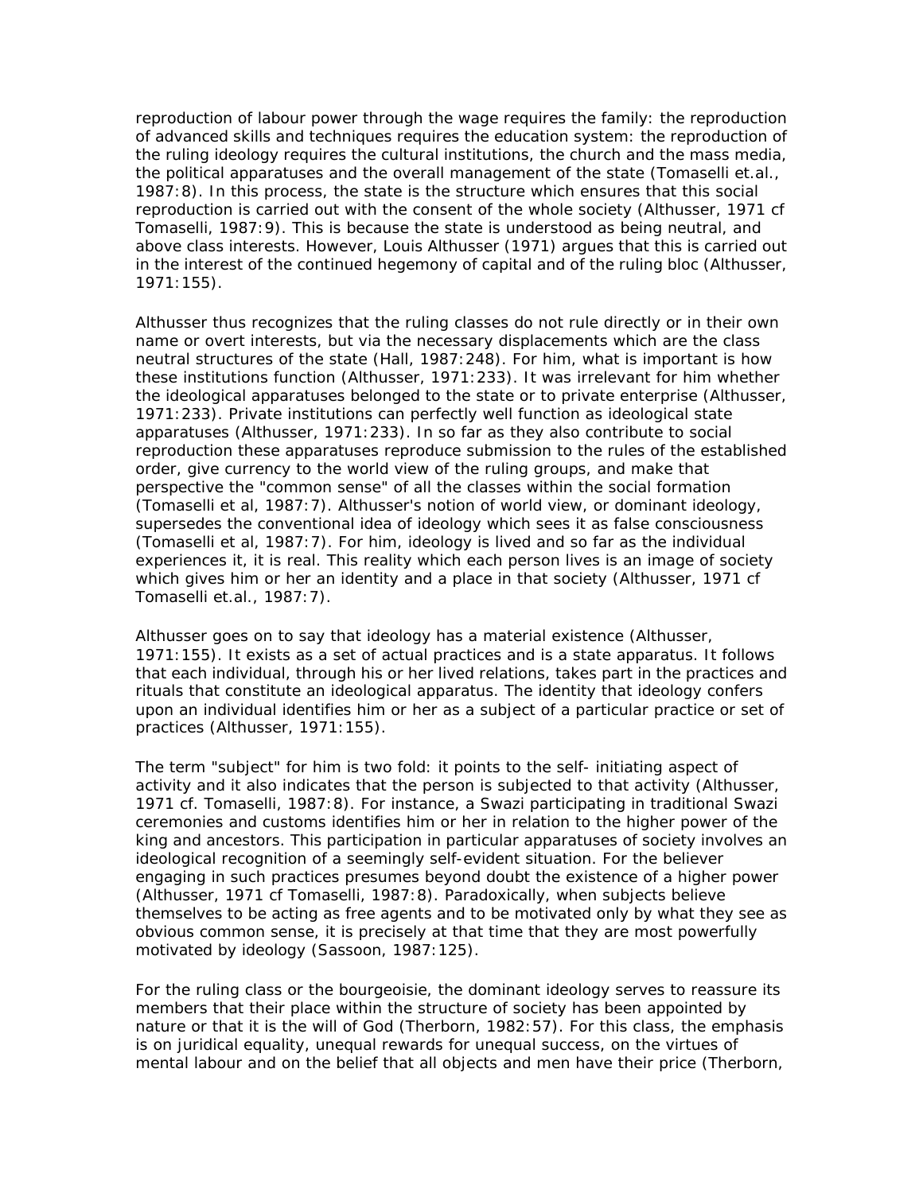reproduction of labour power through the wage requires the family: the reproduction of advanced skills and techniques requires the education system: the reproduction of the ruling ideology requires the cultural institutions, the church and the mass media, the political apparatuses and the overall management of the state (Tomaselli et.al., 1987:8). In this process, the state is the structure which ensures that this social reproduction is carried out with the consent of the whole society (Althusser, 1971 cf Tomaselli, 1987:9). This is because the state is understood as being neutral, and above class interests. However, Louis Althusser (1971) argues that this is carried out in the interest of the continued hegemony of capital and of the ruling bloc (Althusser, 1971:155).

Althusser thus recognizes that the ruling classes do not rule directly or in their own name or overt interests, but via the necessary displacements which are the class neutral structures of the state (Hall, 1987:248). For him, what is important is how these institutions function (Althusser, 1971:233). It was irrelevant for him whether the ideological apparatuses belonged to the state or to private enterprise (Althusser, 1971:233). Private institutions can perfectly well function as ideological state apparatuses (Althusser, 1971:233). In so far as they also contribute to social reproduction these apparatuses reproduce submission to the rules of the established order, give currency to the world view of the ruling groups, and make that perspective the "common sense" of all the classes within the social formation (Tomaselli et al, 1987:7). Althusser's notion of world view, or dominant ideology, supersedes the conventional idea of ideology which sees it as false consciousness (Tomaselli et al, 1987:7). For him, ideology is lived and so far as the individual experiences it, it is real. This reality which each person lives is an image of society which gives him or her an identity and a place in that society (Althusser, 1971 cf Tomaselli et.al., 1987:7).

Althusser goes on to say that ideology has a material existence (Althusser, 1971:155). It exists as a set of actual practices and is a state apparatus. It follows that each individual, through his or her lived relations, takes part in the practices and rituals that constitute an ideological apparatus. The identity that ideology confers upon an individual identifies him or her as a subject of a particular practice or set of practices (Althusser, 1971:155).

The term "subject" for him is two fold: it points to the self- initiating aspect of activity and it also indicates that the person is subjected to that activity (Althusser, 1971 cf. Tomaselli, 1987:8). For instance, a Swazi participating in traditional Swazi ceremonies and customs identifies him or her in relation to the higher power of the king and ancestors. This participation in particular apparatuses of society involves an ideological recognition of a seemingly self-evident situation. For the believer engaging in such practices presumes beyond doubt the existence of a higher power (Althusser, 1971 cf Tomaselli, 1987:8). Paradoxically, when subjects believe themselves to be acting as free agents and to be motivated only by what they see as obvious common sense, it is precisely at that time that they are most powerfully motivated by ideology (Sassoon, 1987:125).

For the ruling class or the bourgeoisie, the dominant ideology serves to reassure its members that their place within the structure of society has been appointed by nature or that it is the will of God (Therborn, 1982:57). For this class, the emphasis is on juridical equality, unequal rewards for unequal success, on the virtues of mental labour and on the belief that all objects and men have their price (Therborn,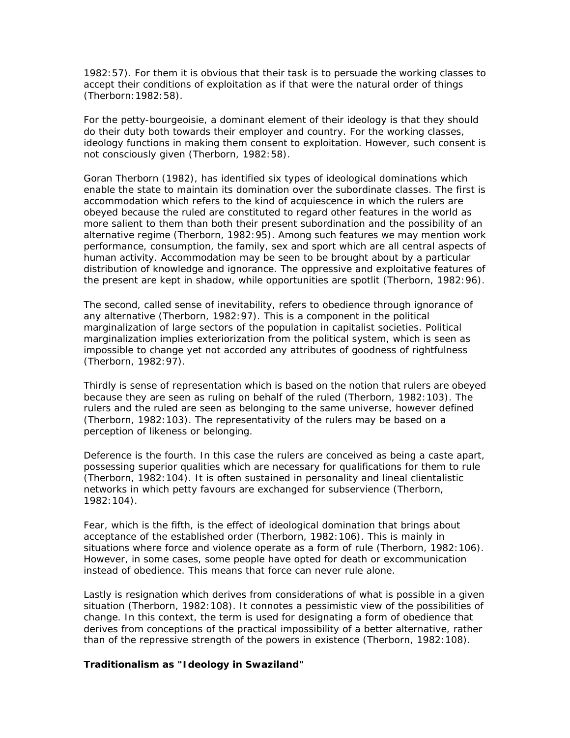1982:57). For them it is obvious that their task is to persuade the working classes to accept their conditions of exploitation as if that were the natural order of things (Therborn:1982:58).

For the petty-bourgeoisie, a dominant element of their ideology is that they should do their duty both towards their employer and country. For the working classes, ideology functions in making them consent to exploitation. However, such consent is not consciously given (Therborn, 1982:58).

Goran Therborn (1982), has identified six types of ideological dominations which enable the state to maintain its domination over the subordinate classes. The first is accommodation which refers to the kind of acquiescence in which the rulers are obeyed because the ruled are constituted to regard other features in the world as more salient to them than both their present subordination and the possibility of an alternative regime (Therborn, 1982:95). Among such features we may mention work performance, consumption, the family, sex and sport which are all central aspects of human activity. Accommodation may be seen to be brought about by a particular distribution of knowledge and ignorance. The oppressive and exploitative features of the present are kept in shadow, while opportunities are spotlit (Therborn, 1982:96).

The second, called sense of inevitability, refers to obedience through ignorance of any alternative (Therborn, 1982:97). This is a component in the political marginalization of large sectors of the population in capitalist societies. Political marginalization implies exteriorization from the political system, which is seen as impossible to change yet not accorded any attributes of goodness of rightfulness (Therborn, 1982:97).

Thirdly is sense of representation which is based on the notion that rulers are obeyed because they are seen as ruling on behalf of the ruled (Therborn, 1982:103). The rulers and the ruled are seen as belonging to the same universe, however defined (Therborn, 1982:103). The representativity of the rulers may be based on a perception of likeness or belonging.

Deference is the fourth. In this case the rulers are conceived as being a caste apart, possessing superior qualities which are necessary for qualifications for them to rule (Therborn, 1982:104). It is often sustained in personality and lineal clientalistic networks in which petty favours are exchanged for subservience (Therborn, 1982:104).

Fear, which is the fifth, is the effect of ideological domination that brings about acceptance of the established order (Therborn, 1982:106). This is mainly in situations where force and violence operate as a form of rule (Therborn, 1982:106). However, in some cases, some people have opted for death or excommunication instead of obedience. This means that force can never rule alone.

Lastly is resignation which derives from considerations of what is possible in a given situation (Therborn, 1982:108). It connotes a pessimistic view of the possibilities of change. In this context, the term is used for designating a form of obedience that derives from conceptions of the practical impossibility of a better alternative, rather than of the repressive strength of the powers in existence (Therborn, 1982:108).

**Traditionalism as "Ideology in Swaziland"**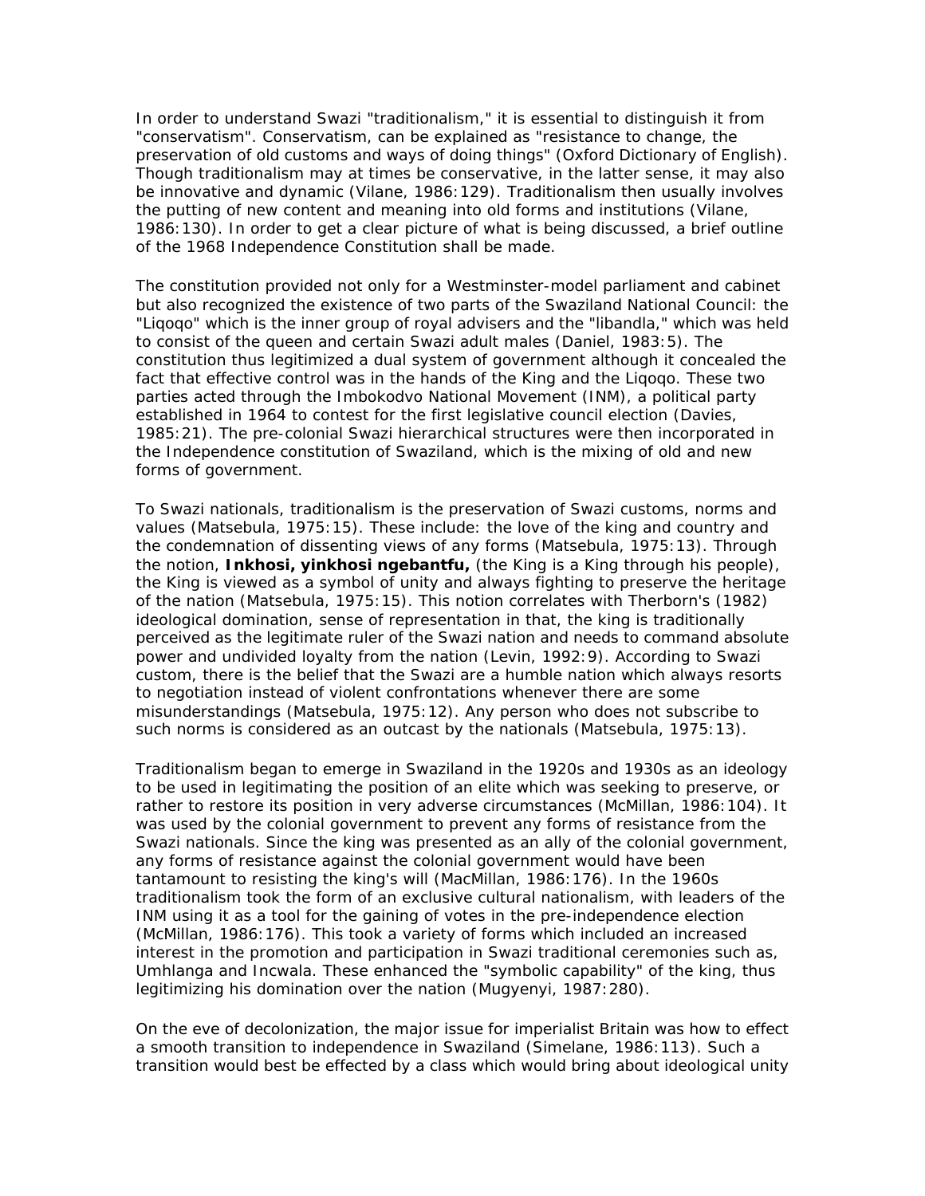In order to understand Swazi "traditionalism," it is essential to distinguish it from "conservatism". Conservatism, can be explained as "resistance to change, the preservation of old customs and ways of doing things" (Oxford Dictionary of English). Though traditionalism may at times be conservative, in the latter sense, it may also be innovative and dynamic (Vilane, 1986:129). Traditionalism then usually involves the putting of new content and meaning into old forms and institutions (Vilane, 1986:130). In order to get a clear picture of what is being discussed, a brief outline of the 1968 Independence Constitution shall be made.

The constitution provided not only for a Westminster-model parliament and cabinet but also recognized the existence of two parts of the Swaziland National Council: the "Liqoqo" which is the inner group of royal advisers and the "libandla," which was held to consist of the queen and certain Swazi adult males (Daniel, 1983:5). The constitution thus legitimized a dual system of government although it concealed the fact that effective control was in the hands of the King and the Liqoqo. These two parties acted through the Imbokodvo National Movement (INM), a political party established in 1964 to contest for the first legislative council election (Davies, 1985:21). The pre-colonial Swazi hierarchical structures were then incorporated in the Independence constitution of Swaziland, which is the mixing of old and new forms of government.

To Swazi nationals, traditionalism is the preservation of Swazi customs, norms and values (Matsebula, 1975:15). These include: the love of the king and country and the condemnation of dissenting views of any forms (Matsebula, 1975:13). Through the notion, **Inkhosi, yinkhosi ngebantfu,** (the King is a King through his people), the King is viewed as a symbol of unity and always fighting to preserve the heritage of the nation (Matsebula, 1975:15). This notion correlates with Therborn's (1982) ideological domination, sense of representation in that, the king is traditionally perceived as the legitimate ruler of the Swazi nation and needs to command absolute power and undivided loyalty from the nation (Levin, 1992:9). According to Swazi custom, there is the belief that the Swazi are a humble nation which always resorts to negotiation instead of violent confrontations whenever there are some misunderstandings (Matsebula, 1975:12). Any person who does not subscribe to such norms is considered as an outcast by the nationals (Matsebula, 1975:13).

Traditionalism began to emerge in Swaziland in the 1920s and 1930s as an ideology to be used in legitimating the position of an elite which was seeking to preserve, or rather to restore its position in very adverse circumstances (McMillan, 1986:104). It was used by the colonial government to prevent any forms of resistance from the Swazi nationals. Since the king was presented as an ally of the colonial government, any forms of resistance against the colonial government would have been tantamount to resisting the king's will (MacMillan, 1986:176). In the 1960s traditionalism took the form of an exclusive cultural nationalism, with leaders of the INM using it as a tool for the gaining of votes in the pre-independence election (McMillan, 1986:176). This took a variety of forms which included an increased interest in the promotion and participation in Swazi traditional ceremonies such as, Umhlanga and Incwala. These enhanced the "symbolic capability" of the king, thus legitimizing his domination over the nation (Mugyenyi, 1987:280).

On the eve of decolonization, the major issue for imperialist Britain was how to effect a smooth transition to independence in Swaziland (Simelane, 1986:113). Such a transition would best be effected by a class which would bring about ideological unity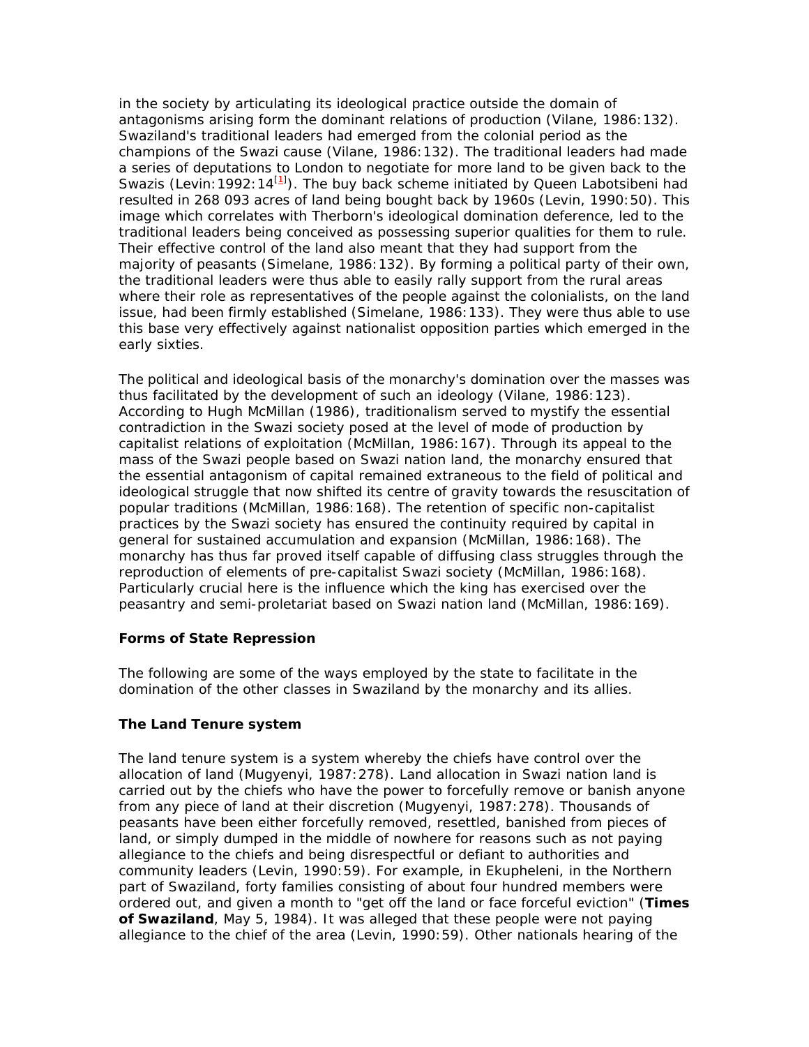in the society by articulating its ideological practice outside the domain of antagonisms arising form the dominant relations of production (Vilane, 1986:132). Swaziland's traditional leaders had emerged from the colonial period as the champions of the Swazi cause (Vilane, 1986:132). The traditional leaders had made a series of deputations to London to negotiate for more land to be given back to the Swazis (Levin:1992:14[1]). The buy back scheme initiated by Queen Labotsibeni had resulted in 268 093 acres of land being bought back by 1960s (Levin, 1990:50). This image which correlates with Therborn's ideological domination deference, led to the traditional leaders being conceived as possessing superior qualities for them to rule. Their effective control of the land also meant that they had support from the majority of peasants (Simelane, 1986:132). By forming a political party of their own, the traditional leaders were thus able to easily rally support from the rural areas where their role as representatives of the people against the colonialists, on the land issue, had been firmly established (Simelane, 1986:133). They were thus able to use this base very effectively against nationalist opposition parties which emerged in the early sixties.

The political and ideological basis of the monarchy's domination over the masses was thus facilitated by the development of such an ideology (Vilane, 1986:123). According to Hugh McMillan (1986), traditionalism served to mystify the essential contradiction in the Swazi society posed at the level of mode of production by capitalist relations of exploitation (McMillan, 1986:167). Through its appeal to the mass of the Swazi people based on Swazi nation land, the monarchy ensured that the essential antagonism of capital remained extraneous to the field of political and ideological struggle that now shifted its centre of gravity towards the resuscitation of popular traditions (McMillan, 1986:168). The retention of specific non-capitalist practices by the Swazi society has ensured the continuity required by capital in general for sustained accumulation and expansion (McMillan, 1986:168). The monarchy has thus far proved itself capable of diffusing class struggles through the reproduction of elements of pre-capitalist Swazi society (McMillan, 1986:168). Particularly crucial here is the influence which the king has exercised over the peasantry and semi-proletariat based on Swazi nation land (McMillan, 1986:169).

### Forms of State Repression

The following are some of the ways employed by the state to facilitate in the domination of the other classes in Swaziland by the monarchy and its allies.

### The Land Tenure system

The land tenure system is a system whereby the chiefs have control over the allocation of land (Mugyenyi, 1987:278). Land allocation in Swazi nation land is carried out by the chiefs who have the power to forcefully remove or banish anyone from any piece of land at their discretion (Mugyenyi, 1987:278). Thousands of peasants have been either forcefully removed, resettled, banished from pieces of land, or simply dumped in the middle of nowhere for reasons such as not paying allegiance to the chiefs and being disrespectful or defiant to authorities and community leaders (Levin, 1990:59). For example, in Ekupheleni, in the Northern part of Swaziland, forty families consisting of about four hundred members were ordered out, and given a month to "get off the land or face forceful eviction" (**Times of Swaziland**, May 5, 1984). It was alleged that these people were not paying allegiance to the chief of the area (Levin, 1990:59). Other nationals hearing of the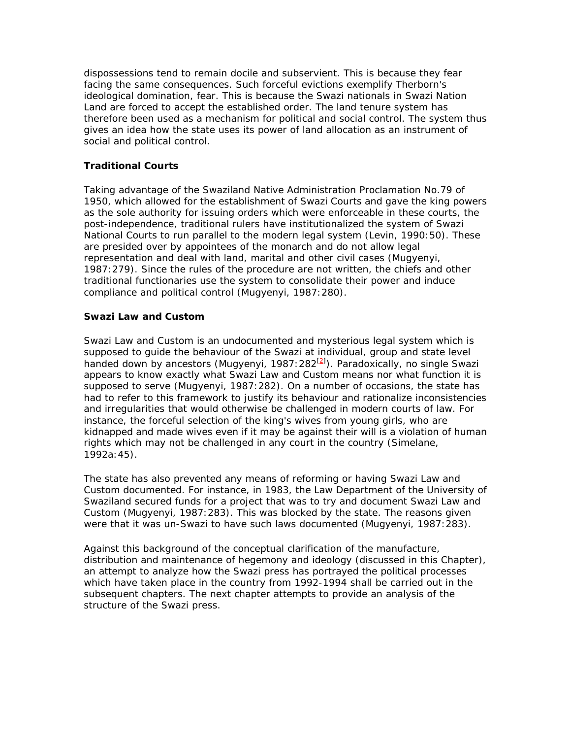dispossessions tend to remain docile and subservient. This is because they fear facing the same consequences. Such forceful evictions exemplify Therborn's ideological domination, fear. This is because the Swazi nationals in Swazi Nation Land are forced to accept the established order. The land tenure system has therefore been used as a mechanism for political and social control. The system thus gives an idea how the state uses its power of land allocation as an instrument of social and political control.

**Traditional Courts**

Taking advantage of the Swaziland Native Administration Proclamation No.79 of 1950, which allowed for the establishment of Swazi Courts and gave the king powers as the sole authority for issuing orders which were enforceable in these courts, the post-independence, traditional rulers have institutionalized the system of Swazi National Courts to run parallel to the modern legal system (Levin, 1990:50). These are presided over by appointees of the monarch and do not allow legal representation and deal with land, marital and other civil cases (Mugyenyi, 1987:279). Since the rules of the procedure are not written, the chiefs and other traditional functionaries use the system to consolidate their power and induce compliance and political control (Mugyenyi, 1987:280).

**Swazi Law and Custom**

Swazi Law and Custom is an undocumented and mysterious legal system which is supposed to guide the behaviour of the Swazi at individual, group and state level handed down by ancestors (Mugyenyi, 1987:282[2]). Paradoxically, no single Swazi appears to know exactly what Swazi Law and Custom means nor what function it is supposed to serve (Mugyenyi, 1987:282). On a number of occasions, the state has had to refer to this framework to justify its behaviour and rationalize inconsistencies and irregularities that would otherwise be challenged in modern courts of law. For instance, the forceful selection of the king's wives from young girls, who are kidnapped and made wives even if it may be against their will is a violation of human rights which may not be challenged in any court in the country (Simelane, 1992a:45).

The state has also prevented any means of reforming or having Swazi Law and Custom documented. For instance, in 1983, the Law Department of the University of Swaziland secured funds for a project that was to try and document Swazi Law and Custom (Mugyenyi, 1987:283). This was blocked by the state. The reasons given were that it was un-Swazi to have such laws documented (Mugyenyi, 1987:283).

Against this background of the conceptual clarification of the manufacture, distribution and maintenance of hegemony and ideology (discussed in this Chapter), an attempt to analyze how the Swazi press has portrayed the political processes which have taken place in the country from 1992-1994 shall be carried out in the subsequent chapters. The next chapter attempts to provide an analysis of the structure of the Swazi press.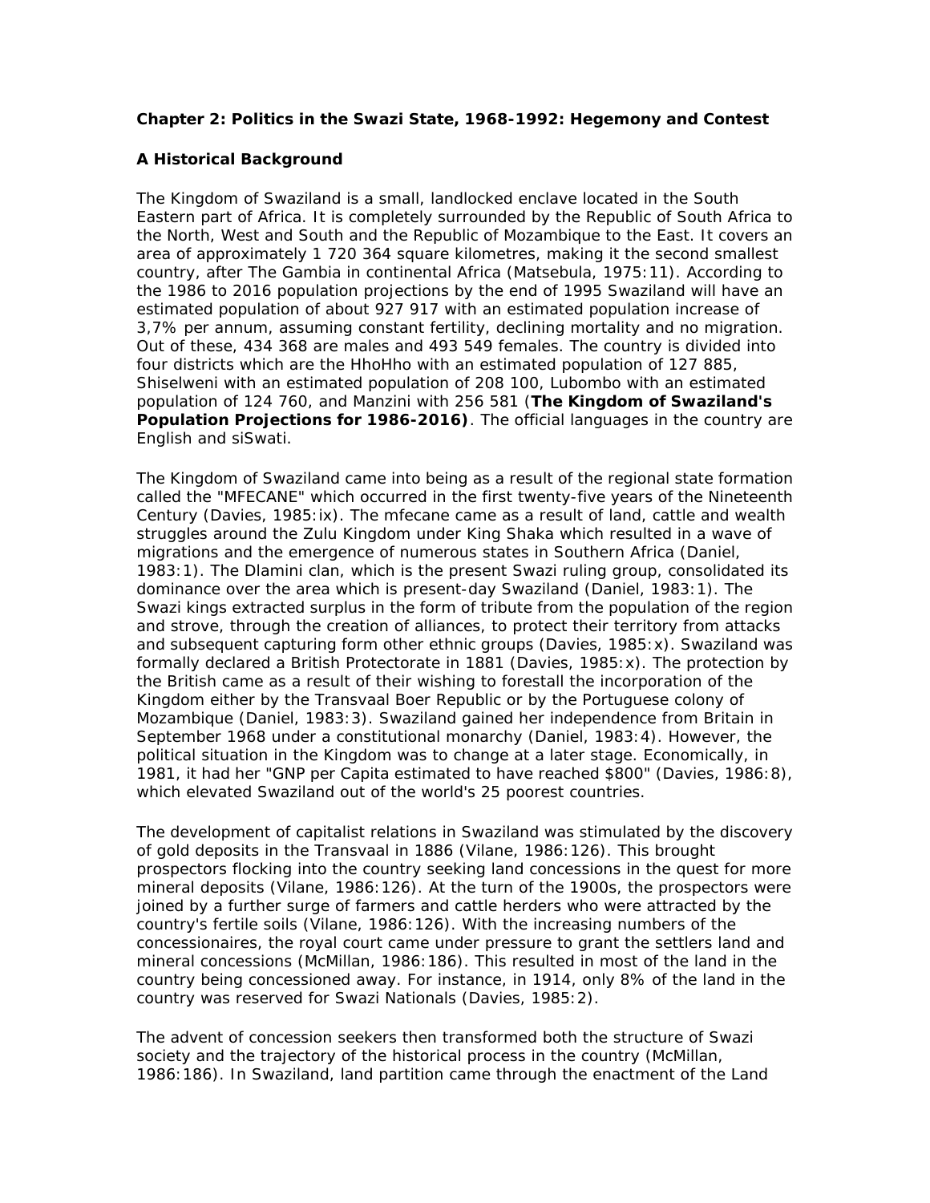**Chapter 2: Politics in the Swazi State, 1968-1992: Hegemony and Contest**

**A Historical Background**

The Kingdom of Swaziland is a small, landlocked enclave located in the South Eastern part of Africa. It is completely surrounded by the Republic of South Africa to the North, West and South and the Republic of Mozambique to the East. It covers an area of approximately 1 720 364 square kilometres, making it the second smallest country, after The Gambia in continental Africa (Matsebula, 1975:11). According to the 1986 to 2016 population projections by the end of 1995 Swaziland will have an estimated population of about 927 917 with an estimated population increase of 3,7% per annum, assuming constant fertility, declining mortality and no migration. Out of these, 434 368 are males and 493 549 females. The country is divided into four districts which are the HhoHho with an estimated population of 127 885, Shiselweni with an estimated population of 208 100, Lubombo with an estimated population of 124 760, and Manzini with 256 581 (**The Kingdom of Swaziland's Population Projections for 1986-2016)**. The official languages in the country are English and siSwati.

The Kingdom of Swaziland came into being as a result of the regional state formation called the "MFECANE" which occurred in the first twenty-five years of the Nineteenth Century (Davies, 1985:ix). The mfecane came as a result of land, cattle and wealth struggles around the Zulu Kingdom under King Shaka which resulted in a wave of migrations and the emergence of numerous states in Southern Africa (Daniel, 1983:1). The Dlamini clan, which is the present Swazi ruling group, consolidated its dominance over the area which is present-day Swaziland (Daniel, 1983:1). The Swazi kings extracted surplus in the form of tribute from the population of the region and strove, through the creation of alliances, to protect their territory from attacks and subsequent capturing form other ethnic groups (Davies, 1985:x). Swaziland was formally declared a British Protectorate in 1881 (Davies, 1985:x). The protection by the British came as a result of their wishing to forestall the incorporation of the Kingdom either by the Transvaal Boer Republic or by the Portuguese colony of Mozambique (Daniel, 1983:3). Swaziland gained her independence from Britain in September 1968 under a constitutional monarchy (Daniel, 1983:4). However, the political situation in the Kingdom was to change at a later stage. Economically, in 1981, it had her "GNP per Capita estimated to have reached $800" (Davies, 1986:8), which elevated Swaziland out of the world's 25 poorest countries.

The development of capitalist relations in Swaziland was stimulated by the discovery of gold deposits in the Transvaal in 1886 (Vilane, 1986:126). This brought prospectors flocking into the country seeking land concessions in the quest for more mineral deposits (Vilane, 1986:126). At the turn of the 1900s, the prospectors were joined by a further surge of farmers and cattle herders who were attracted by the country's fertile soils (Vilane, 1986:126). With the increasing numbers of the concessionaires, the royal court came under pressure to grant the settlers land and mineral concessions (McMillan, 1986:186). This resulted in most of the land in the country being concessioned away. For instance, in 1914, only 8% of the land in the country was reserved for Swazi Nationals (Davies, 1985:2).

The advent of concession seekers then transformed both the structure of Swazi society and the trajectory of the historical process in the country (McMillan, 1986:186). In Swaziland, land partition came through the enactment of the Land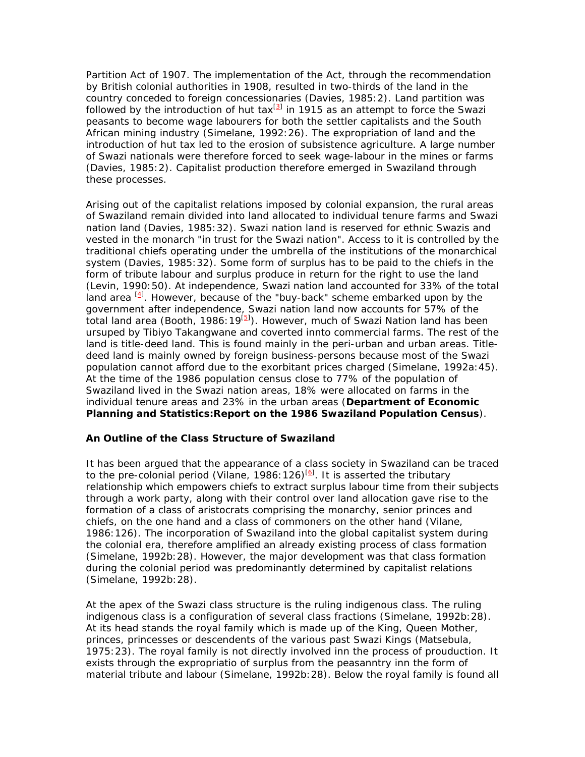Partition Act of 1907. The implementation of the Act, through the recommendation by British colonial authorities in 1908, resulted in two-thirds of the land in the country conceded to foreign concessionaries (Davies, 1985:2). Land partition was followed by the introduction of hut tax[3] in 1915 as an attempt to force the Swazi peasants to become wage labourers for both the settler capitalists and the South African mining industry (Simelane, 1992:26). The expropriation of land and the introduction of hut tax led to the erosion of subsistence agriculture. A large number of Swazi nationals were therefore forced to seek wage-labour in the mines or farms (Davies, 1985:2). Capitalist production therefore emerged in Swaziland through these processes.

Arising out of the capitalist relations imposed by colonial expansion, the rural areas of Swaziland remain divided into land allocated to individual tenure farms and Swazi nation land (Davies, 1985:32). Swazi nation land is reserved for ethnic Swazis and vested in the monarch "in trust for the Swazi nation". Access to it is controlled by the traditional chiefs operating under the umbrella of the institutions of the monarchical system (Davies, 1985:32). Some form of surplus has to be paid to the chiefs in the form of tribute labour and surplus produce in return for the right to use the land (Levin, 1990:50). At independence, Swazi nation land accounted for 33% of the total land area [4]. However, because of the "buy-back" scheme embarked upon by the government after independence, Swazi nation land now accounts for 57% of the total land area (Booth, 1986:19[5]). However, much of Swazi Nation land has been ursuped by Tibiyo Takangwane and coverted innto commercial farms. The rest of the land is title-deed land. This is found mainly in the peri-urban and urban areas. Title-deed land is mainly owned by foreign business-persons because most of the Swazi population cannot afford due to the exorbitant prices charged (Simelane, 1992a:45). At the time of the 1986 population census close to 77% of the population of Swaziland lived in the Swazi nation areas, 18% were allocated on farms in the individual tenure areas and 23% in the urban areas (**Department of Economic Planning and Statistics:Report on the 1986 Swaziland Population Census**).

### An Outline of the Class Structure of Swaziland

It has been argued that the appearance of a class society in Swaziland can be traced to the pre-colonial period (Vilane, 1986:126)[6]. It is asserted the tributary relationship which empowers chiefs to extract surplus labour time from their subjects through a work party, along with their control over land allocation gave rise to the formation of a class of aristocrats comprising the monarchy, senior princes and chiefs, on the one hand and a class of commoners on the other hand (Vilane, 1986:126). The incorporation of Swaziland into the global capitalist system during the colonial era, therefore amplified an already existing process of class formation (Simelane, 1992b:28). However, the major development was that class formation during the colonial period was predominantly determined by capitalist relations (Simelane, 1992b:28).

At the apex of the Swazi class structure is the ruling indigenous class. The ruling indigenous class is a configuration of several class fractions (Simelane, 1992b:28). At its head stands the royal family which is made up of the King, Queen Mother, princes, princesses or descendents of the various past Swazi Kings (Matsebula, 1975:23). The royal family is not directly involved inn the process of prouduction. It exists through the expropriatio of surplus from the peasanntry inn the form of material tribute and labour (Simelane, 1992b:28). Below the royal family is found all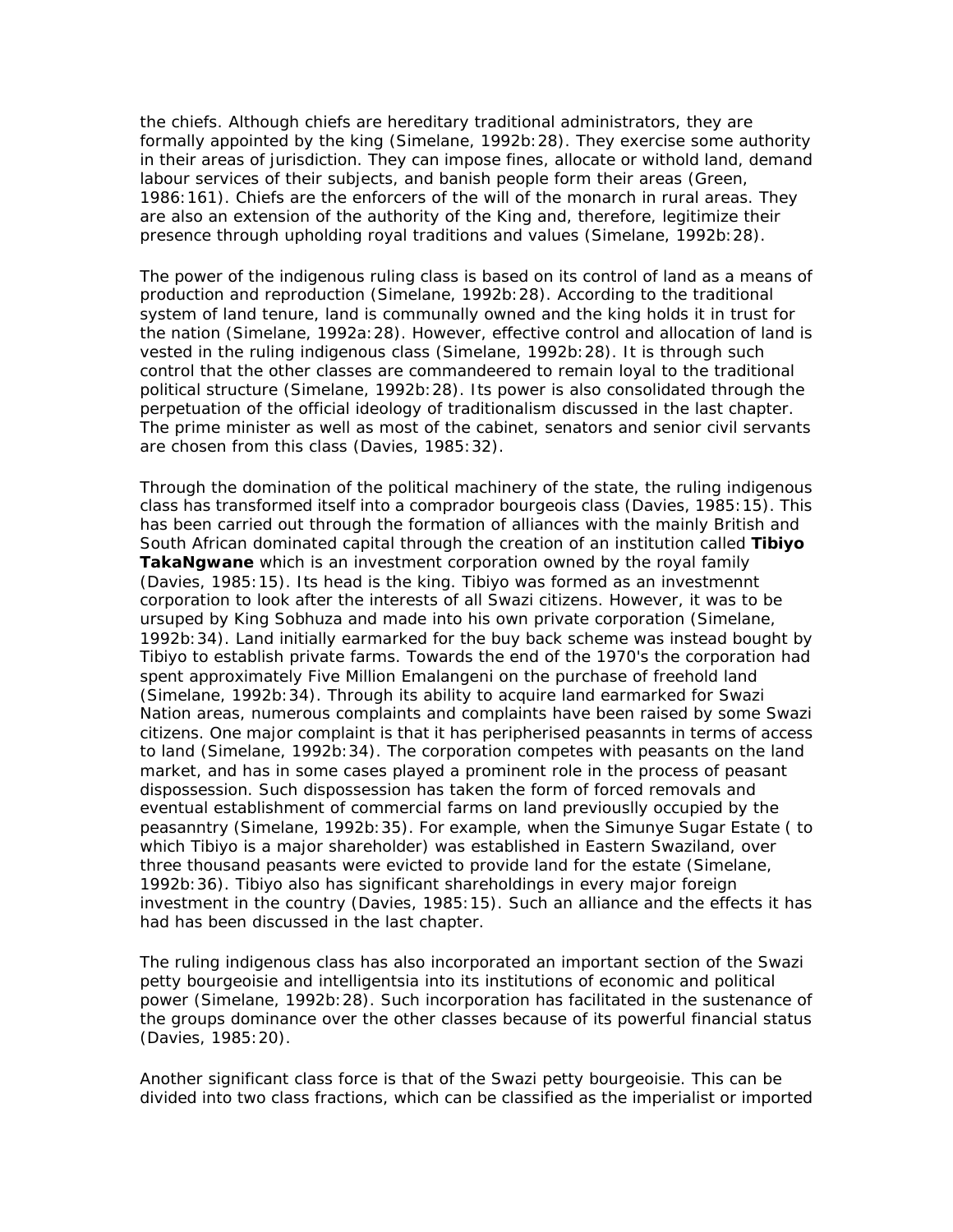the chiefs. Although chiefs are hereditary traditional administrators, they are formally appointed by the king (Simelane, 1992b:28). They exercise some authority in their areas of jurisdiction. They can impose fines, allocate or withold land, demand labour services of their subjects, and banish people form their areas (Green, 1986:161). Chiefs are the enforcers of the will of the monarch in rural areas. They are also an extension of the authority of the King and, therefore, legitimize their presence through upholding royal traditions and values (Simelane, 1992b:28).

The power of the indigenous ruling class is based on its control of land as a means of production and reproduction (Simelane, 1992b:28). According to the traditional system of land tenure, land is communally owned and the king holds it in trust for the nation (Simelane, 1992a:28). However, effective control and allocation of land is vested in the ruling indigenous class (Simelane, 1992b:28). It is through such control that the other classes are commandeered to remain loyal to the traditional political structure (Simelane, 1992b:28). Its power is also consolidated through the perpetuation of the official ideology of traditionalism discussed in the last chapter. The prime minister as well as most of the cabinet, senators and senior civil servants are chosen from this class (Davies, 1985:32).

Through the domination of the political machinery of the state, the ruling indigenous class has transformed itself into a comprador bourgeois class (Davies, 1985:15). This has been carried out through the formation of alliances with the mainly British and South African dominated capital through the creation of an institution called **Tibiyo TakaNgwane** which is an investment corporation owned by the royal family (Davies, 1985:15). Its head is the king. Tibiyo was formed as an investmennt corporation to look after the interests of all Swazi citizens. However, it was to be ursuped by King Sobhuza and made into his own private corporation (Simelane, 1992b:34). Land initially earmarked for the buy back scheme was instead bought by Tibiyo to establish private farms. Towards the end of the 1970's the corporation had spent approximately Five Million Emalangeni on the purchase of freehold land (Simelane, 1992b:34). Through its ability to acquire land earmarked for Swazi Nation areas, numerous complaints and complaints have been raised by some Swazi citizens. One major complaint is that it has peripherised peasannts in terms of access to land (Simelane, 1992b:34). The corporation competes with peasants on the land market, and has in some cases played a prominent role in the process of peasant dispossession. Such dispossession has taken the form of forced removals and eventual establishment of commercial farms on land previouslly occupied by the peasanntry (Simelane, 1992b:35). For example, when the Simunye Sugar Estate ( to which Tibiyo is a major shareholder) was established in Eastern Swaziland, over three thousand peasants were evicted to provide land for the estate (Simelane, 1992b:36). Tibiyo also has significant shareholdings in every major foreign investment in the country (Davies, 1985:15). Such an alliance and the effects it has had has been discussed in the last chapter.

The ruling indigenous class has also incorporated an important section of the Swazi petty bourgeoisie and intelligentsia into its institutions of economic and political power (Simelane, 1992b:28). Such incorporation has facilitated in the sustenance of the groups dominance over the other classes because of its powerful financial status (Davies, 1985:20).

Another significant class force is that of the Swazi petty bourgeoisie. This can be divided into two class fractions, which can be classified as the imperialist or imported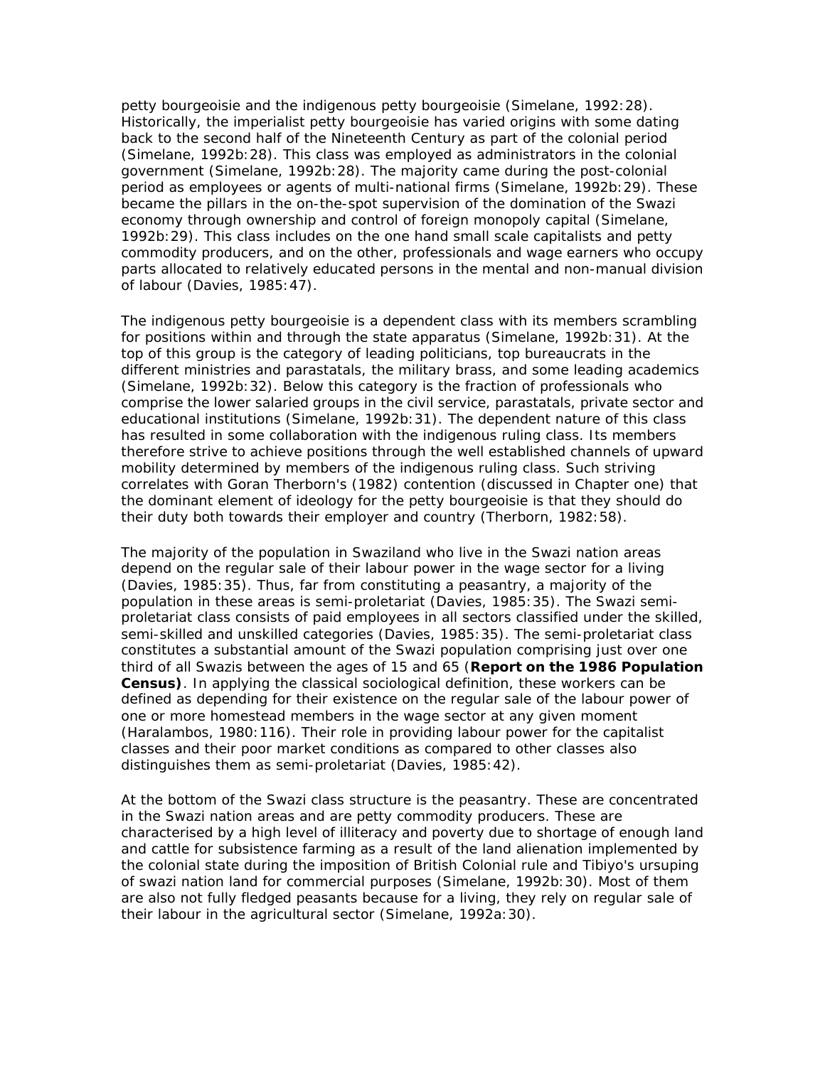petty bourgeoisie and the indigenous petty bourgeoisie (Simelane, 1992:28). Historically, the imperialist petty bourgeoisie has varied origins with some dating back to the second half of the Nineteenth Century as part of the colonial period (Simelane, 1992b:28). This class was employed as administrators in the colonial government (Simelane, 1992b:28). The majority came during the post-colonial period as employees or agents of multi-national firms (Simelane, 1992b:29). These became the pillars in the on-the-spot supervision of the domination of the Swazi economy through ownership and control of foreign monopoly capital (Simelane, 1992b:29). This class includes on the one hand small scale capitalists and petty commodity producers, and on the other, professionals and wage earners who occupy parts allocated to relatively educated persons in the mental and non-manual division of labour (Davies, 1985:47).

The indigenous petty bourgeoisie is a dependent class with its members scrambling for positions within and through the state apparatus (Simelane, 1992b:31). At the top of this group is the category of leading politicians, top bureaucrats in the different ministries and parastatals, the military brass, and some leading academics (Simelane, 1992b:32). Below this category is the fraction of professionals who comprise the lower salaried groups in the civil service, parastatals, private sector and educational institutions (Simelane, 1992b:31). The dependent nature of this class has resulted in some collaboration with the indigenous ruling class. Its members therefore strive to achieve positions through the well established channels of upward mobility determined by members of the indigenous ruling class. Such striving correlates with Goran Therborn's (1982) contention (discussed in Chapter one) that the dominant element of ideology for the petty bourgeoisie is that they should do their duty both towards their employer and country (Therborn, 1982:58).

The majority of the population in Swaziland who live in the Swazi nation areas depend on the regular sale of their labour power in the wage sector for a living (Davies, 1985:35). Thus, far from constituting a peasantry, a majority of the population in these areas is semi-proletariat (Davies, 1985:35). The Swazi semi-proletariat class consists of paid employees in all sectors classified under the skilled, semi-skilled and unskilled categories (Davies, 1985:35). The semi-proletariat class constitutes a substantial amount of the Swazi population comprising just over one third of all Swazis between the ages of 15 and 65 (**Report on the 1986 Population Census)**. In applying the classical sociological definition, these workers can be defined as depending for their existence on the regular sale of the labour power of one or more homestead members in the wage sector at any given moment (Haralambos, 1980:116). Their role in providing labour power for the capitalist classes and their poor market conditions as compared to other classes also distinguishes them as semi-proletariat (Davies, 1985:42).

At the bottom of the Swazi class structure is the peasantry. These are concentrated in the Swazi nation areas and are petty commodity producers. These are characterised by a high level of illiteracy and poverty due to shortage of enough land and cattle for subsistence farming as a result of the land alienation implemented by the colonial state during the imposition of British Colonial rule and Tibiyo's ursuping of swazi nation land for commercial purposes (Simelane, 1992b:30). Most of them are also not fully fledged peasants because for a living, they rely on regular sale of their labour in the agricultural sector (Simelane, 1992a:30).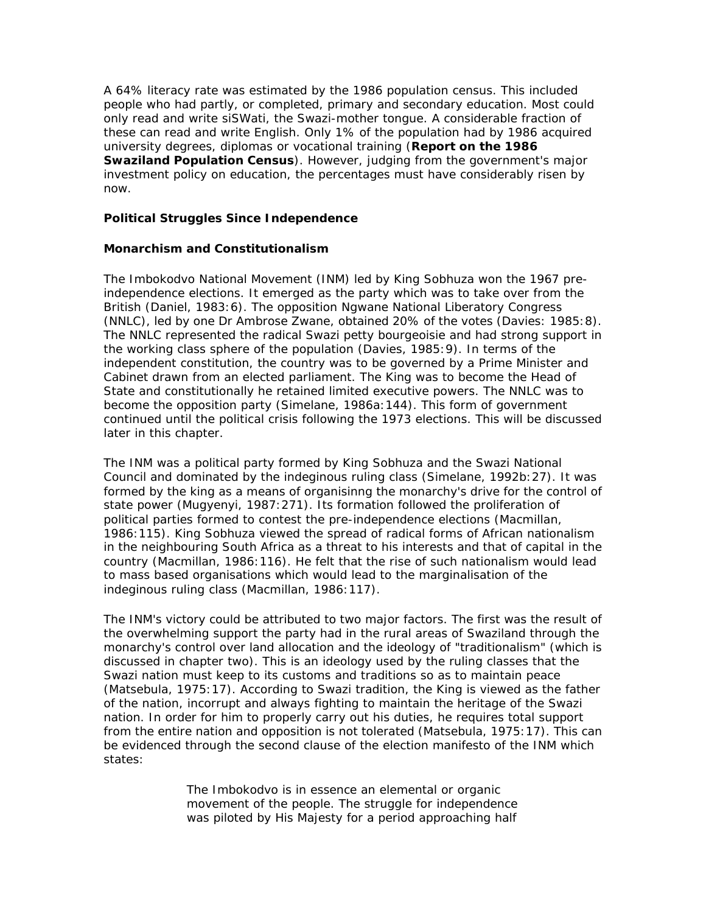A 64% literacy rate was estimated by the 1986 population census. This included people who had partly, or completed, primary and secondary education. Most could only read and write siSWati, the Swazi-mother tongue. A considerable fraction of these can read and write English. Only 1% of the population had by 1986 acquired university degrees, diplomas or vocational training (**Report on the 1986 Swaziland Population Census**). However, judging from the government's major investment policy on education, the percentages must have considerably risen by now.

### Political Struggles Since Independence

### Monarchism and Constitutionalism

The Imbokodvo National Movement (INM) led by King Sobhuza won the 1967 pre-independence elections. It emerged as the party which was to take over from the British (Daniel, 1983:6). The opposition Ngwane National Liberatory Congress (NNLC), led by one Dr Ambrose Zwane, obtained 20% of the votes (Davies: 1985:8). The NNLC represented the radical Swazi petty bourgeoisie and had strong support in the working class sphere of the population (Davies, 1985:9). In terms of the independent constitution, the country was to be governed by a Prime Minister and Cabinet drawn from an elected parliament. The King was to become the Head of State and constitutionally he retained limited executive powers. The NNLC was to become the opposition party (Simelane, 1986a:144). This form of government continued until the political crisis following the 1973 elections. This will be discussed later in this chapter.

The INM was a political party formed by King Sobhuza and the Swazi National Council and dominated by the indeginous ruling class (Simelane, 1992b:27). It was formed by the king as a means of organisinng the monarchy's drive for the control of state power (Mugyenyi, 1987:271). Its formation followed the proliferation of political parties formed to contest the pre-independence elections (Macmillan, 1986:115). King Sobhuza viewed the spread of radical forms of African nationalism in the neighbouring South Africa as a threat to his interests and that of capital in the country (Macmillan, 1986:116). He felt that the rise of such nationalism would lead to mass based organisations which would lead to the marginalisation of the indeginous ruling class (Macmillan, 1986:117).

The INM's victory could be attributed to two major factors. The first was the result of the overwhelming support the party had in the rural areas of Swaziland through the monarchy's control over land allocation and the ideology of "traditionalism" (which is discussed in chapter two). This is an ideology used by the ruling classes that the Swazi nation must keep to its customs and traditions so as to maintain peace (Matsebula, 1975:17). According to Swazi tradition, the King is viewed as the father of the nation, incorrupt and always fighting to maintain the heritage of the Swazi nation. In order for him to properly carry out his duties, he requires total support from the entire nation and opposition is not tolerated (Matsebula, 1975:17). This can be evidenced through the second clause of the election manifesto of the INM which states:

> The Imbokodvo is in essence an elemental or organic movement of the people. The struggle for independence was piloted by His Majesty for a period approaching half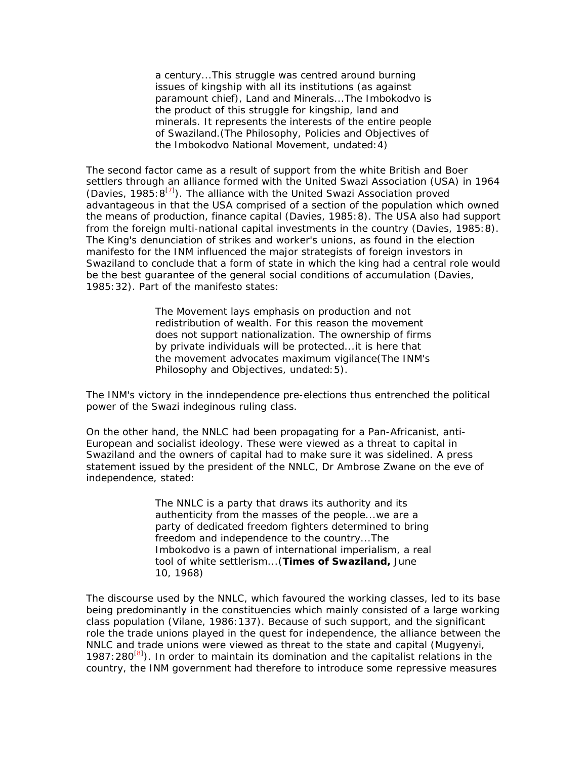> a century...This struggle was centred around burning issues of kingship with all its institutions (as against paramount chief), Land and Minerals...The Imbokodvo is the product of this struggle for kingship, land and minerals. It represents the interests of the entire people of Swaziland.(The Philosophy, Policies and Objectives of the Imbokodvo National Movement, undated:4)

The second factor came as a result of support from the white British and Boer settlers through an alliance formed with the United Swazi Association (USA) in 1964 (Davies, 1985:8[7]). The alliance with the United Swazi Association proved advantageous in that the USA comprised of a section of the population which owned the means of production, finance capital (Davies, 1985:8). The USA also had support from the foreign multi-national capital investments in the country (Davies, 1985:8). The King's denunciation of strikes and worker's unions, as found in the election manifesto for the INM influenced the major strategists of foreign investors in Swaziland to conclude that a form of state in which the king had a central role would be the best guarantee of the general social conditions of accumulation (Davies, 1985:32). Part of the manifesto states:

> The Movement lays emphasis on production and not redistribution of wealth. For this reason the movement does not support nationalization. The ownership of firms by private individuals will be protected...it is here that the movement advocates maximum vigilance(The INM's Philosophy and Objectives, undated:5).

The INM's victory in the inndependence pre-elections thus entrenched the political power of the Swazi indeginous ruling class.

On the other hand, the NNLC had been propagating for a Pan-Africanist, anti-European and socialist ideology. These were viewed as a threat to capital in Swaziland and the owners of capital had to make sure it was sidelined. A press statement issued by the president of the NNLC, Dr Ambrose Zwane on the eve of independence, stated:

> The NNLC is a party that draws its authority and its authenticity from the masses of the people...we are a party of dedicated freedom fighters determined to bring freedom and independence to the country...The Imbokodvo is a pawn of international imperialism, a real tool of white settlerism...(**Times of Swaziland,** June 10, 1968)

The discourse used by the NNLC, which favoured the working classes, led to its base being predominantly in the constituencies which mainly consisted of a large working class population (Vilane, 1986:137). Because of such support, and the significant role the trade unions played in the quest for independence, the alliance between the NNLC and trade unions were viewed as threat to the state and capital (Mugyenyi, 1987:280[8]). In order to maintain its domination and the capitalist relations in the country, the INM government had therefore to introduce some repressive measures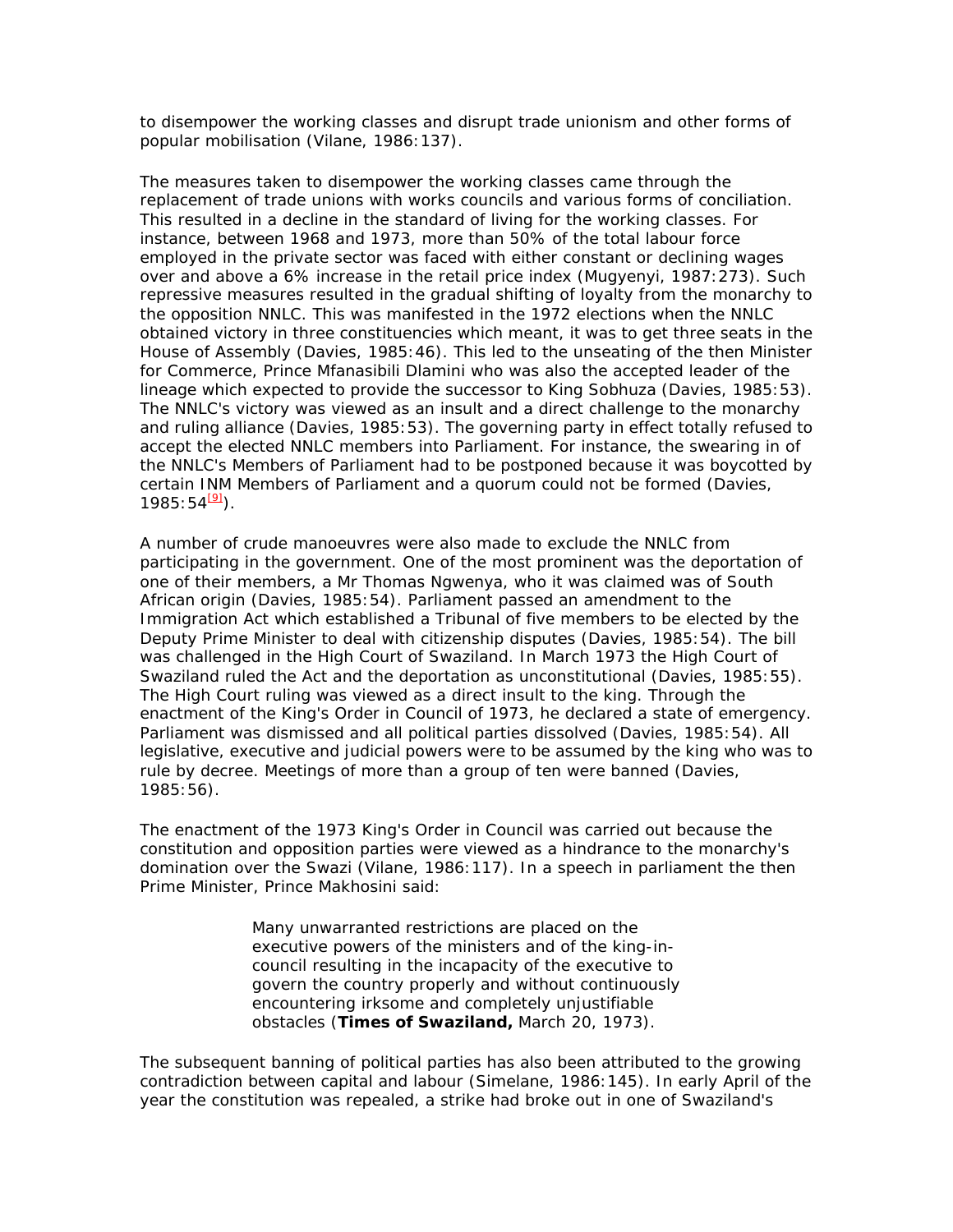to disempower the working classes and disrupt trade unionism and other forms of popular mobilisation (Vilane, 1986:137).

The measures taken to disempower the working classes came through the replacement of trade unions with works councils and various forms of conciliation. This resulted in a decline in the standard of living for the working classes. For instance, between 1968 and 1973, more than 50% of the total labour force employed in the private sector was faced with either constant or declining wages over and above a 6% increase in the retail price index (Mugyenyi, 1987:273). Such repressive measures resulted in the gradual shifting of loyalty from the monarchy to the opposition NNLC. This was manifested in the 1972 elections when the NNLC obtained victory in three constituencies which meant, it was to get three seats in the House of Assembly (Davies, 1985:46). This led to the unseating of the then Minister for Commerce, Prince Mfanasibili Dlamini who was also the accepted leader of the lineage which expected to provide the successor to King Sobhuza (Davies, 1985:53). The NNLC's victory was viewed as an insult and a direct challenge to the monarchy and ruling alliance (Davies, 1985:53). The governing party in effect totally refused to accept the elected NNLC members into Parliament. For instance, the swearing in of the NNLC's Members of Parliament had to be postponed because it was boycotted by certain INM Members of Parliament and a quorum could not be formed (Davies, 1985:54[9]).

A number of crude manoeuvres were also made to exclude the NNLC from participating in the government. One of the most prominent was the deportation of one of their members, a Mr Thomas Ngwenya, who it was claimed was of South African origin (Davies, 1985:54). Parliament passed an amendment to the Immigration Act which established a Tribunal of five members to be elected by the Deputy Prime Minister to deal with citizenship disputes (Davies, 1985:54). The bill was challenged in the High Court of Swaziland. In March 1973 the High Court of Swaziland ruled the Act and the deportation as unconstitutional (Davies, 1985:55). The High Court ruling was viewed as a direct insult to the king. Through the enactment of the King's Order in Council of 1973, he declared a state of emergency. Parliament was dismissed and all political parties dissolved (Davies, 1985:54). All legislative, executive and judicial powers were to be assumed by the king who was to rule by decree. Meetings of more than a group of ten were banned (Davies, 1985:56).

The enactment of the 1973 King's Order in Council was carried out because the constitution and opposition parties were viewed as a hindrance to the monarchy's domination over the Swazi (Vilane, 1986:117). In a speech in parliament the then Prime Minister, Prince Makhosini said:

> Many unwarranted restrictions are placed on the executive powers of the ministers and of the king-in-council resulting in the incapacity of the executive to govern the country properly and without continuously encountering irksome and completely unjustifiable obstacles (**Times of Swaziland,** March 20, 1973).

The subsequent banning of political parties has also been attributed to the growing contradiction between capital and labour (Simelane, 1986:145). In early April of the year the constitution was repealed, a strike had broke out in one of Swaziland's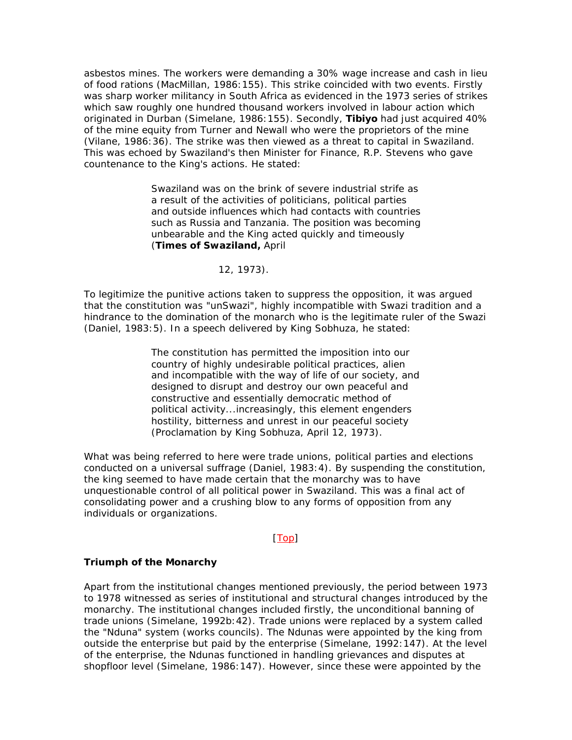asbestos mines. The workers were demanding a 30% wage increase and cash in lieu of food rations (MacMillan, 1986:155). This strike coincided with two events. Firstly was sharp worker militancy in South Africa as evidenced in the 1973 series of strikes which saw roughly one hundred thousand workers involved in labour action which originated in Durban (Simelane, 1986:155). Secondly, **Tibiyo** had just acquired 40% of the mine equity from Turner and Newall who were the proprietors of the mine (Vilane, 1986:36). The strike was then viewed as a threat to capital in Swaziland. This was echoed by Swaziland's then Minister for Finance, R.P. Stevens who gave countenance to the King's actions. He stated:

> Swaziland was on the brink of severe industrial strife as a result of the activities of politicians, political parties and outside influences which had contacts with countries such as Russia and Tanzania. The position was becoming unbearable and the King acted quickly and timeously (**Times of Swaziland,** April 12, 1973).

To legitimize the punitive actions taken to suppress the opposition, it was argued that the constitution was "unSwazi", highly incompatible with Swazi tradition and a hindrance to the domination of the monarch who is the legitimate ruler of the Swazi (Daniel, 1983:5). In a speech delivered by King Sobhuza, he stated:

> The constitution has permitted the imposition into our country of highly undesirable political practices, alien and incompatible with the way of life of our society, and designed to disrupt and destroy our own peaceful and constructive and essentially democratic method of political activity...increasingly, this element engenders hostility, bitterness and unrest in our peaceful society (Proclamation by King Sobhuza, April 12, 1973).

What was being referred to here were trade unions, political parties and elections conducted on a universal suffrage (Daniel, 1983:4). By suspending the constitution, the king seemed to have made certain that the monarchy was to have unquestionable control of all political power in Swaziland. This was a final act of consolidating power and a crushing blow to any forms of opposition from any individuals or organizations.

[Top]

### Triumph of the Monarchy

Apart from the institutional changes mentioned previously, the period between 1973 to 1978 witnessed as series of institutional and structural changes introduced by the monarchy. The institutional changes included firstly, the unconditional banning of trade unions (Simelane, 1992b:42). Trade unions were replaced by a system called the "Nduna" system (works councils). The Ndunas were appointed by the king from outside the enterprise but paid by the enterprise (Simelane, 1992:147). At the level of the enterprise, the Ndunas functioned in handling grievances and disputes at shopfloor level (Simelane, 1986:147). However, since these were appointed by the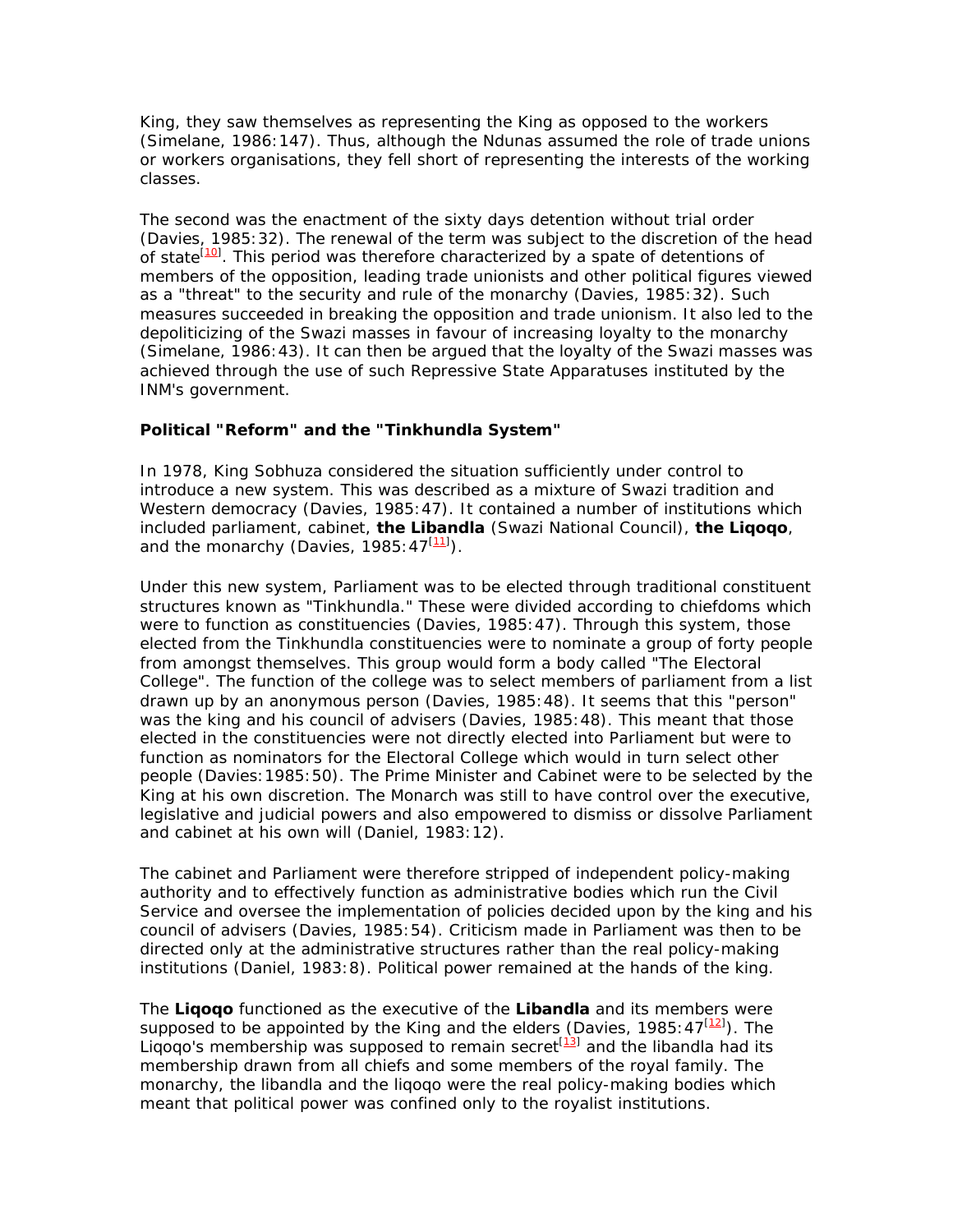King, they saw themselves as representing the King as opposed to the workers (Simelane, 1986:147). Thus, although the Ndunas assumed the role of trade unions or workers organisations, they fell short of representing the interests of the working classes.

The second was the enactment of the sixty days detention without trial order (Davies, 1985:32). The renewal of the term was subject to the discretion of the head of state[10]. This period was therefore characterized by a spate of detentions of members of the opposition, leading trade unionists and other political figures viewed as a "threat" to the security and rule of the monarchy (Davies, 1985:32). Such measures succeeded in breaking the opposition and trade unionism. It also led to the depoliticizing of the Swazi masses in favour of increasing loyalty to the monarchy (Simelane, 1986:43). It can then be argued that the loyalty of the Swazi masses was achieved through the use of such Repressive State Apparatuses instituted by the INM's government.

**Political "Reform" and the "Tinkhundla System"**

In 1978, King Sobhuza considered the situation sufficiently under control to introduce a new system. This was described as a mixture of Swazi tradition and Western democracy (Davies, 1985:47). It contained a number of institutions which included parliament, cabinet, **the Libandla** (Swazi National Council), **the Liqoqo**, and the monarchy (Davies, 1985:47[11]).

Under this new system, Parliament was to be elected through traditional constituent structures known as "Tinkhundla." These were divided according to chiefdoms which were to function as constituencies (Davies, 1985:47). Through this system, those elected from the Tinkhundla constituencies were to nominate a group of forty people from amongst themselves. This group would form a body called "The Electoral College". The function of the college was to select members of parliament from a list drawn up by an anonymous person (Davies, 1985:48). It seems that this "person" was the king and his council of advisers (Davies, 1985:48). This meant that those elected in the constituencies were not directly elected into Parliament but were to function as nominators for the Electoral College which would in turn select other people (Davies:1985:50). The Prime Minister and Cabinet were to be selected by the King at his own discretion. The Monarch was still to have control over the executive, legislative and judicial powers and also empowered to dismiss or dissolve Parliament and cabinet at his own will (Daniel, 1983:12).

The cabinet and Parliament were therefore stripped of independent policy-making authority and to effectively function as administrative bodies which run the Civil Service and oversee the implementation of policies decided upon by the king and his council of advisers (Davies, 1985:54). Criticism made in Parliament was then to be directed only at the administrative structures rather than the real policy-making institutions (Daniel, 1983:8). Political power remained at the hands of the king.

The **Liqoqo** functioned as the executive of the **Libandla** and its members were supposed to be appointed by the King and the elders (Davies, 1985:47[12]). The Liqoqo's membership was supposed to remain secret[13] and the libandla had its membership drawn from all chiefs and some members of the royal family. The monarchy, the libandla and the liqoqo were the real policy-making bodies which meant that political power was confined only to the royalist institutions.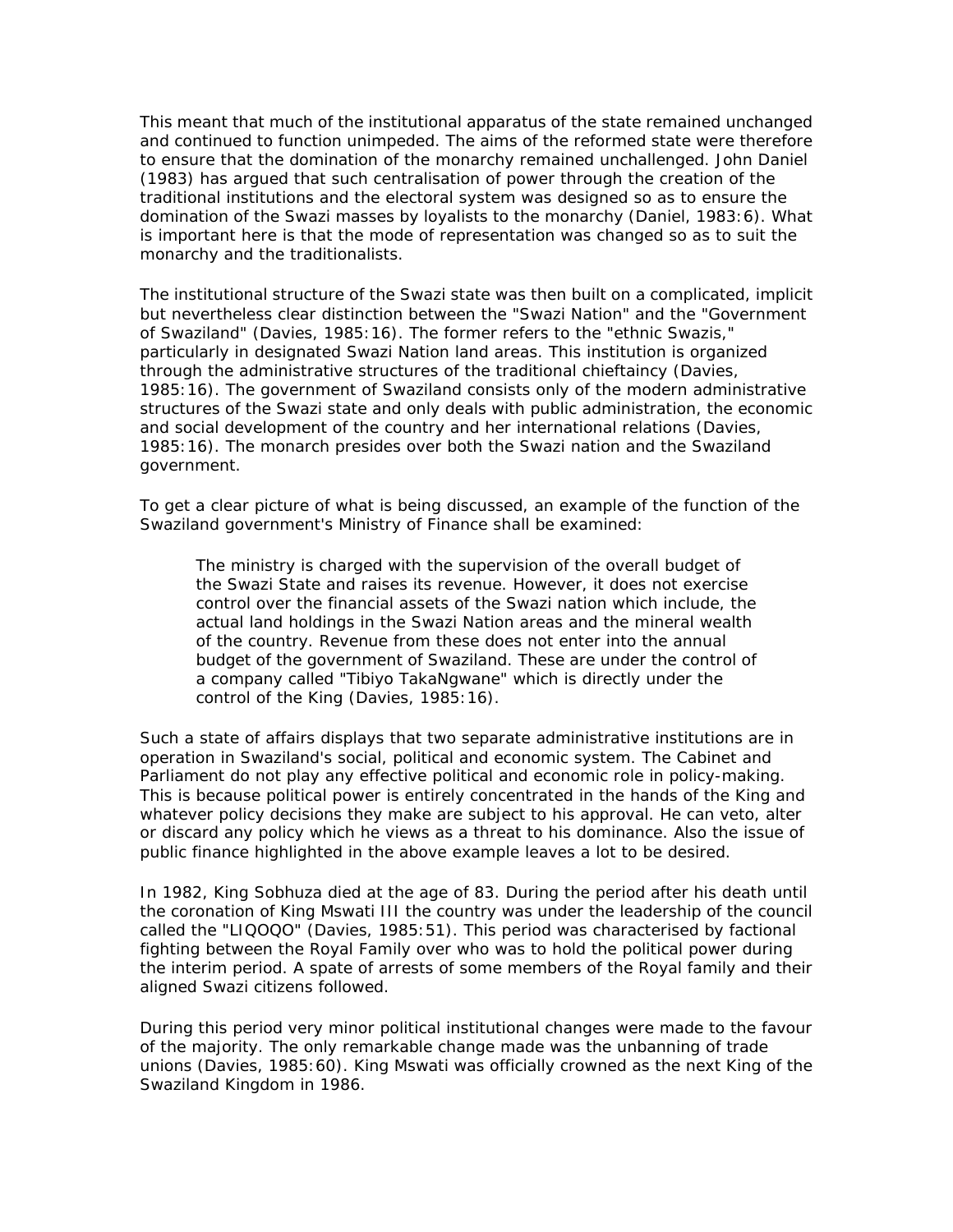This meant that much of the institutional apparatus of the state remained unchanged and continued to function unimpeded. The aims of the reformed state were therefore to ensure that the domination of the monarchy remained unchallenged. John Daniel (1983) has argued that such centralisation of power through the creation of the traditional institutions and the electoral system was designed so as to ensure the domination of the Swazi masses by loyalists to the monarchy (Daniel, 1983:6). What is important here is that the mode of representation was changed so as to suit the monarchy and the traditionalists.

The institutional structure of the Swazi state was then built on a complicated, implicit but nevertheless clear distinction between the "Swazi Nation" and the "Government of Swaziland" (Davies, 1985:16). The former refers to the "ethnic Swazis," particularly in designated Swazi Nation land areas. This institution is organized through the administrative structures of the traditional chieftaincy (Davies, 1985:16). The government of Swaziland consists only of the modern administrative structures of the Swazi state and only deals with public administration, the economic and social development of the country and her international relations (Davies, 1985:16). The monarch presides over both the Swazi nation and the Swaziland government.

To get a clear picture of what is being discussed, an example of the function of the Swaziland government's Ministry of Finance shall be examined:

> The ministry is charged with the supervision of the overall budget of the Swazi State and raises its revenue. However, it does not exercise control over the financial assets of the Swazi nation which include, the actual land holdings in the Swazi Nation areas and the mineral wealth of the country. Revenue from these does not enter into the annual budget of the government of Swaziland. These are under the control of a company called "Tibiyo TakaNgwane" which is directly under the control of the King (Davies, 1985:16).

Such a state of affairs displays that two separate administrative institutions are in operation in Swaziland's social, political and economic system. The Cabinet and Parliament do not play any effective political and economic role in policy-making. This is because political power is entirely concentrated in the hands of the King and whatever policy decisions they make are subject to his approval. He can veto, alter or discard any policy which he views as a threat to his dominance. Also the issue of public finance highlighted in the above example leaves a lot to be desired.

In 1982, King Sobhuza died at the age of 83. During the period after his death until the coronation of King Mswati III the country was under the leadership of the council called the "LIQOQO" (Davies, 1985:51). This period was characterised by factional fighting between the Royal Family over who was to hold the political power during the interim period. A spate of arrests of some members of the Royal family and their aligned Swazi citizens followed.

During this period very minor political institutional changes were made to the favour of the majority. The only remarkable change made was the unbanning of trade unions (Davies, 1985:60). King Mswati was officially crowned as the next King of the Swaziland Kingdom in 1986.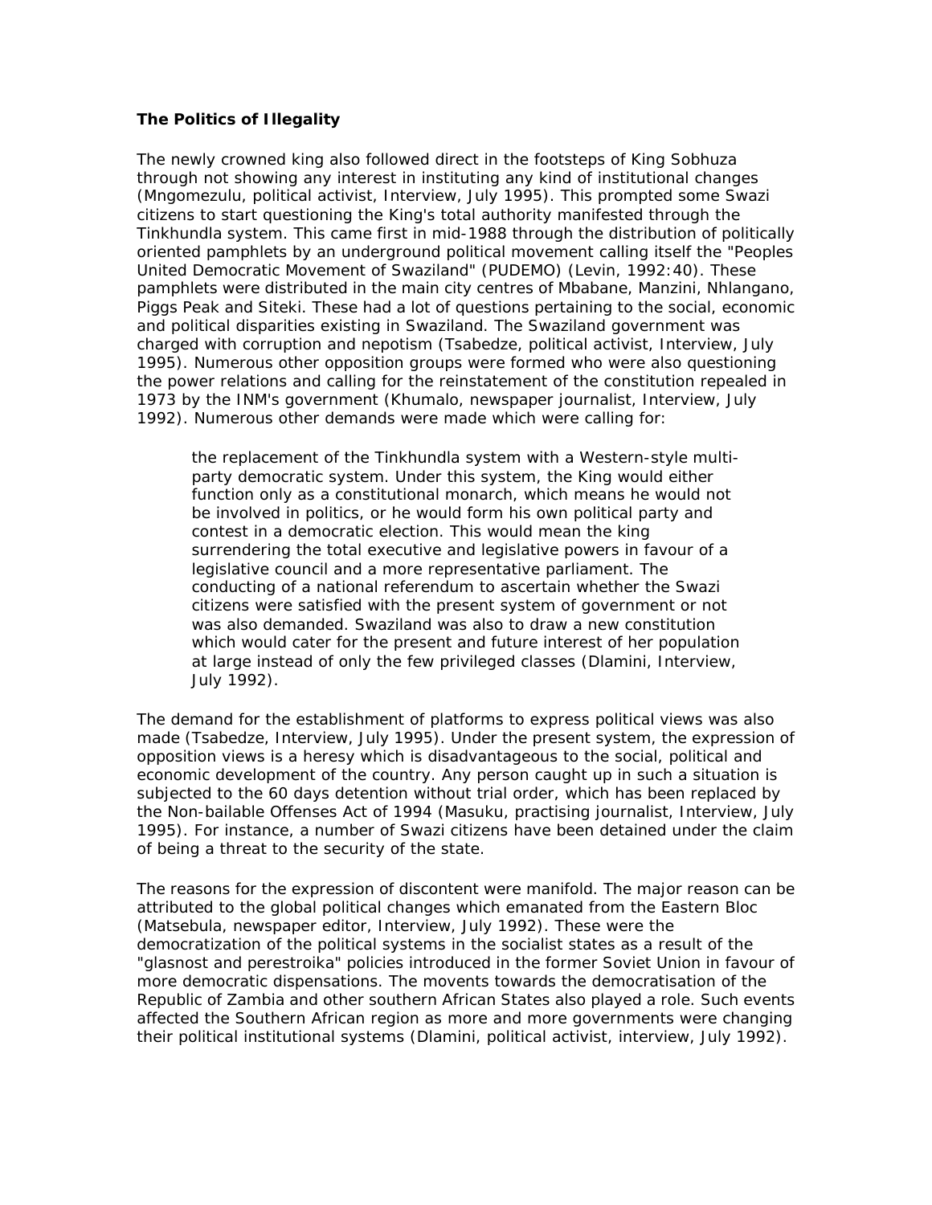**The Politics of Illegality**

The newly crowned king also followed direct in the footsteps of King Sobhuza through not showing any interest in instituting any kind of institutional changes (Mngomezulu, political activist, Interview, July 1995). This prompted some Swazi citizens to start questioning the King's total authority manifested through the Tinkhundla system. This came first in mid-1988 through the distribution of politically oriented pamphlets by an underground political movement calling itself the "Peoples United Democratic Movement of Swaziland" (PUDEMO) (Levin, 1992:40). These pamphlets were distributed in the main city centres of Mbabane, Manzini, Nhlangano, Piggs Peak and Siteki. These had a lot of questions pertaining to the social, economic and political disparities existing in Swaziland. The Swaziland government was charged with corruption and nepotism (Tsabedze, political activist, Interview, July 1995). Numerous other opposition groups were formed who were also questioning the power relations and calling for the reinstatement of the constitution repealed in 1973 by the INM's government (Khumalo, newspaper journalist, Interview, July 1992). Numerous other demands were made which were calling for:

> the replacement of the Tinkhundla system with a Western-style multi-party democratic system. Under this system, the King would either function only as a constitutional monarch, which means he would not be involved in politics, or he would form his own political party and contest in a democratic election. This would mean the king surrendering the total executive and legislative powers in favour of a legislative council and a more representative parliament. The conducting of a national referendum to ascertain whether the Swazi citizens were satisfied with the present system of government or not was also demanded. Swaziland was also to draw a new constitution which would cater for the present and future interest of her population at large instead of only the few privileged classes (Dlamini, Interview, July 1992).

The demand for the establishment of platforms to express political views was also made (Tsabedze, Interview, July 1995). Under the present system, the expression of opposition views is a heresy which is disadvantageous to the social, political and economic development of the country. Any person caught up in such a situation is subjected to the 60 days detention without trial order, which has been replaced by the Non-bailable Offenses Act of 1994 (Masuku, practising journalist, Interview, July 1995). For instance, a number of Swazi citizens have been detained under the claim of being a threat to the security of the state.

The reasons for the expression of discontent were manifold. The major reason can be attributed to the global political changes which emanated from the Eastern Bloc (Matsebula, newspaper editor, Interview, July 1992). These were the democratization of the political systems in the socialist states as a result of the "glasnost and perestroika" policies introduced in the former Soviet Union in favour of more democratic dispensations. The movents towards the democratisation of the Republic of Zambia and other southern African States also played a role. Such events affected the Southern African region as more and more governments were changing their political institutional systems (Dlamini, political activist, interview, July 1992).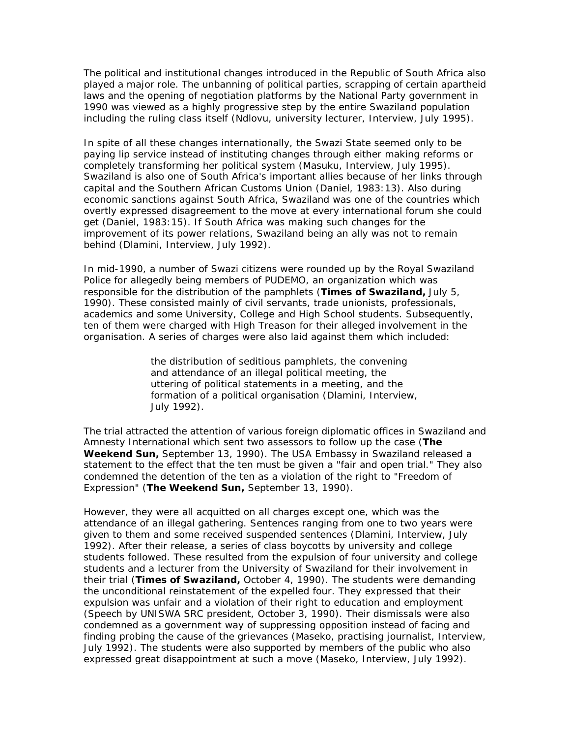The political and institutional changes introduced in the Republic of South Africa also played a major role. The unbanning of political parties, scrapping of certain apartheid laws and the opening of negotiation platforms by the National Party government in 1990 was viewed as a highly progressive step by the entire Swaziland population including the ruling class itself (Ndlovu, university lecturer, Interview, July 1995).

In spite of all these changes internationally, the Swazi State seemed only to be paying lip service instead of instituting changes through either making reforms or completely transforming her political system (Masuku, Interview, July 1995). Swaziland is also one of South Africa's important allies because of her links through capital and the Southern African Customs Union (Daniel, 1983:13). Also during economic sanctions against South Africa, Swaziland was one of the countries which overtly expressed disagreement to the move at every international forum she could get (Daniel, 1983:15). If South Africa was making such changes for the improvement of its power relations, Swaziland being an ally was not to remain behind (Dlamini, Interview, July 1992).

In mid-1990, a number of Swazi citizens were rounded up by the Royal Swaziland Police for allegedly being members of PUDEMO, an organization which was responsible for the distribution of the pamphlets (**Times of Swaziland,** July 5, 1990). These consisted mainly of civil servants, trade unionists, professionals, academics and some University, College and High School students. Subsequently, ten of them were charged with High Treason for their alleged involvement in the organisation. A series of charges were also laid against them which included:

> the distribution of seditious pamphlets, the convening and attendance of an illegal political meeting, the uttering of political statements in a meeting, and the formation of a political organisation (Dlamini, Interview, July 1992).

The trial attracted the attention of various foreign diplomatic offices in Swaziland and Amnesty International which sent two assessors to follow up the case (**The Weekend Sun,** September 13, 1990). The USA Embassy in Swaziland released a statement to the effect that the ten must be given a "fair and open trial." They also condemned the detention of the ten as a violation of the right to "Freedom of Expression" (**The Weekend Sun,** September 13, 1990).

However, they were all acquitted on all charges except one, which was the attendance of an illegal gathering. Sentences ranging from one to two years were given to them and some received suspended sentences (Dlamini, Interview, July 1992). After their release, a series of class boycotts by university and college students followed. These resulted from the expulsion of four university and college students and a lecturer from the University of Swaziland for their involvement in their trial (**Times of Swaziland,** October 4, 1990). The students were demanding the unconditional reinstatement of the expelled four. They expressed that their expulsion was unfair and a violation of their right to education and employment (Speech by UNISWA SRC president, October 3, 1990). Their dismissals were also condemned as a government way of suppressing opposition instead of facing and finding probing the cause of the grievances (Maseko, practising journalist, Interview, July 1992). The students were also supported by members of the public who also expressed great disappointment at such a move (Maseko, Interview, July 1992).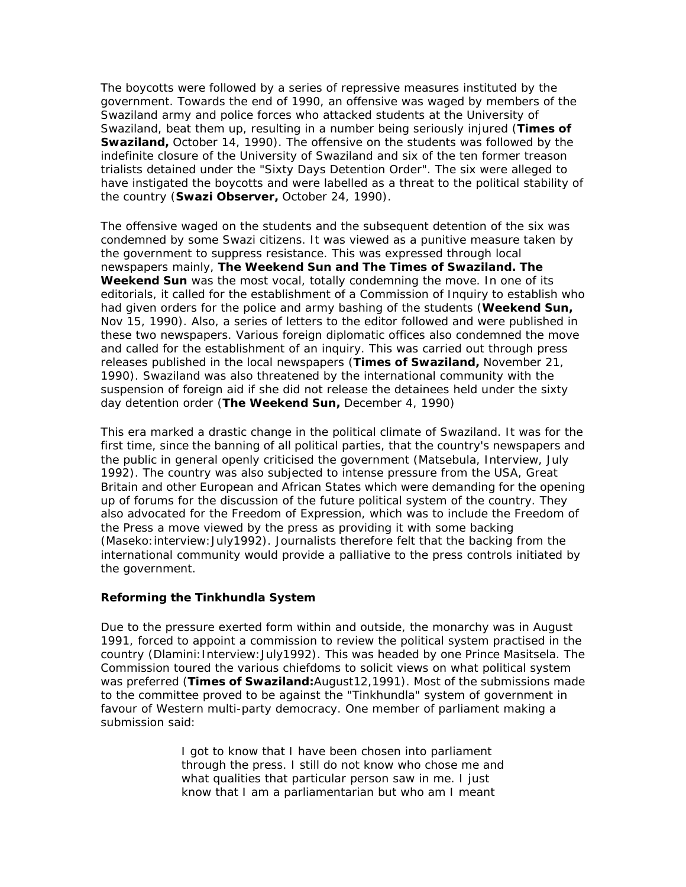The boycotts were followed by a series of repressive measures instituted by the government. Towards the end of 1990, an offensive was waged by members of the Swaziland army and police forces who attacked students at the University of Swaziland, beat them up, resulting in a number being seriously injured (**Times of Swaziland,** October 14, 1990). The offensive on the students was followed by the indefinite closure of the University of Swaziland and six of the ten former treason trialists detained under the "Sixty Days Detention Order". The six were alleged to have instigated the boycotts and were labelled as a threat to the political stability of the country (**Swazi Observer,** October 24, 1990).

The offensive waged on the students and the subsequent detention of the six was condemned by some Swazi citizens. It was viewed as a punitive measure taken by the government to suppress resistance. This was expressed through local newspapers mainly, **The Weekend Sun and The Times of Swaziland. The Weekend Sun** was the most vocal, totally condemning the move. In one of its editorials, it called for the establishment of a Commission of Inquiry to establish who had given orders for the police and army bashing of the students (**Weekend Sun,** Nov 15, 1990). Also, a series of letters to the editor followed and were published in these two newspapers. Various foreign diplomatic offices also condemned the move and called for the establishment of an inquiry. This was carried out through press releases published in the local newspapers (**Times of Swaziland,** November 21, 1990). Swaziland was also threatened by the international community with the suspension of foreign aid if she did not release the detainees held under the sixty day detention order (**The Weekend Sun,** December 4, 1990)

This era marked a drastic change in the political climate of Swaziland. It was for the first time, since the banning of all political parties, that the country's newspapers and the public in general openly criticised the government (Matsebula, Interview, July 1992). The country was also subjected to intense pressure from the USA, Great Britain and other European and African States which were demanding for the opening up of forums for the discussion of the future political system of the country. They also advocated for the Freedom of Expression, which was to include the Freedom of the Press a move viewed by the press as providing it with some backing (Maseko:interview:July1992). Journalists therefore felt that the backing from the international community would provide a palliative to the press controls initiated by the government.

### Reforming the Tinkhundla System

Due to the pressure exerted form within and outside, the monarchy was in August 1991, forced to appoint a commission to review the political system practised in the country (Dlamini:Interview:July1992). This was headed by one Prince Masitsela. The Commission toured the various chiefdoms to solicit views on what political system was preferred (**Times of Swaziland:**August12,1991). Most of the submissions made to the committee proved to be against the "Tinkhundla" system of government in favour of Western multi-party democracy. One member of parliament making a submission said:

> I got to know that I have been chosen into parliament through the press. I still do not know who chose me and what qualities that particular person saw in me. I just know that I am a parliamentarian but who am I meant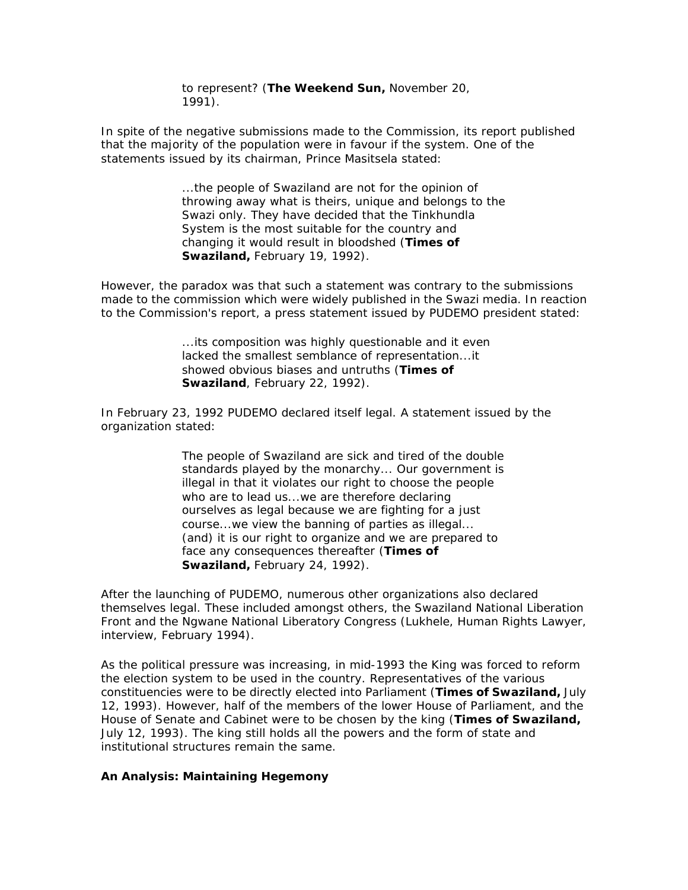> to represent? (**The Weekend Sun,** November 20, 1991).

In spite of the negative submissions made to the Commission, its report published that the majority of the population were in favour if the system. One of the statements issued by its chairman, Prince Masitsela stated:

> ...the people of Swaziland are not for the opinion of throwing away what is theirs, unique and belongs to the Swazi only. They have decided that the Tinkhundla System is the most suitable for the country and changing it would result in bloodshed (**Times of Swaziland,** February 19, 1992).

However, the paradox was that such a statement was contrary to the submissions made to the commission which were widely published in the Swazi media. In reaction to the Commission's report, a press statement issued by PUDEMO president stated:

> ...its composition was highly questionable and it even lacked the smallest semblance of representation...it showed obvious biases and untruths (**Times of Swaziland**, February 22, 1992).

In February 23, 1992 PUDEMO declared itself legal. A statement issued by the organization stated:

> The people of Swaziland are sick and tired of the double standards played by the monarchy... Our government is illegal in that it violates our right to choose the people who are to lead us...we are therefore declaring ourselves as legal because we are fighting for a just course...we view the banning of parties as illegal... (and) it is our right to organize and we are prepared to face any consequences thereafter (**Times of Swaziland,** February 24, 1992).

After the launching of PUDEMO, numerous other organizations also declared themselves legal. These included amongst others, the Swaziland National Liberation Front and the Ngwane National Liberatory Congress (Lukhele, Human Rights Lawyer, interview, February 1994).

As the political pressure was increasing, in mid-1993 the King was forced to reform the election system to be used in the country. Representatives of the various constituencies were to be directly elected into Parliament (**Times of Swaziland,** July 12, 1993). However, half of the members of the lower House of Parliament, and the House of Senate and Cabinet were to be chosen by the king (**Times of Swaziland,** July 12, 1993). The king still holds all the powers and the form of state and institutional structures remain the same.

**An Analysis: Maintaining Hegemony**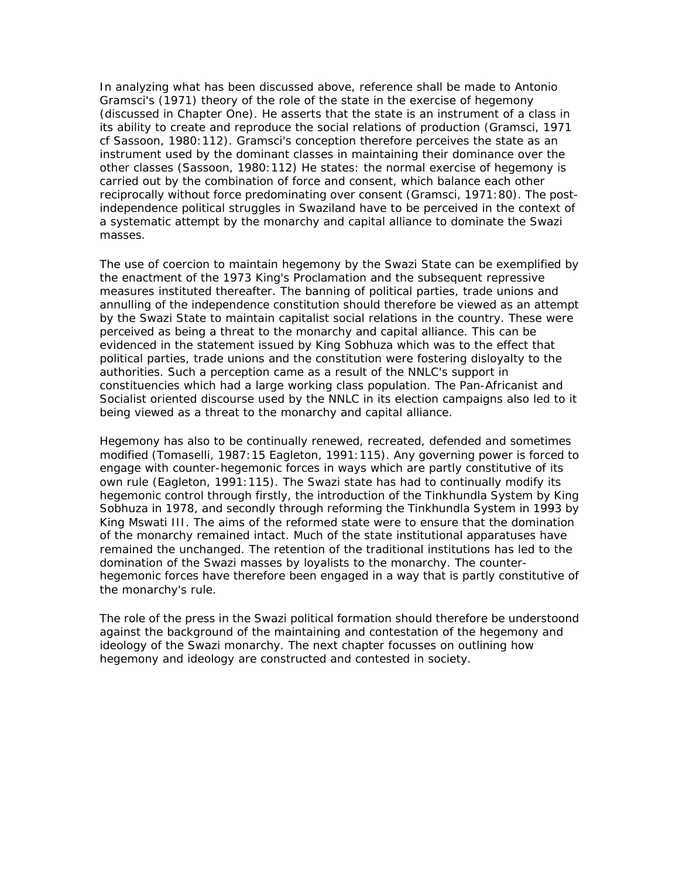In analyzing what has been discussed above, reference shall be made to Antonio Gramsci's (1971) theory of the role of the state in the exercise of hegemony (discussed in Chapter One). He asserts that the state is an instrument of a class in its ability to create and reproduce the social relations of production (Gramsci, 1971 cf Sassoon, 1980:112). Gramsci's conception therefore perceives the state as an instrument used by the dominant classes in maintaining their dominance over the other classes (Sassoon, 1980:112) He states: the normal exercise of hegemony is carried out by the combination of force and consent, which balance each other reciprocally without force predominating over consent (Gramsci, 1971:80). The post-independence political struggles in Swaziland have to be perceived in the context of a systematic attempt by the monarchy and capital alliance to dominate the Swazi masses.

The use of coercion to maintain hegemony by the Swazi State can be exemplified by the enactment of the 1973 King's Proclamation and the subsequent repressive measures instituted thereafter. The banning of political parties, trade unions and annulling of the independence constitution should therefore be viewed as an attempt by the Swazi State to maintain capitalist social relations in the country. These were perceived as being a threat to the monarchy and capital alliance. This can be evidenced in the statement issued by King Sobhuza which was to the effect that political parties, trade unions and the constitution were fostering disloyalty to the authorities. Such a perception came as a result of the NNLC's support in constituencies which had a large working class population. The Pan-Africanist and Socialist oriented discourse used by the NNLC in its election campaigns also led to it being viewed as a threat to the monarchy and capital alliance.

Hegemony has also to be continually renewed, recreated, defended and sometimes modified (Tomaselli, 1987:15 Eagleton, 1991:115). Any governing power is forced to engage with counter-hegemonic forces in ways which are partly constitutive of its own rule (Eagleton, 1991:115). The Swazi state has had to continually modify its hegemonic control through firstly, the introduction of the Tinkhundla System by King Sobhuza in 1978, and secondly through reforming the Tinkhundla System in 1993 by King Mswati III. The aims of the reformed state were to ensure that the domination of the monarchy remained intact. Much of the state institutional apparatuses have remained the unchanged. The retention of the traditional institutions has led to the domination of the Swazi masses by loyalists to the monarchy. The counter-hegemonic forces have therefore been engaged in a way that is partly constitutive of the monarchy's rule.

The role of the press in the Swazi political formation should therefore be understoond against the background of the maintaining and contestation of the hegemony and ideology of the Swazi monarchy. The next chapter focusses on outlining how hegemony and ideology are constructed and contested in society.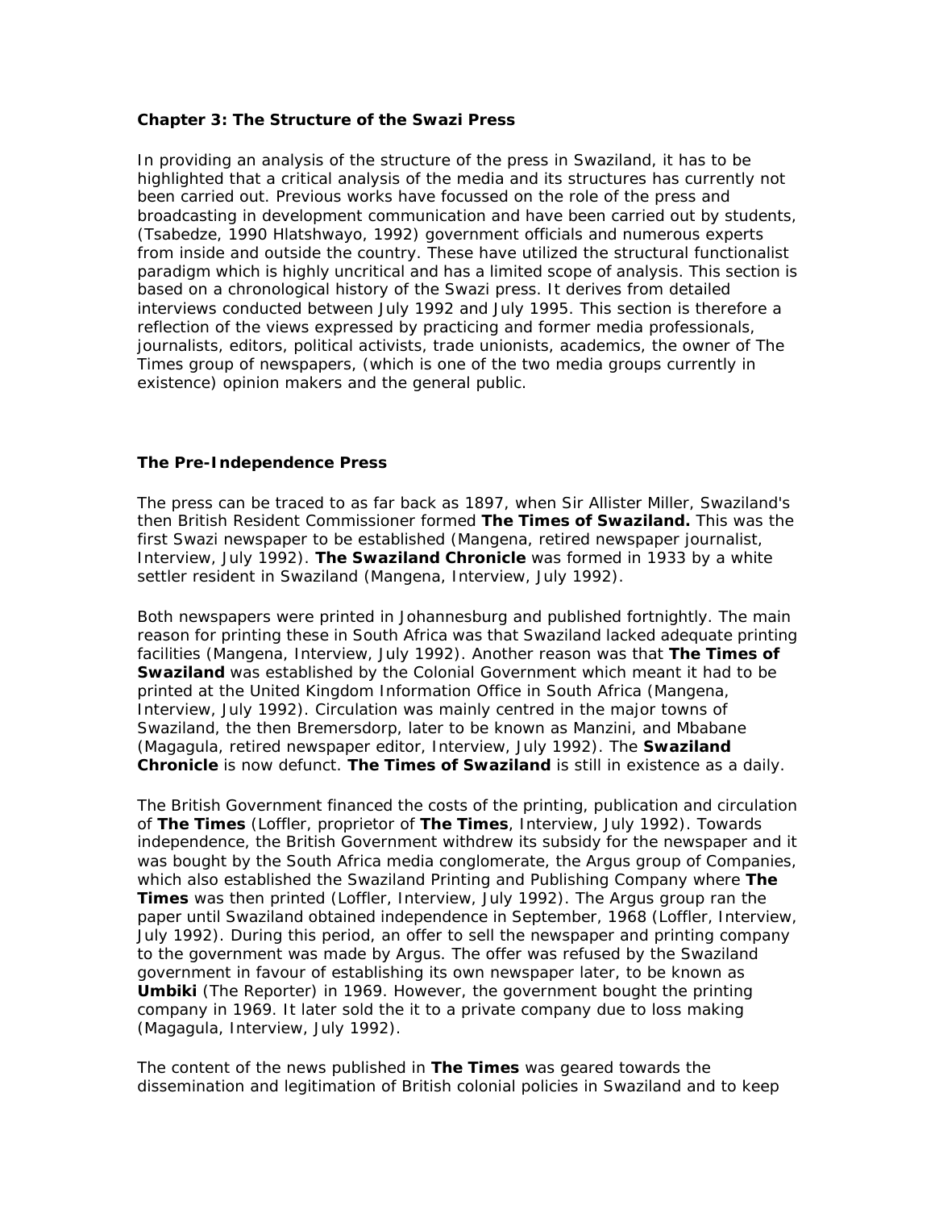### Chapter 3: The Structure of the Swazi Press

In providing an analysis of the structure of the press in Swaziland, it has to be highlighted that a critical analysis of the media and its structures has currently not been carried out. Previous works have focussed on the role of the press and broadcasting in development communication and have been carried out by students, (Tsabedze, 1990 Hlatshwayo, 1992) government officials and numerous experts from inside and outside the country. These have utilized the structural functionalist paradigm which is highly uncritical and has a limited scope of analysis. This section is based on a chronological history of the Swazi press. It derives from detailed interviews conducted between July 1992 and July 1995. This section is therefore a reflection of the views expressed by practicing and former media professionals, journalists, editors, political activists, trade unionists, academics, the owner of The Times group of newspapers, (which is one of the two media groups currently in existence) opinion makers and the general public.

### The Pre-Independence Press

The press can be traced to as far back as 1897, when Sir Allister Miller, Swaziland's then British Resident Commissioner formed **The Times of Swaziland.** This was the first Swazi newspaper to be established (Mangena, retired newspaper journalist, Interview, July 1992). **The Swaziland Chronicle** was formed in 1933 by a white settler resident in Swaziland (Mangena, Interview, July 1992).

Both newspapers were printed in Johannesburg and published fortnightly. The main reason for printing these in South Africa was that Swaziland lacked adequate printing facilities (Mangena, Interview, July 1992). Another reason was that **The Times of Swaziland** was established by the Colonial Government which meant it had to be printed at the United Kingdom Information Office in South Africa (Mangena, Interview, July 1992). Circulation was mainly centred in the major towns of Swaziland, the then Bremersdorp, later to be known as Manzini, and Mbabane (Magagula, retired newspaper editor, Interview, July 1992). The **Swaziland Chronicle** is now defunct. **The Times of Swaziland** is still in existence as a daily.

The British Government financed the costs of the printing, publication and circulation of **The Times** (Loffler, proprietor of **The Times**, Interview, July 1992). Towards independence, the British Government withdrew its subsidy for the newspaper and it was bought by the South Africa media conglomerate, the Argus group of Companies, which also established the Swaziland Printing and Publishing Company where **The Times** was then printed (Loffler, Interview, July 1992). The Argus group ran the paper until Swaziland obtained independence in September, 1968 (Loffler, Interview, July 1992). During this period, an offer to sell the newspaper and printing company to the government was made by Argus. The offer was refused by the Swaziland government in favour of establishing its own newspaper later, to be known as **Umbiki** (The Reporter) in 1969. However, the government bought the printing company in 1969. It later sold the it to a private company due to loss making (Magagula, Interview, July 1992).

The content of the news published in **The Times** was geared towards the dissemination and legitimation of British colonial policies in Swaziland and to keep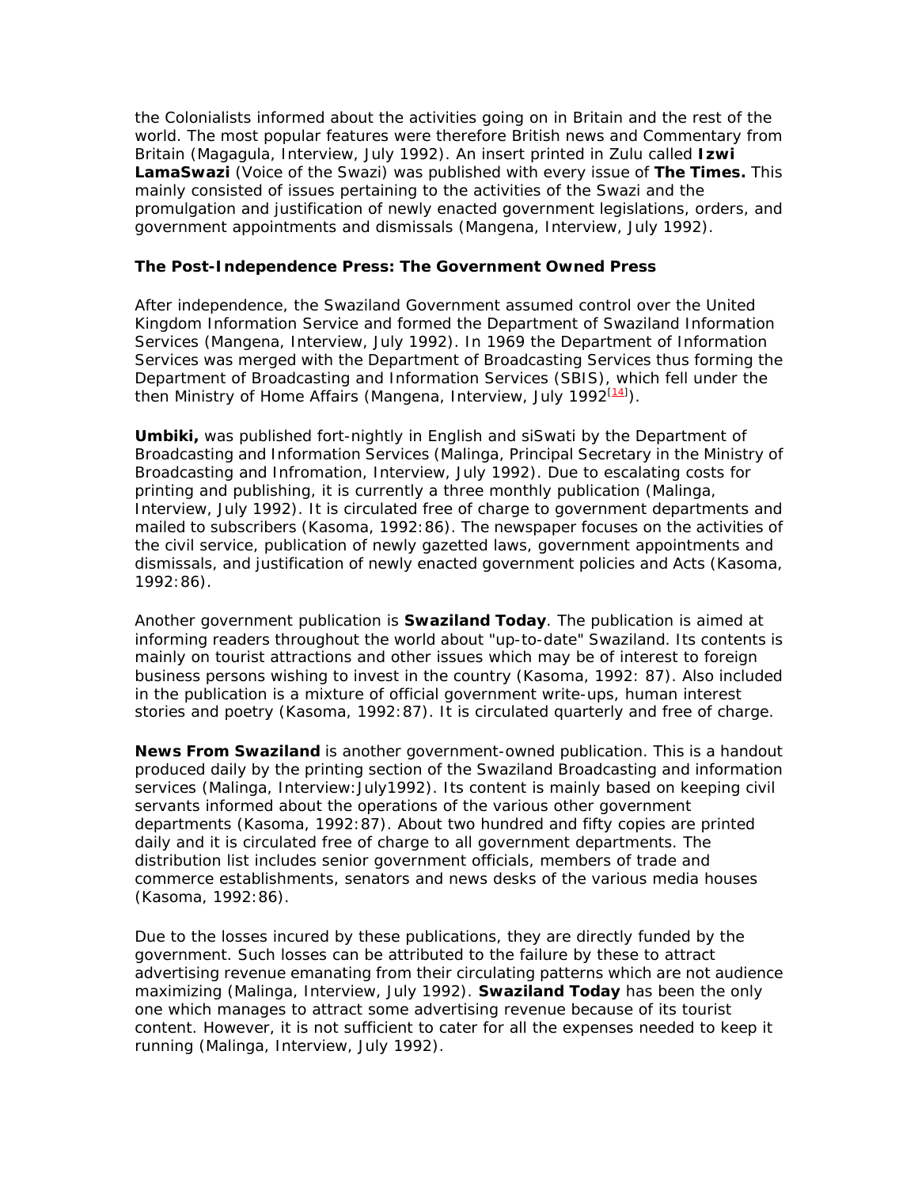the Colonialists informed about the activities going on in Britain and the rest of the world. The most popular features were therefore British news and Commentary from Britain (Magagula, Interview, July 1992). An insert printed in Zulu called **Izwi LamaSwazi** (Voice of the Swazi) was published with every issue of **The Times.** This mainly consisted of issues pertaining to the activities of the Swazi and the promulgation and justification of newly enacted government legislations, orders, and government appointments and dismissals (Mangena, Interview, July 1992).

### The Post-Independence Press: The Government Owned Press

After independence, the Swaziland Government assumed control over the United Kingdom Information Service and formed the Department of Swaziland Information Services (Mangena, Interview, July 1992). In 1969 the Department of Information Services was merged with the Department of Broadcasting Services thus forming the Department of Broadcasting and Information Services (SBIS), which fell under the then Ministry of Home Affairs (Mangena, Interview, July 1992[14]).

**Umbiki,** was published fort-nightly in English and siSwati by the Department of Broadcasting and Information Services (Malinga, Principal Secretary in the Ministry of Broadcasting and Infromation, Interview, July 1992). Due to escalating costs for printing and publishing, it is currently a three monthly publication (Malinga, Interview, July 1992). It is circulated free of charge to government departments and mailed to subscribers (Kasoma, 1992:86). The newspaper focuses on the activities of the civil service, publication of newly gazetted laws, government appointments and dismissals, and justification of newly enacted government policies and Acts (Kasoma, 1992:86).

Another government publication is **Swaziland Today**. The publication is aimed at informing readers throughout the world about "up-to-date" Swaziland. Its contents is mainly on tourist attractions and other issues which may be of interest to foreign business persons wishing to invest in the country (Kasoma, 1992: 87). Also included in the publication is a mixture of official government write-ups, human interest stories and poetry (Kasoma, 1992:87). It is circulated quarterly and free of charge.

**News From Swaziland** is another government-owned publication. This is a handout produced daily by the printing section of the Swaziland Broadcasting and information services (Malinga, Interview:July1992). Its content is mainly based on keeping civil servants informed about the operations of the various other government departments (Kasoma, 1992:87). About two hundred and fifty copies are printed daily and it is circulated free of charge to all government departments. The distribution list includes senior government officials, members of trade and commerce establishments, senators and news desks of the various media houses (Kasoma, 1992:86).

Due to the losses incured by these publications, they are directly funded by the government. Such losses can be attributed to the failure by these to attract advertising revenue emanating from their circulating patterns which are not audience maximizing (Malinga, Interview, July 1992). **Swaziland Today** has been the only one which manages to attract some advertising revenue because of its tourist content. However, it is not sufficient to cater for all the expenses needed to keep it running (Malinga, Interview, July 1992).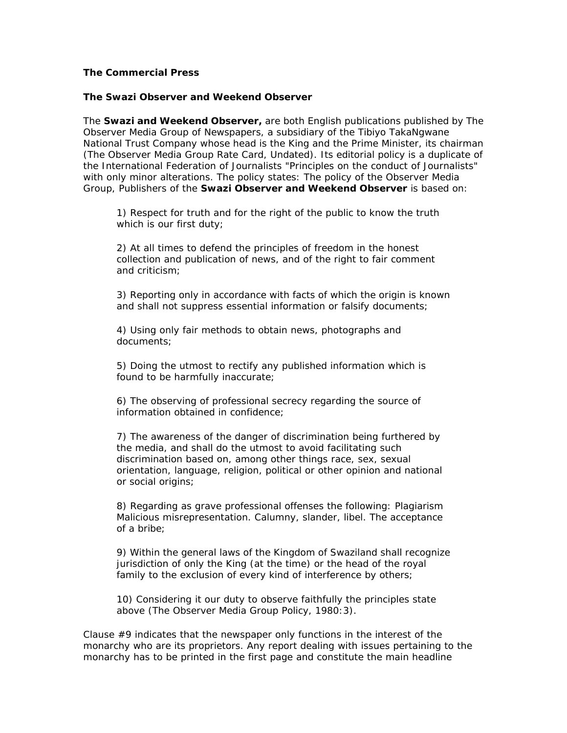### The Commercial Press

### The Swazi Observer and Weekend Observer

The **Swazi and Weekend Observer,** are both English publications published by The Observer Media Group of Newspapers, a subsidiary of the Tibiyo TakaNgwane National Trust Company whose head is the King and the Prime Minister, its chairman (The Observer Media Group Rate Card, Undated). Its editorial policy is a duplicate of the International Federation of Journalists "Principles on the conduct of Journalists" with only minor alterations. The policy states: The policy of the Observer Media Group, Publishers of the **Swazi Observer and Weekend Observer** is based on:

> 1) Respect for truth and for the right of the public to know the truth which is our first duty;
>
> 2) At all times to defend the principles of freedom in the honest collection and publication of news, and of the right to fair comment and criticism;
>
> 3) Reporting only in accordance with facts of which the origin is known and shall not suppress essential information or falsify documents;
>
> 4) Using only fair methods to obtain news, photographs and documents;
>
> 5) Doing the utmost to rectify any published information which is found to be harmfully inaccurate;
>
> 6) The observing of professional secrecy regarding the source of information obtained in confidence;
>
> 7) The awareness of the danger of discrimination being furthered by the media, and shall do the utmost to avoid facilitating such discrimination based on, among other things race, sex, sexual orientation, language, religion, political or other opinion and national or social origins;
>
> 8) Regarding as grave professional offenses the following: Plagiarism Malicious misrepresentation. Calumny, slander, libel. The acceptance of a bribe;
>
> 9) Within the general laws of the Kingdom of Swaziland shall recognize jurisdiction of only the King (at the time) or the head of the royal family to the exclusion of every kind of interference by others;
>
> 10) Considering it our duty to observe faithfully the principles state above (The Observer Media Group Policy, 1980:3).

Clause #9 indicates that the newspaper only functions in the interest of the monarchy who are its proprietors. Any report dealing with issues pertaining to the monarchy has to be printed in the first page and constitute the main headline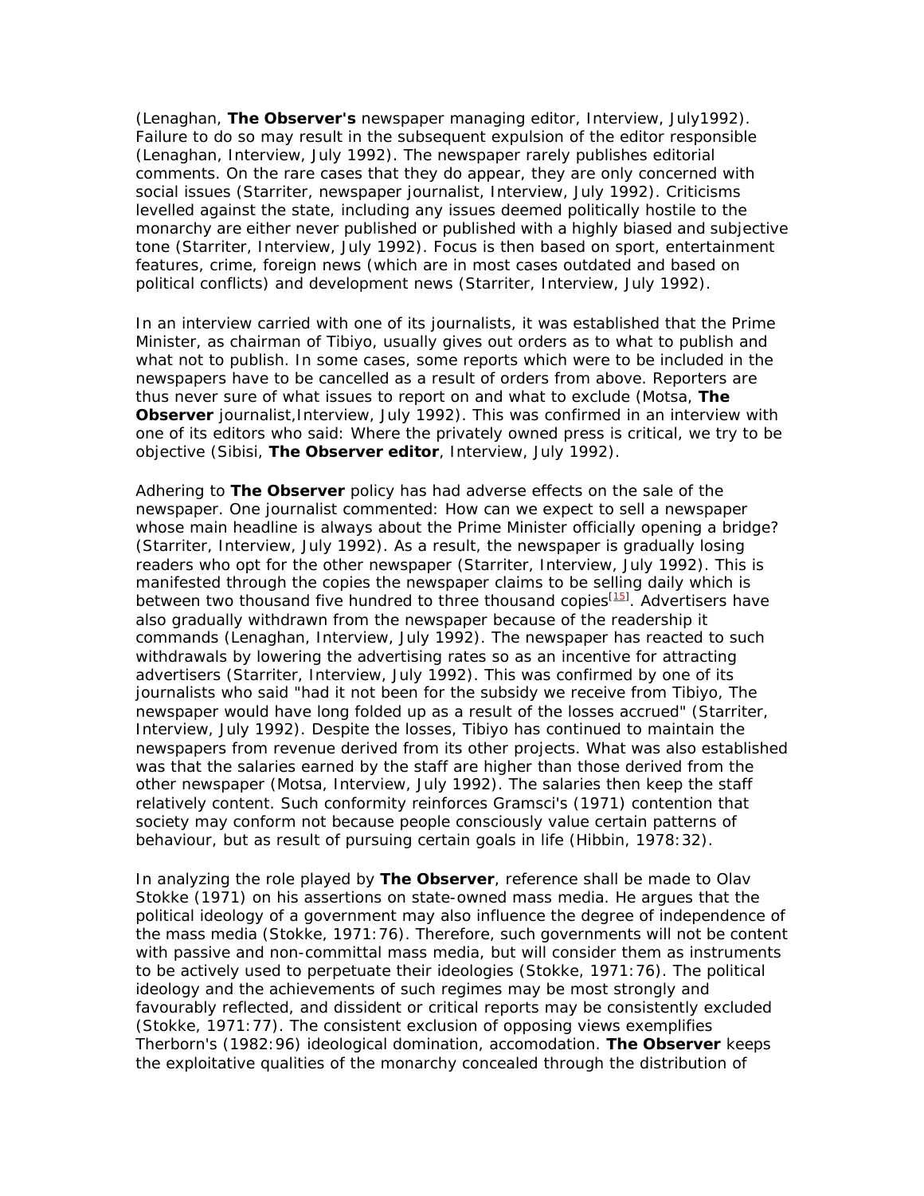(Lenaghan, **The Observer's** newspaper managing editor, Interview, July1992). Failure to do so may result in the subsequent expulsion of the editor responsible (Lenaghan, Interview, July 1992). The newspaper rarely publishes editorial comments. On the rare cases that they do appear, they are only concerned with social issues (Starriter, newspaper journalist, Interview, July 1992). Criticisms levelled against the state, including any issues deemed politically hostile to the monarchy are either never published or published with a highly biased and subjective tone (Starriter, Interview, July 1992). Focus is then based on sport, entertainment features, crime, foreign news (which are in most cases outdated and based on political conflicts) and development news (Starriter, Interview, July 1992).

In an interview carried with one of its journalists, it was established that the Prime Minister, as chairman of Tibiyo, usually gives out orders as to what to publish and what not to publish. In some cases, some reports which were to be included in the newspapers have to be cancelled as a result of orders from above. Reporters are thus never sure of what issues to report on and what to exclude (Motsa, **The Observer** journalist,Interview, July 1992). This was confirmed in an interview with one of its editors who said: Where the privately owned press is critical, we try to be objective (Sibisi, **The Observer editor**, Interview, July 1992).

Adhering to **The Observer** policy has had adverse effects on the sale of the newspaper. One journalist commented: How can we expect to sell a newspaper whose main headline is always about the Prime Minister officially opening a bridge? (Starriter, Interview, July 1992). As a result, the newspaper is gradually losing readers who opt for the other newspaper (Starriter, Interview, July 1992). This is manifested through the copies the newspaper claims to be selling daily which is between two thousand five hundred to three thousand copies[15]. Advertisers have also gradually withdrawn from the newspaper because of the readership it commands (Lenaghan, Interview, July 1992). The newspaper has reacted to such withdrawals by lowering the advertising rates so as an incentive for attracting advertisers (Starriter, Interview, July 1992). This was confirmed by one of its journalists who said "had it not been for the subsidy we receive from Tibiyo, The newspaper would have long folded up as a result of the losses accrued" (Starriter, Interview, July 1992). Despite the losses, Tibiyo has continued to maintain the newspapers from revenue derived from its other projects. What was also established was that the salaries earned by the staff are higher than those derived from the other newspaper (Motsa, Interview, July 1992). The salaries then keep the staff relatively content. Such conformity reinforces Gramsci's (1971) contention that society may conform not because people consciously value certain patterns of behaviour, but as result of pursuing certain goals in life (Hibbin, 1978:32).

In analyzing the role played by **The Observer**, reference shall be made to Olav Stokke (1971) on his assertions on state-owned mass media. He argues that the political ideology of a government may also influence the degree of independence of the mass media (Stokke, 1971:76). Therefore, such governments will not be content with passive and non-committal mass media, but will consider them as instruments to be actively used to perpetuate their ideologies (Stokke, 1971:76). The political ideology and the achievements of such regimes may be most strongly and favourably reflected, and dissident or critical reports may be consistently excluded (Stokke, 1971:77). The consistent exclusion of opposing views exemplifies Therborn's (1982:96) ideological domination, accomodation. **The Observer** keeps the exploitative qualities of the monarchy concealed through the distribution of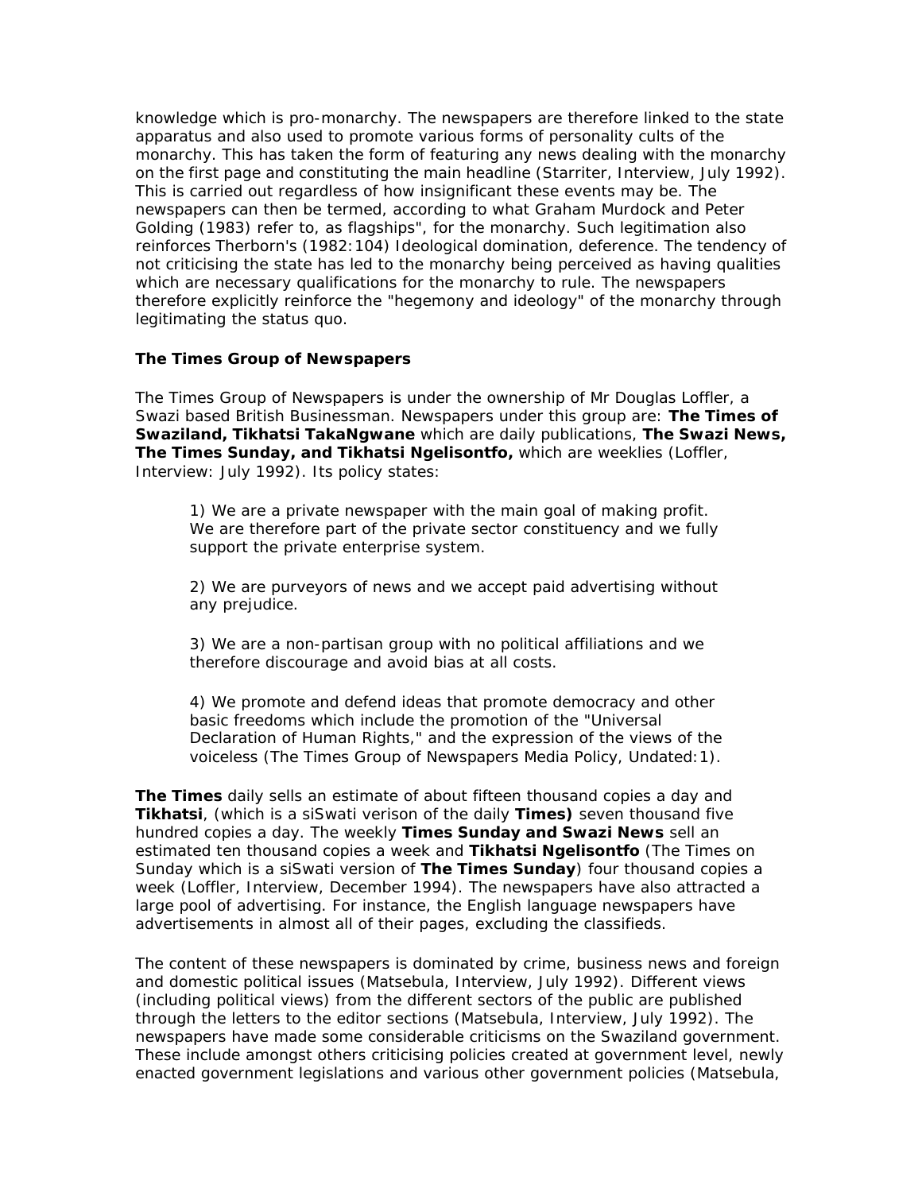knowledge which is pro-monarchy. The newspapers are therefore linked to the state apparatus and also used to promote various forms of personality cults of the monarchy. This has taken the form of featuring any news dealing with the monarchy on the first page and constituting the main headline (Starriter, Interview, July 1992). This is carried out regardless of how insignificant these events may be. The newspapers can then be termed, according to what Graham Murdock and Peter Golding (1983) refer to, as flagships", for the monarchy. Such legitimation also reinforces Therborn's (1982:104) Ideological domination, deference. The tendency of not criticising the state has led to the monarchy being perceived as having qualities which are necessary qualifications for the monarchy to rule. The newspapers therefore explicitly reinforce the "hegemony and ideology" of the monarchy through legitimating the status quo.

**The Times Group of Newspapers**

The Times Group of Newspapers is under the ownership of Mr Douglas Loffler, a Swazi based British Businessman. Newspapers under this group are: **The Times of Swaziland, Tikhatsi TakaNgwane** which are daily publications, **The Swazi News, The Times Sunday, and Tikhatsi Ngelisontfo,** which are weeklies (Loffler, Interview: July 1992). Its policy states:

> 1) We are a private newspaper with the main goal of making profit. We are therefore part of the private sector constituency and we fully support the private enterprise system.
>
> 2) We are purveyors of news and we accept paid advertising without any prejudice.
>
> 3) We are a non-partisan group with no political affiliations and we therefore discourage and avoid bias at all costs.
>
> 4) We promote and defend ideas that promote democracy and other basic freedoms which include the promotion of the "Universal Declaration of Human Rights," and the expression of the views of the voiceless (The Times Group of Newspapers Media Policy, Undated:1).

**The Times** daily sells an estimate of about fifteen thousand copies a day and **Tikhatsi**, (which is a siSwati verison of the daily **Times)** seven thousand five hundred copies a day. The weekly **Times Sunday and Swazi News** sell an estimated ten thousand copies a week and **Tikhatsi Ngelisontfo** (The Times on Sunday which is a siSwati version of **The Times Sunday**) four thousand copies a week (Loffler, Interview, December 1994). The newspapers have also attracted a large pool of advertising. For instance, the English language newspapers have advertisements in almost all of their pages, excluding the classifieds.

The content of these newspapers is dominated by crime, business news and foreign and domestic political issues (Matsebula, Interview, July 1992). Different views (including political views) from the different sectors of the public are published through the letters to the editor sections (Matsebula, Interview, July 1992). The newspapers have made some considerable criticisms on the Swaziland government. These include amongst others criticising policies created at government level, newly enacted government legislations and various other government policies (Matsebula,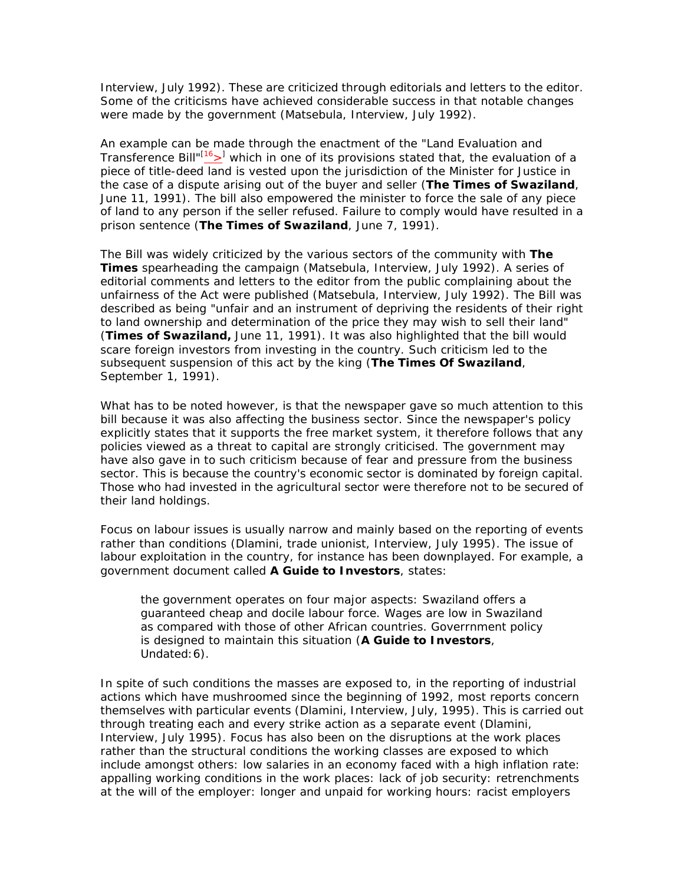Interview, July 1992). These are criticized through editorials and letters to the editor. Some of the criticisms have achieved considerable success in that notable changes were made by the government (Matsebula, Interview, July 1992).

An example can be made through the enactment of the "Land Evaluation and Transference Bill"[16>] which in one of its provisions stated that, the evaluation of a piece of title-deed land is vested upon the jurisdiction of the Minister for Justice in the case of a dispute arising out of the buyer and seller (**The Times of Swaziland**, June 11, 1991). The bill also empowered the minister to force the sale of any piece of land to any person if the seller refused. Failure to comply would have resulted in a prison sentence (**The Times of Swaziland**, June 7, 1991).

The Bill was widely criticized by the various sectors of the community with **The Times** spearheading the campaign (Matsebula, Interview, July 1992). A series of editorial comments and letters to the editor from the public complaining about the unfairness of the Act were published (Matsebula, Interview, July 1992). The Bill was described as being "unfair and an instrument of depriving the residents of their right to land ownership and determination of the price they may wish to sell their land" (**Times of Swaziland,** June 11, 1991). It was also highlighted that the bill would scare foreign investors from investing in the country. Such criticism led to the subsequent suspension of this act by the king (**The Times Of Swaziland**, September 1, 1991).

What has to be noted however, is that the newspaper gave so much attention to this bill because it was also affecting the business sector. Since the newspaper's policy explicitly states that it supports the free market system, it therefore follows that any policies viewed as a threat to capital are strongly criticised. The government may have also gave in to such criticism because of fear and pressure from the business sector. This is because the country's economic sector is dominated by foreign capital. Those who had invested in the agricultural sector were therefore not to be secured of their land holdings.

Focus on labour issues is usually narrow and mainly based on the reporting of events rather than conditions (Dlamini, trade unionist, Interview, July 1995). The issue of labour exploitation in the country, for instance has been downplayed. For example, a government document called **A Guide to Investors**, states:

> the government operates on four major aspects: Swaziland offers a guaranteed cheap and docile labour force. Wages are low in Swaziland as compared with those of other African countries. Goverrnment policy is designed to maintain this situation (**A Guide to Investors**, Undated:6).

In spite of such conditions the masses are exposed to, in the reporting of industrial actions which have mushroomed since the beginning of 1992, most reports concern themselves with particular events (Dlamini, Interview, July, 1995). This is carried out through treating each and every strike action as a separate event (Dlamini, Interview, July 1995). Focus has also been on the disruptions at the work places rather than the structural conditions the working classes are exposed to which include amongst others: low salaries in an economy faced with a high inflation rate: appalling working conditions in the work places: lack of job security: retrenchments at the will of the employer: longer and unpaid for working hours: racist employers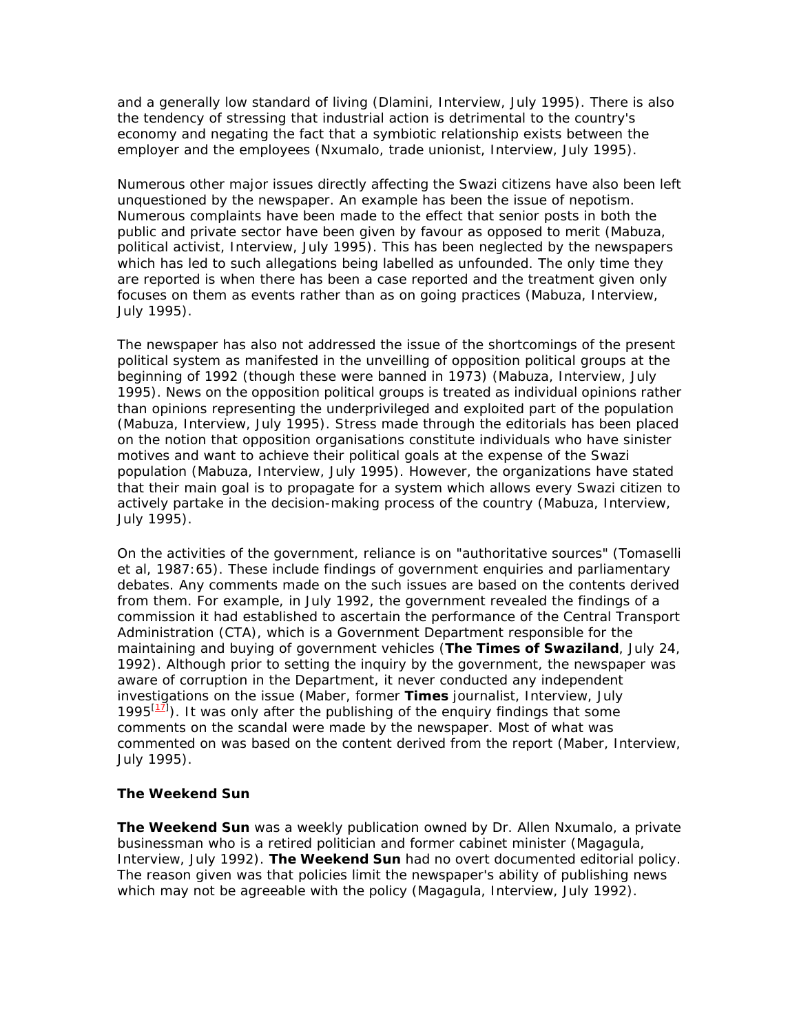and a generally low standard of living (Dlamini, Interview, July 1995). There is also the tendency of stressing that industrial action is detrimental to the country's economy and negating the fact that a symbiotic relationship exists between the employer and the employees (Nxumalo, trade unionist, Interview, July 1995).

Numerous other major issues directly affecting the Swazi citizens have also been left unquestioned by the newspaper. An example has been the issue of nepotism. Numerous complaints have been made to the effect that senior posts in both the public and private sector have been given by favour as opposed to merit (Mabuza, political activist, Interview, July 1995). This has been neglected by the newspapers which has led to such allegations being labelled as unfounded. The only time they are reported is when there has been a case reported and the treatment given only focuses on them as events rather than as on going practices (Mabuza, Interview, July 1995).

The newspaper has also not addressed the issue of the shortcomings of the present political system as manifested in the unveilling of opposition political groups at the beginning of 1992 (though these were banned in 1973) (Mabuza, Interview, July 1995). News on the opposition political groups is treated as individual opinions rather than opinions representing the underprivileged and exploited part of the population (Mabuza, Interview, July 1995). Stress made through the editorials has been placed on the notion that opposition organisations constitute individuals who have sinister motives and want to achieve their political goals at the expense of the Swazi population (Mabuza, Interview, July 1995). However, the organizations have stated that their main goal is to propagate for a system which allows every Swazi citizen to actively partake in the decision-making process of the country (Mabuza, Interview, July 1995).

On the activities of the government, reliance is on "authoritative sources" (Tomaselli et al, 1987:65). These include findings of government enquiries and parliamentary debates. Any comments made on the such issues are based on the contents derived from them. For example, in July 1992, the government revealed the findings of a commission it had established to ascertain the performance of the Central Transport Administration (CTA), which is a Government Department responsible for the maintaining and buying of government vehicles (**The Times of Swaziland**, July 24, 1992). Although prior to setting the inquiry by the government, the newspaper was aware of corruption in the Department, it never conducted any independent investigations on the issue (Maber, former **Times** journalist, Interview, July 1995[17]). It was only after the publishing of the enquiry findings that some comments on the scandal were made by the newspaper. Most of what was commented on was based on the content derived from the report (Maber, Interview, July 1995).

**The Weekend Sun**

**The Weekend Sun** was a weekly publication owned by Dr. Allen Nxumalo, a private businessman who is a retired politician and former cabinet minister (Magagula, Interview, July 1992). **The Weekend Sun** had no overt documented editorial policy. The reason given was that policies limit the newspaper's ability of publishing news which may not be agreeable with the policy (Magagula, Interview, July 1992).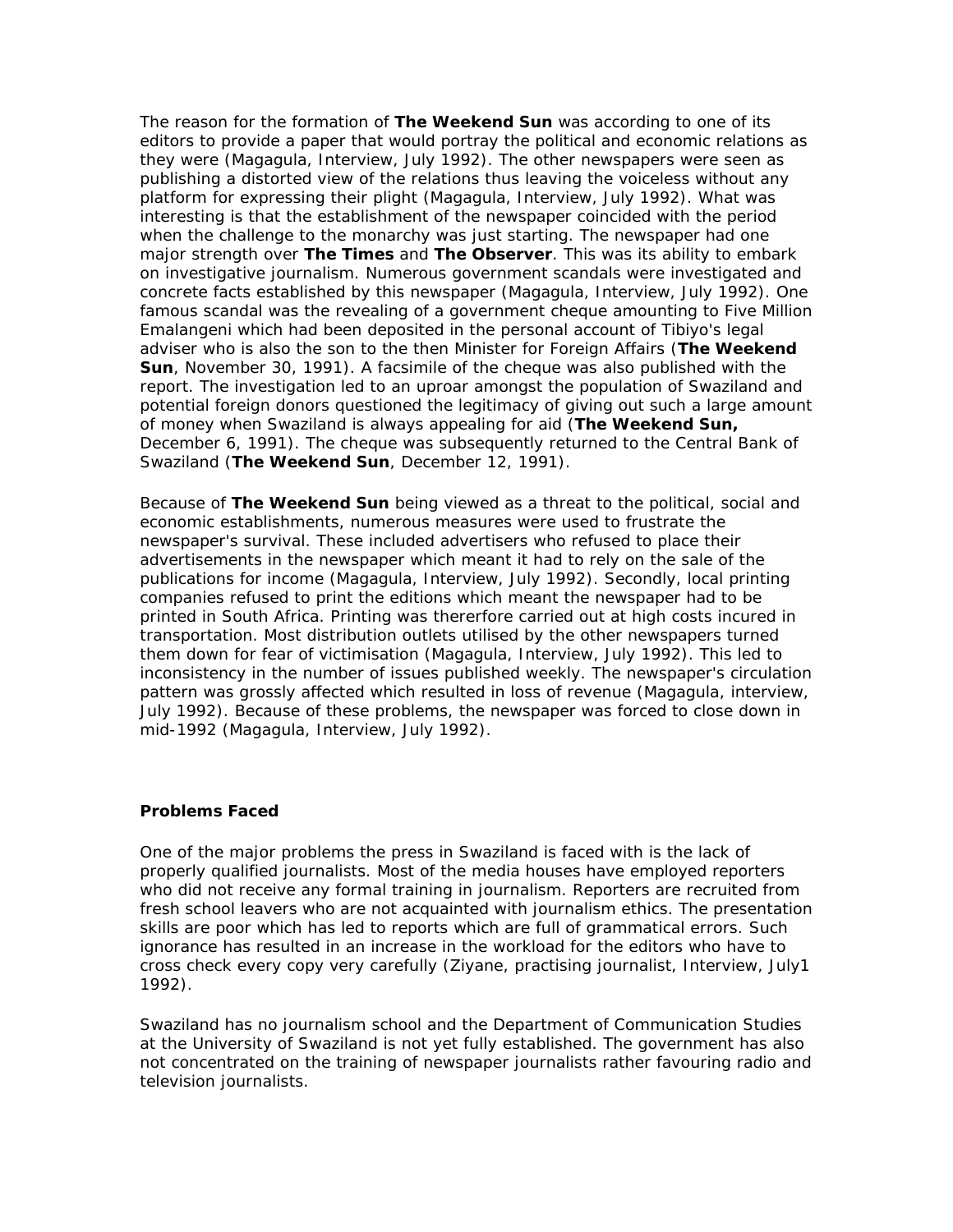The reason for the formation of **The Weekend Sun** was according to one of its editors to provide a paper that would portray the political and economic relations as they were (Magagula, Interview, July 1992). The other newspapers were seen as publishing a distorted view of the relations thus leaving the voiceless without any platform for expressing their plight (Magagula, Interview, July 1992). What was interesting is that the establishment of the newspaper coincided with the period when the challenge to the monarchy was just starting. The newspaper had one major strength over **The Times** and **The Observer**. This was its ability to embark on investigative journalism. Numerous government scandals were investigated and concrete facts established by this newspaper (Magagula, Interview, July 1992). One famous scandal was the revealing of a government cheque amounting to Five Million Emalangeni which had been deposited in the personal account of Tibiyo's legal adviser who is also the son to the then Minister for Foreign Affairs (**The Weekend Sun**, November 30, 1991). A facsimile of the cheque was also published with the report. The investigation led to an uproar amongst the population of Swaziland and potential foreign donors questioned the legitimacy of giving out such a large amount of money when Swaziland is always appealing for aid (**The Weekend Sun,** December 6, 1991). The cheque was subsequently returned to the Central Bank of Swaziland (**The Weekend Sun**, December 12, 1991).

Because of **The Weekend Sun** being viewed as a threat to the political, social and economic establishments, numerous measures were used to frustrate the newspaper's survival. These included advertisers who refused to place their advertisements in the newspaper which meant it had to rely on the sale of the publications for income (Magagula, Interview, July 1992). Secondly, local printing companies refused to print the editions which meant the newspaper had to be printed in South Africa. Printing was thererfore carried out at high costs incured in transportation. Most distribution outlets utilised by the other newspapers turned them down for fear of victimisation (Magagula, Interview, July 1992). This led to inconsistency in the number of issues published weekly. The newspaper's circulation pattern was grossly affected which resulted in loss of revenue (Magagula, interview, July 1992). Because of these problems, the newspaper was forced to close down in mid-1992 (Magagula, Interview, July 1992).

### Problems Faced

One of the major problems the press in Swaziland is faced with is the lack of properly qualified journalists. Most of the media houses have employed reporters who did not receive any formal training in journalism. Reporters are recruited from fresh school leavers who are not acquainted with journalism ethics. The presentation skills are poor which has led to reports which are full of grammatical errors. Such ignorance has resulted in an increase in the workload for the editors who have to cross check every copy very carefully (Ziyane, practising journalist, Interview, July1 1992).

Swaziland has no journalism school and the Department of Communication Studies at the University of Swaziland is not yet fully established. The government has also not concentrated on the training of newspaper journalists rather favouring radio and television journalists.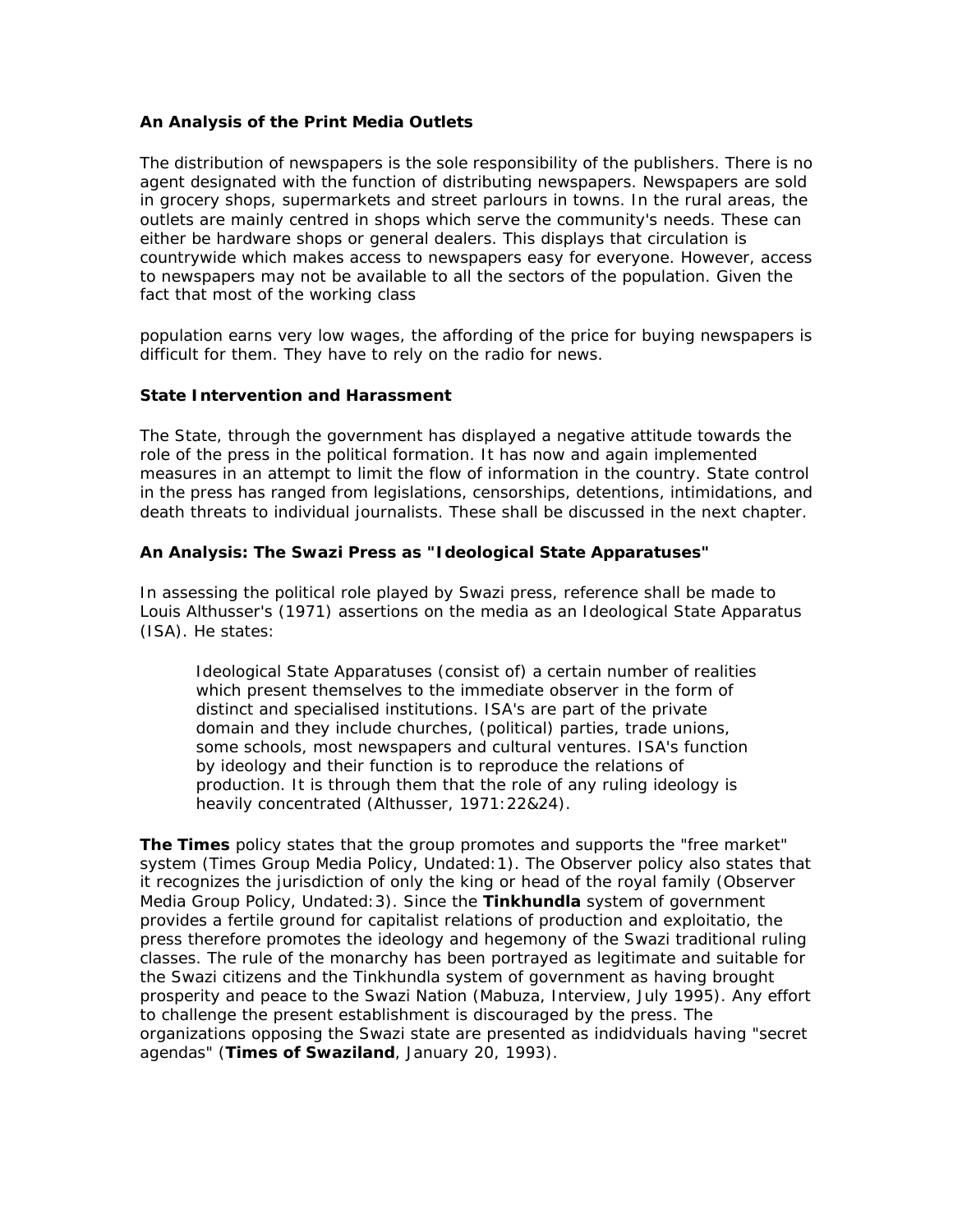### An Analysis of the Print Media Outlets

The distribution of newspapers is the sole responsibility of the publishers. There is no agent designated with the function of distributing newspapers. Newspapers are sold in grocery shops, supermarkets and street parlours in towns. In the rural areas, the outlets are mainly centred in shops which serve the community's needs. These can either be hardware shops or general dealers. This displays that circulation is countrywide which makes access to newspapers easy for everyone. However, access to newspapers may not be available to all the sectors of the population. Given the fact that most of the working class population earns very low wages, the affording of the price for buying newspapers is difficult for them. They have to rely on the radio for news.

### State Intervention and Harassment

The State, through the government has displayed a negative attitude towards the role of the press in the political formation. It has now and again implemented measures in an attempt to limit the flow of information in the country. State control in the press has ranged from legislations, censorships, detentions, intimidations, and death threats to individual journalists. These shall be discussed in the next chapter.

### An Analysis: The Swazi Press as "Ideological State Apparatuses"

In assessing the political role played by Swazi press, reference shall be made to Louis Althusser's (1971) assertions on the media as an Ideological State Apparatus (ISA). He states:

> Ideological State Apparatuses (consist of) a certain number of realities which present themselves to the immediate observer in the form of distinct and specialised institutions. ISA's are part of the private domain and they include churches, (political) parties, trade unions, some schools, most newspapers and cultural ventures. ISA's function by ideology and their function is to reproduce the relations of production. It is through them that the role of any ruling ideology is heavily concentrated (Althusser, 1971:22&24).

**The Times** policy states that the group promotes and supports the "free market" system (Times Group Media Policy, Undated:1). The Observer policy also states that it recognizes the jurisdiction of only the king or head of the royal family (Observer Media Group Policy, Undated:3). Since the **Tinkhundla** system of government provides a fertile ground for capitalist relations of production and exploitatio, the press therefore promotes the ideology and hegemony of the Swazi traditional ruling classes. The rule of the monarchy has been portrayed as legitimate and suitable for the Swazi citizens and the Tinkhundla system of government as having brought prosperity and peace to the Swazi Nation (Mabuza, Interview, July 1995). Any effort to challenge the present establishment is discouraged by the press. The organizations opposing the Swazi state are presented as indidviduals having "secret agendas" (**Times of Swaziland**, January 20, 1993).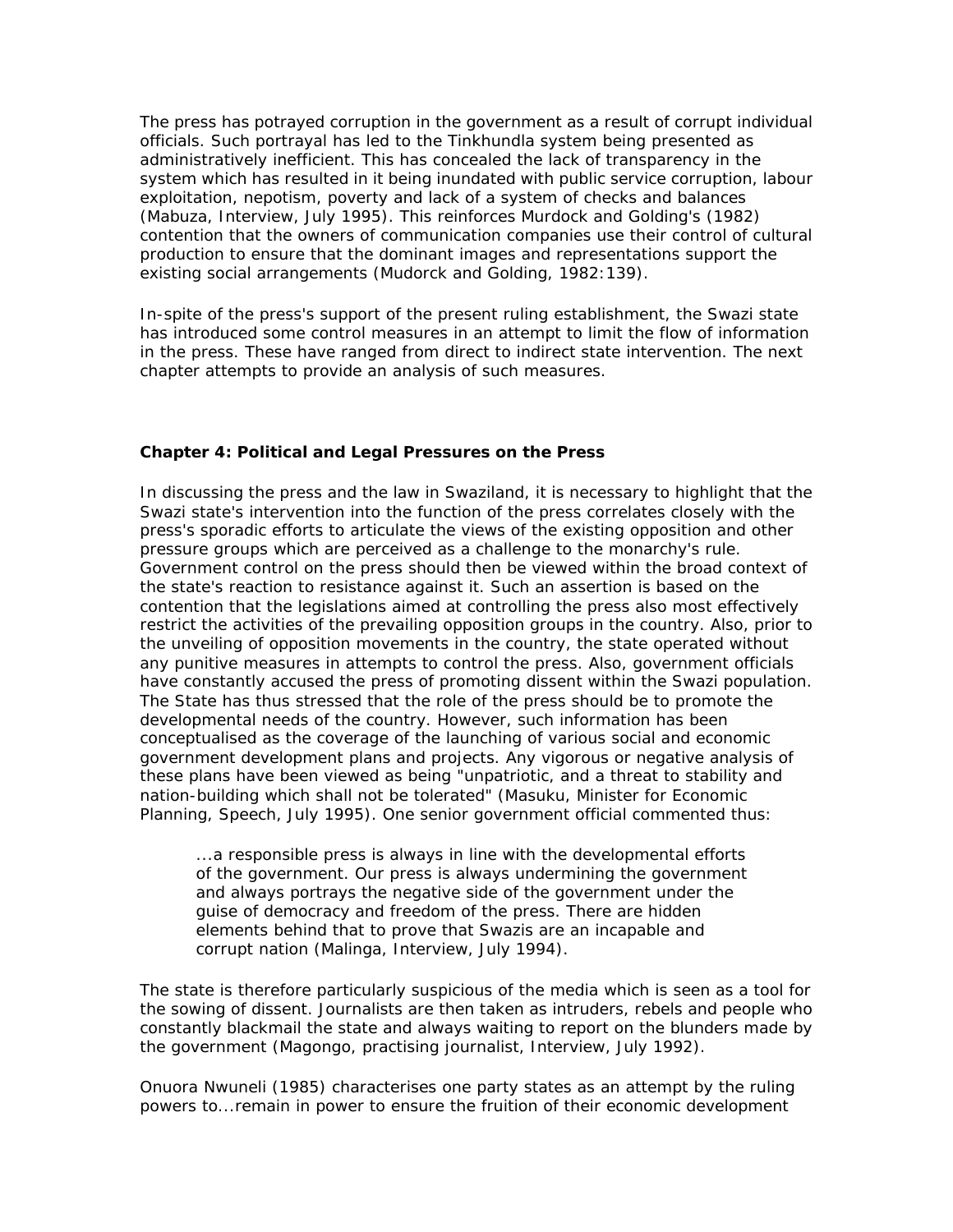The press has potrayed corruption in the government as a result of corrupt individual officials. Such portrayal has led to the Tinkhundla system being presented as administratively inefficient. This has concealed the lack of transparency in the system which has resulted in it being inundated with public service corruption, labour exploitation, nepotism, poverty and lack of a system of checks and balances (Mabuza, Interview, July 1995). This reinforces Murdock and Golding's (1982) contention that the owners of communication companies use their control of cultural production to ensure that the dominant images and representations support the existing social arrangements (Mudorck and Golding, 1982:139).

In-spite of the press's support of the present ruling establishment, the Swazi state has introduced some control measures in an attempt to limit the flow of information in the press. These have ranged from direct to indirect state intervention. The next chapter attempts to provide an analysis of such measures.

## Chapter 4: Political and Legal Pressures on the Press

In discussing the press and the law in Swaziland, it is necessary to highlight that the Swazi state's intervention into the function of the press correlates closely with the press's sporadic efforts to articulate the views of the existing opposition and other pressure groups which are perceived as a challenge to the monarchy's rule. Government control on the press should then be viewed within the broad context of the state's reaction to resistance against it. Such an assertion is based on the contention that the legislations aimed at controlling the press also most effectively restrict the activities of the prevailing opposition groups in the country. Also, prior to the unveiling of opposition movements in the country, the state operated without any punitive measures in attempts to control the press. Also, government officials have constantly accused the press of promoting dissent within the Swazi population. The State has thus stressed that the role of the press should be to promote the developmental needs of the country. However, such information has been conceptualised as the coverage of the launching of various social and economic government development plans and projects. Any vigorous or negative analysis of these plans have been viewed as being "unpatriotic, and a threat to stability and nation-building which shall not be tolerated" (Masuku, Minister for Economic Planning, Speech, July 1995). One senior government official commented thus:

> ...a responsible press is always in line with the developmental efforts of the government. Our press is always undermining the government and always portrays the negative side of the government under the guise of democracy and freedom of the press. There are hidden elements behind that to prove that Swazis are an incapable and corrupt nation (Malinga, Interview, July 1994).

The state is therefore particularly suspicious of the media which is seen as a tool for the sowing of dissent. Journalists are then taken as intruders, rebels and people who constantly blackmail the state and always waiting to report on the blunders made by the government (Magongo, practising journalist, Interview, July 1992).

Onuora Nwuneli (1985) characterises one party states as an attempt by the ruling powers to...remain in power to ensure the fruition of their economic development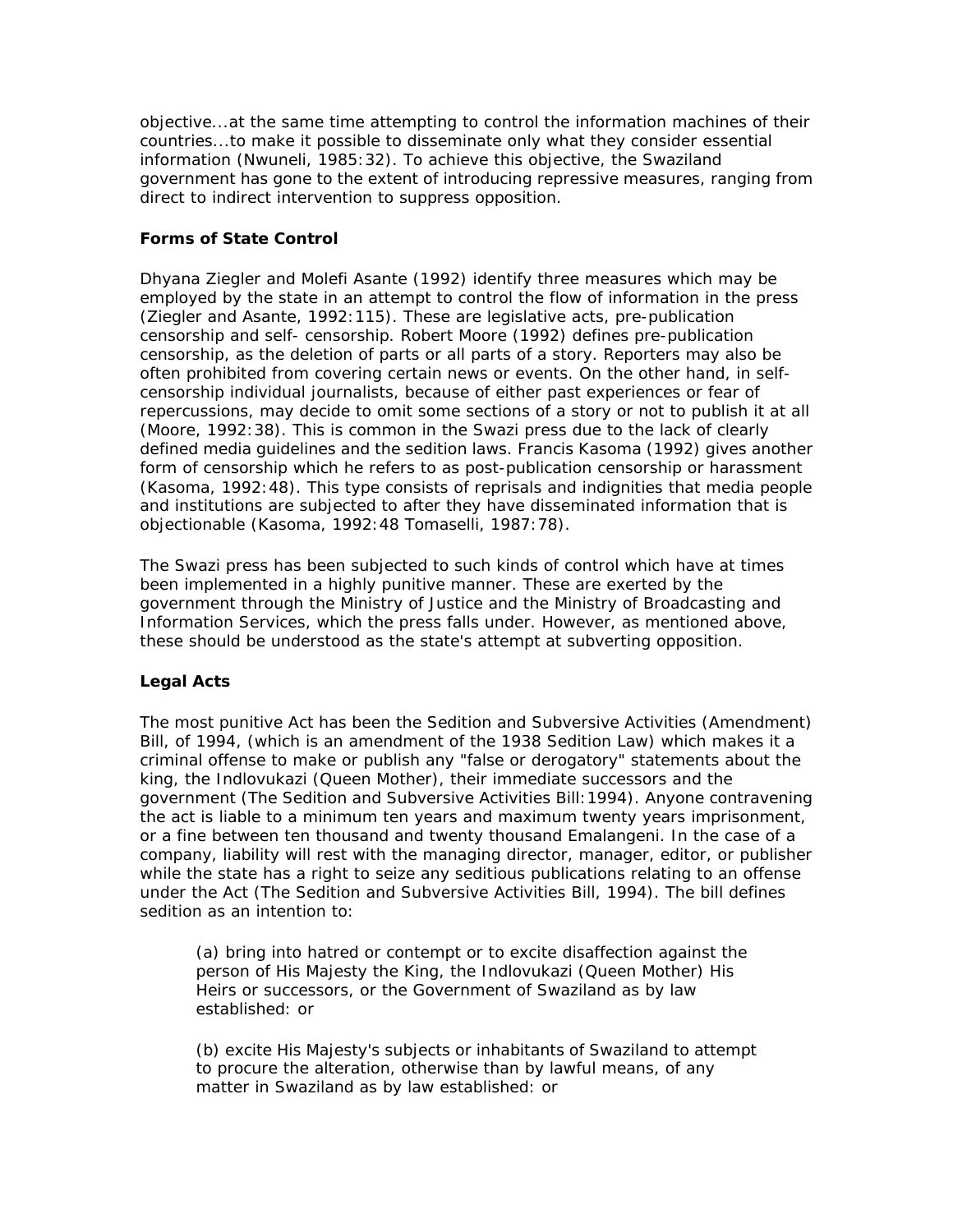objective...at the same time attempting to control the information machines of their countries...to make it possible to disseminate only what they consider essential information (Nwuneli, 1985:32). To achieve this objective, the Swaziland government has gone to the extent of introducing repressive measures, ranging from direct to indirect intervention to suppress opposition.

**Forms of State Control**

Dhyana Ziegler and Molefi Asante (1992) identify three measures which may be employed by the state in an attempt to control the flow of information in the press (Ziegler and Asante, 1992:115). These are legislative acts, pre-publication censorship and self- censorship. Robert Moore (1992) defines pre-publication censorship, as the deletion of parts or all parts of a story. Reporters may also be often prohibited from covering certain news or events. On the other hand, in self-censorship individual journalists, because of either past experiences or fear of repercussions, may decide to omit some sections of a story or not to publish it at all (Moore, 1992:38). This is common in the Swazi press due to the lack of clearly defined media guidelines and the sedition laws. Francis Kasoma (1992) gives another form of censorship which he refers to as post-publication censorship or harassment (Kasoma, 1992:48). This type consists of reprisals and indignities that media people and institutions are subjected to after they have disseminated information that is objectionable (Kasoma, 1992:48 Tomaselli, 1987:78).

The Swazi press has been subjected to such kinds of control which have at times been implemented in a highly punitive manner. These are exerted by the government through the Ministry of Justice and the Ministry of Broadcasting and Information Services, which the press falls under. However, as mentioned above, these should be understood as the state's attempt at subverting opposition.

**Legal Acts**

The most punitive Act has been the Sedition and Subversive Activities (Amendment) Bill, of 1994, (which is an amendment of the 1938 Sedition Law) which makes it a criminal offense to make or publish any "false or derogatory" statements about the king, the Indlovukazi (Queen Mother), their immediate successors and the government (The Sedition and Subversive Activities Bill:1994). Anyone contravening the act is liable to a minimum ten years and maximum twenty years imprisonment, or a fine between ten thousand and twenty thousand Emalangeni. In the case of a company, liability will rest with the managing director, manager, editor, or publisher while the state has a right to seize any seditious publications relating to an offense under the Act (The Sedition and Subversive Activities Bill, 1994). The bill defines sedition as an intention to:

> (a) bring into hatred or contempt or to excite disaffection against the person of His Majesty the King, the Indlovukazi (Queen Mother) His Heirs or successors, or the Government of Swaziland as by law established: or
>
> (b) excite His Majesty's subjects or inhabitants of Swaziland to attempt to procure the alteration, otherwise than by lawful means, of any matter in Swaziland as by law established: or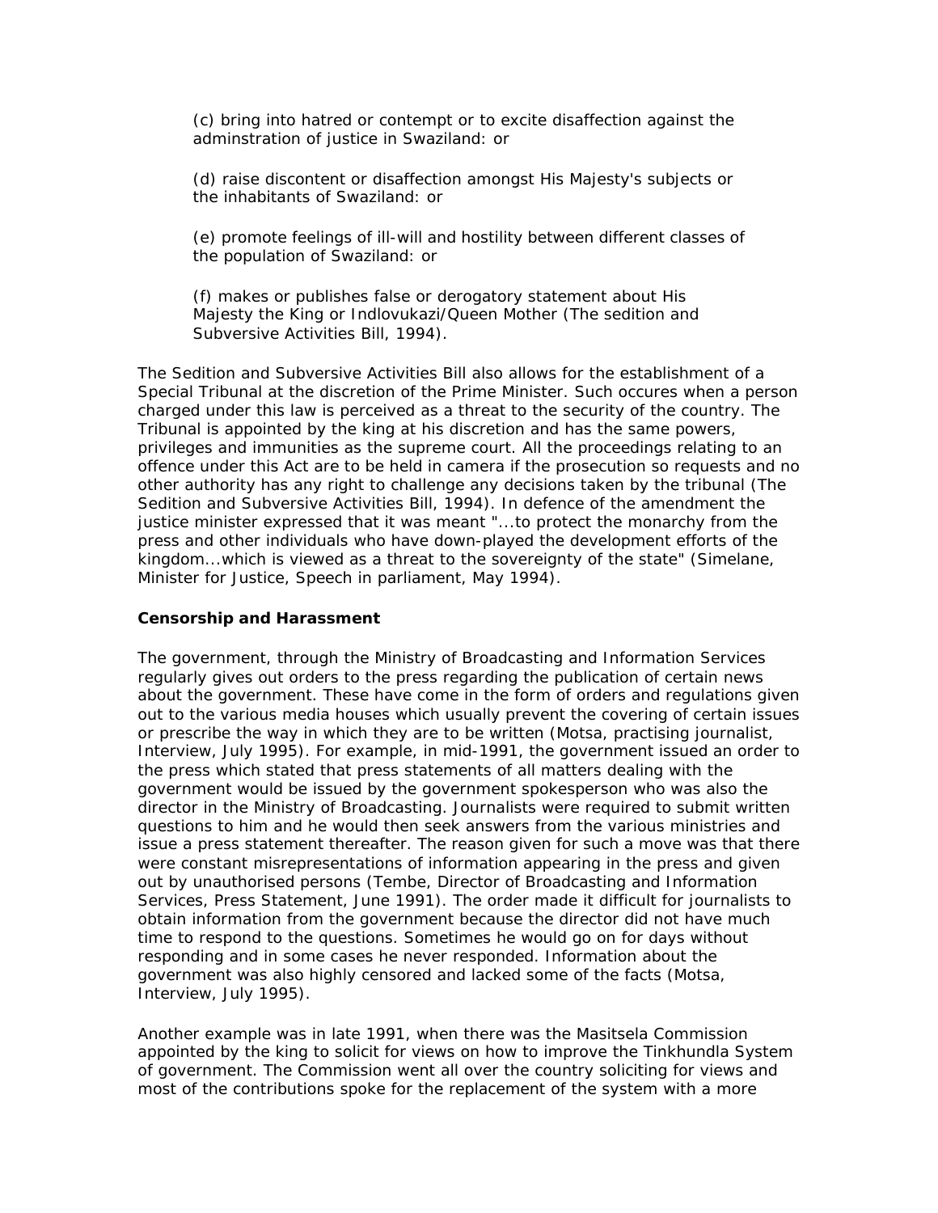(c) bring into hatred or contempt or to excite disaffection against the adminstration of justice in Swaziland: or

(d) raise discontent or disaffection amongst His Majesty's subjects or the inhabitants of Swaziland: or

(e) promote feelings of ill-will and hostility between different classes of the population of Swaziland: or

(f) makes or publishes false or derogatory statement about His Majesty the King or Indlovukazi/Queen Mother (The sedition and Subversive Activities Bill, 1994).

The Sedition and Subversive Activities Bill also allows for the establishment of a Special Tribunal at the discretion of the Prime Minister. Such occures when a person charged under this law is perceived as a threat to the security of the country. The Tribunal is appointed by the king at his discretion and has the same powers, privileges and immunities as the supreme court. All the proceedings relating to an offence under this Act are to be held in camera if the prosecution so requests and no other authority has any right to challenge any decisions taken by the tribunal (The Sedition and Subversive Activities Bill, 1994). In defence of the amendment the justice minister expressed that it was meant "...to protect the monarchy from the press and other individuals who have down-played the development efforts of the kingdom...which is viewed as a threat to the sovereignty of the state" (Simelane, Minister for Justice, Speech in parliament, May 1994).

**Censorship and Harassment**

The government, through the Ministry of Broadcasting and Information Services regularly gives out orders to the press regarding the publication of certain news about the government. These have come in the form of orders and regulations given out to the various media houses which usually prevent the covering of certain issues or prescribe the way in which they are to be written (Motsa, practising journalist, Interview, July 1995). For example, in mid-1991, the government issued an order to the press which stated that press statements of all matters dealing with the government would be issued by the government spokesperson who was also the director in the Ministry of Broadcasting. Journalists were required to submit written questions to him and he would then seek answers from the various ministries and issue a press statement thereafter. The reason given for such a move was that there were constant misrepresentations of information appearing in the press and given out by unauthorised persons (Tembe, Director of Broadcasting and Information Services, Press Statement, June 1991). The order made it difficult for journalists to obtain information from the government because the director did not have much time to respond to the questions. Sometimes he would go on for days without responding and in some cases he never responded. Information about the government was also highly censored and lacked some of the facts (Motsa, Interview, July 1995).

Another example was in late 1991, when there was the Masitsela Commission appointed by the king to solicit for views on how to improve the Tinkhundla System of government. The Commission went all over the country soliciting for views and most of the contributions spoke for the replacement of the system with a more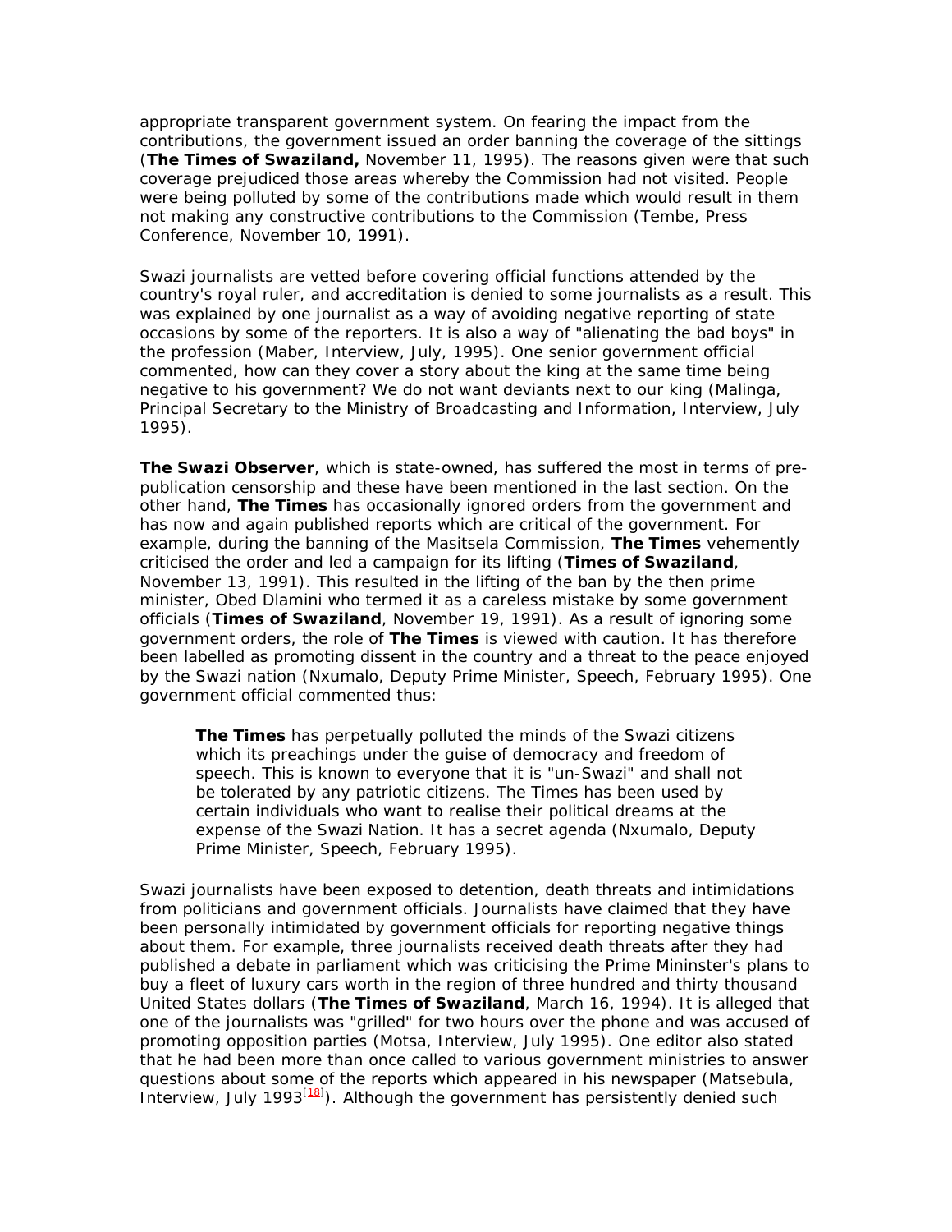appropriate transparent government system. On fearing the impact from the contributions, the government issued an order banning the coverage of the sittings (**The Times of Swaziland,** November 11, 1995). The reasons given were that such coverage prejudiced those areas whereby the Commission had not visited. People were being polluted by some of the contributions made which would result in them not making any constructive contributions to the Commission (Tembe, Press Conference, November 10, 1991).

Swazi journalists are vetted before covering official functions attended by the country's royal ruler, and accreditation is denied to some journalists as a result. This was explained by one journalist as a way of avoiding negative reporting of state occasions by some of the reporters. It is also a way of "alienating the bad boys" in the profession (Maber, Interview, July, 1995). One senior government official commented, how can they cover a story about the king at the same time being negative to his government? We do not want deviants next to our king (Malinga, Principal Secretary to the Ministry of Broadcasting and Information, Interview, July 1995).

**The Swazi Observer**, which is state-owned, has suffered the most in terms of pre-publication censorship and these have been mentioned in the last section. On the other hand, **The Times** has occasionally ignored orders from the government and has now and again published reports which are critical of the government. For example, during the banning of the Masitsela Commission, **The Times** vehemently criticised the order and led a campaign for its lifting (**Times of Swaziland**, November 13, 1991). This resulted in the lifting of the ban by the then prime minister, Obed Dlamini who termed it as a careless mistake by some government officials (**Times of Swaziland**, November 19, 1991). As a result of ignoring some government orders, the role of **The Times** is viewed with caution. It has therefore been labelled as promoting dissent in the country and a threat to the peace enjoyed by the Swazi nation (Nxumalo, Deputy Prime Minister, Speech, February 1995). One government official commented thus:

> **The Times** has perpetually polluted the minds of the Swazi citizens which its preachings under the guise of democracy and freedom of speech. This is known to everyone that it is "un-Swazi" and shall not be tolerated by any patriotic citizens. The Times has been used by certain individuals who want to realise their political dreams at the expense of the Swazi Nation. It has a secret agenda (Nxumalo, Deputy Prime Minister, Speech, February 1995).

Swazi journalists have been exposed to detention, death threats and intimidations from politicians and government officials. Journalists have claimed that they have been personally intimidated by government officials for reporting negative things about them. For example, three journalists received death threats after they had published a debate in parliament which was criticising the Prime Mininster's plans to buy a fleet of luxury cars worth in the region of three hundred and thirty thousand United States dollars (**The Times of Swaziland**, March 16, 1994). It is alleged that one of the journalists was "grilled" for two hours over the phone and was accused of promoting opposition parties (Motsa, Interview, July 1995). One editor also stated that he had been more than once called to various government ministries to answer questions about some of the reports which appeared in his newspaper (Matsebula, Interview, July 1993[18]). Although the government has persistently denied such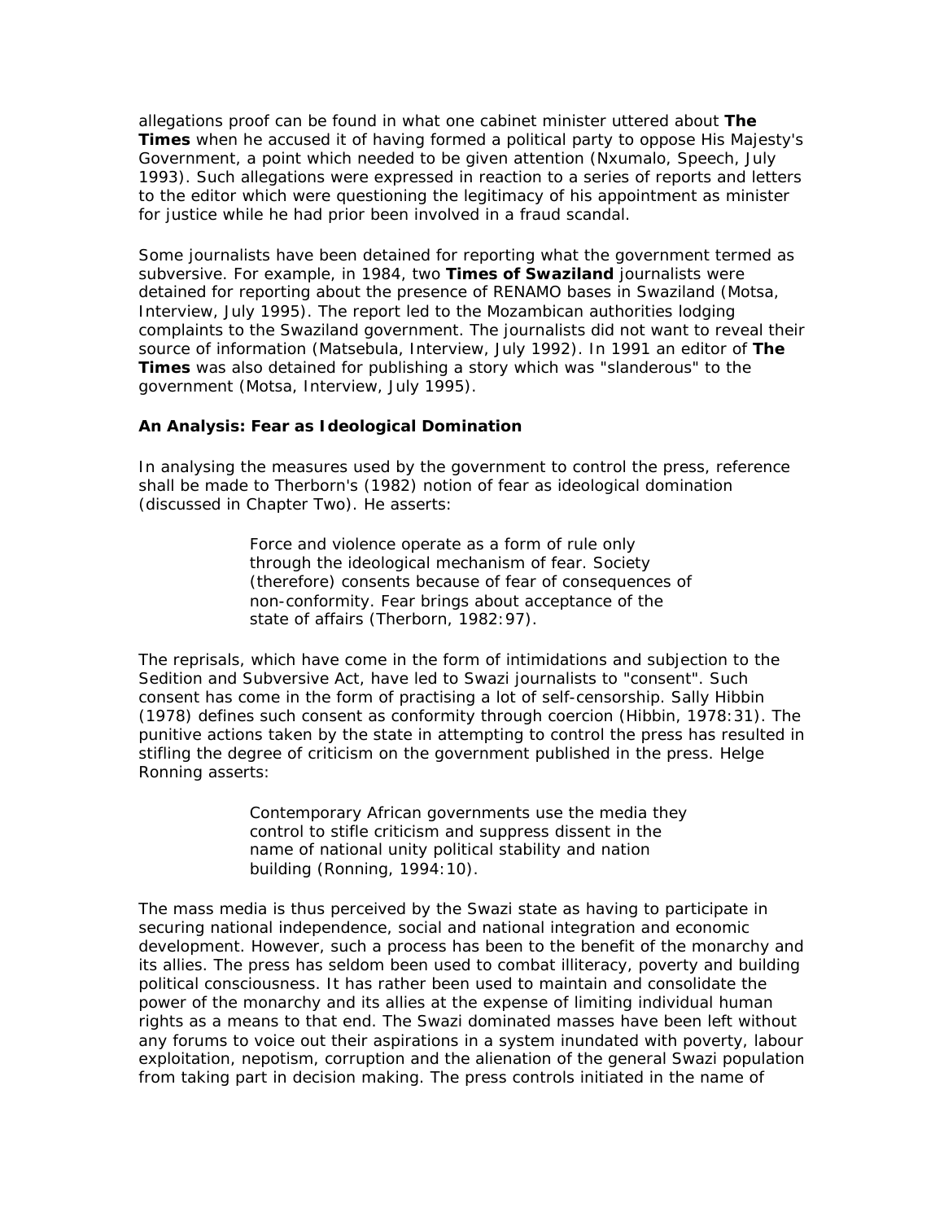allegations proof can be found in what one cabinet minister uttered about **The Times** when he accused it of having formed a political party to oppose His Majesty's Government, a point which needed to be given attention (Nxumalo, Speech, July 1993). Such allegations were expressed in reaction to a series of reports and letters to the editor which were questioning the legitimacy of his appointment as minister for justice while he had prior been involved in a fraud scandal.

Some journalists have been detained for reporting what the government termed as subversive. For example, in 1984, two **Times of Swaziland** journalists were detained for reporting about the presence of RENAMO bases in Swaziland (Motsa, Interview, July 1995). The report led to the Mozambican authorities lodging complaints to the Swaziland government. The journalists did not want to reveal their source of information (Matsebula, Interview, July 1992). In 1991 an editor of **The Times** was also detained for publishing a story which was "slanderous" to the government (Motsa, Interview, July 1995).

**An Analysis: Fear as Ideological Domination**

In analysing the measures used by the government to control the press, reference shall be made to Therborn's (1982) notion of fear as ideological domination (discussed in Chapter Two). He asserts:

> Force and violence operate as a form of rule only through the ideological mechanism of fear. Society (therefore) consents because of fear of consequences of non-conformity. Fear brings about acceptance of the state of affairs (Therborn, 1982:97).

The reprisals, which have come in the form of intimidations and subjection to the Sedition and Subversive Act, have led to Swazi journalists to "consent". Such consent has come in the form of practising a lot of self-censorship. Sally Hibbin (1978) defines such consent as conformity through coercion (Hibbin, 1978:31). The punitive actions taken by the state in attempting to control the press has resulted in stifling the degree of criticism on the government published in the press. Helge Ronning asserts:

> Contemporary African governments use the media they control to stifle criticism and suppress dissent in the name of national unity political stability and nation building (Ronning, 1994:10).

The mass media is thus perceived by the Swazi state as having to participate in securing national independence, social and national integration and economic development. However, such a process has been to the benefit of the monarchy and its allies. The press has seldom been used to combat illiteracy, poverty and building political consciousness. It has rather been used to maintain and consolidate the power of the monarchy and its allies at the expense of limiting individual human rights as a means to that end. The Swazi dominated masses have been left without any forums to voice out their aspirations in a system inundated with poverty, labour exploitation, nepotism, corruption and the alienation of the general Swazi population from taking part in decision making. The press controls initiated in the name of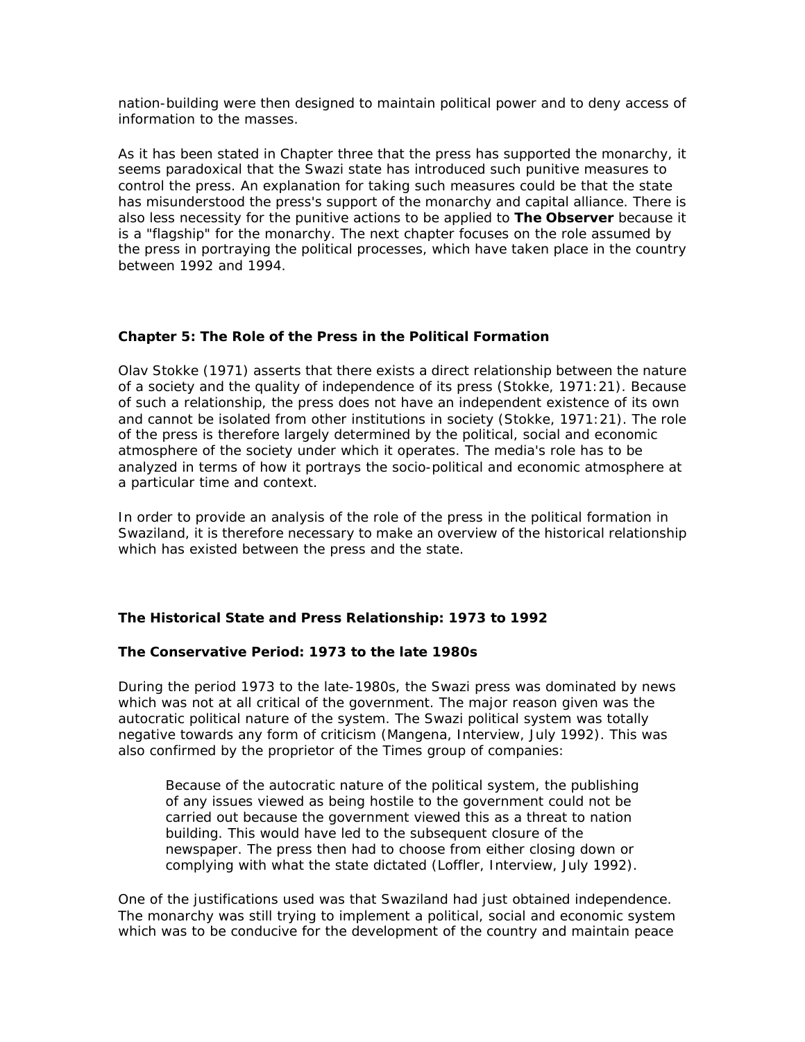nation-building were then designed to maintain political power and to deny access of information to the masses.

As it has been stated in Chapter three that the press has supported the monarchy, it seems paradoxical that the Swazi state has introduced such punitive measures to control the press. An explanation for taking such measures could be that the state has misunderstood the press's support of the monarchy and capital alliance. There is also less necessity for the punitive actions to be applied to **The Observer** because it is a "flagship" for the monarchy. The next chapter focuses on the role assumed by the press in portraying the political processes, which have taken place in the country between 1992 and 1994.

## Chapter 5: The Role of the Press in the Political Formation

Olav Stokke (1971) asserts that there exists a direct relationship between the nature of a society and the quality of independence of its press (Stokke, 1971:21). Because of such a relationship, the press does not have an independent existence of its own and cannot be isolated from other institutions in society (Stokke, 1971:21). The role of the press is therefore largely determined by the political, social and economic atmosphere of the society under which it operates. The media's role has to be analyzed in terms of how it portrays the socio-political and economic atmosphere at a particular time and context.

In order to provide an analysis of the role of the press in the political formation in Swaziland, it is therefore necessary to make an overview of the historical relationship which has existed between the press and the state.

### The Historical State and Press Relationship: 1973 to 1992

### The Conservative Period: 1973 to the late 1980s

During the period 1973 to the late-1980s, the Swazi press was dominated by news which was not at all critical of the government. The major reason given was the autocratic political nature of the system. The Swazi political system was totally negative towards any form of criticism (Mangena, Interview, July 1992). This was also confirmed by the proprietor of the Times group of companies:

> Because of the autocratic nature of the political system, the publishing of any issues viewed as being hostile to the government could not be carried out because the government viewed this as a threat to nation building. This would have led to the subsequent closure of the newspaper. The press then had to choose from either closing down or complying with what the state dictated (Loffler, Interview, July 1992).

One of the justifications used was that Swaziland had just obtained independence. The monarchy was still trying to implement a political, social and economic system which was to be conducive for the development of the country and maintain peace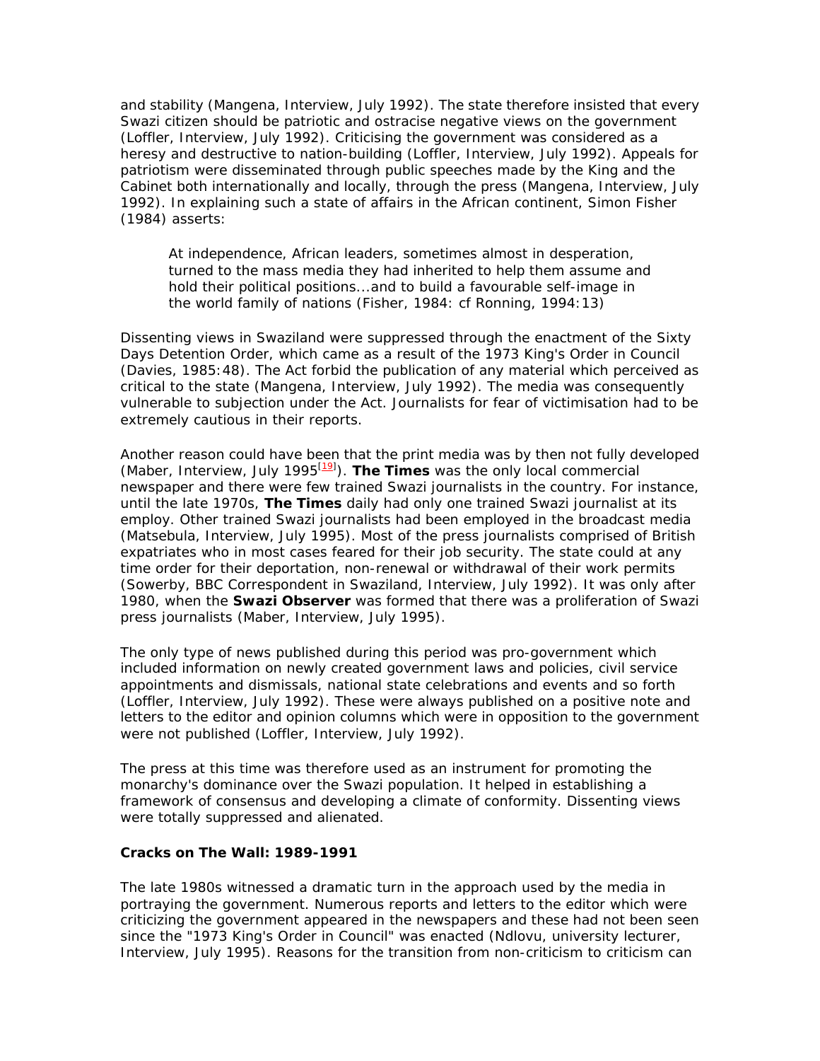and stability (Mangena, Interview, July 1992). The state therefore insisted that every Swazi citizen should be patriotic and ostracise negative views on the government (Loffler, Interview, July 1992). Criticising the government was considered as a heresy and destructive to nation-building (Loffler, Interview, July 1992). Appeals for patriotism were disseminated through public speeches made by the King and the Cabinet both internationally and locally, through the press (Mangena, Interview, July 1992). In explaining such a state of affairs in the African continent, Simon Fisher (1984) asserts:

> At independence, African leaders, sometimes almost in desperation, turned to the mass media they had inherited to help them assume and hold their political positions...and to build a favourable self-image in the world family of nations (Fisher, 1984: cf Ronning, 1994:13)

Dissenting views in Swaziland were suppressed through the enactment of the Sixty Days Detention Order, which came as a result of the 1973 King's Order in Council (Davies, 1985:48). The Act forbid the publication of any material which perceived as critical to the state (Mangena, Interview, July 1992). The media was consequently vulnerable to subjection under the Act. Journalists for fear of victimisation had to be extremely cautious in their reports.

Another reason could have been that the print media was by then not fully developed (Maber, Interview, July 1995[19]). **The Times** was the only local commercial newspaper and there were few trained Swazi journalists in the country. For instance, until the late 1970s, **The Times** daily had only one trained Swazi journalist at its employ. Other trained Swazi journalists had been employed in the broadcast media (Matsebula, Interview, July 1995). Most of the press journalists comprised of British expatriates who in most cases feared for their job security. The state could at any time order for their deportation, non-renewal or withdrawal of their work permits (Sowerby, BBC Correspondent in Swaziland, Interview, July 1992). It was only after 1980, when the **Swazi Observer** was formed that there was a proliferation of Swazi press journalists (Maber, Interview, July 1995).

The only type of news published during this period was pro-government which included information on newly created government laws and policies, civil service appointments and dismissals, national state celebrations and events and so forth (Loffler, Interview, July 1992). These were always published on a positive note and letters to the editor and opinion columns which were in opposition to the government were not published (Loffler, Interview, July 1992).

The press at this time was therefore used as an instrument for promoting the monarchy's dominance over the Swazi population. It helped in establishing a framework of consensus and developing a climate of conformity. Dissenting views were totally suppressed and alienated.

**Cracks on The Wall: 1989-1991**

The late 1980s witnessed a dramatic turn in the approach used by the media in portraying the government. Numerous reports and letters to the editor which were criticizing the government appeared in the newspapers and these had not been seen since the "1973 King's Order in Council" was enacted (Ndlovu, university lecturer, Interview, July 1995). Reasons for the transition from non-criticism to criticism can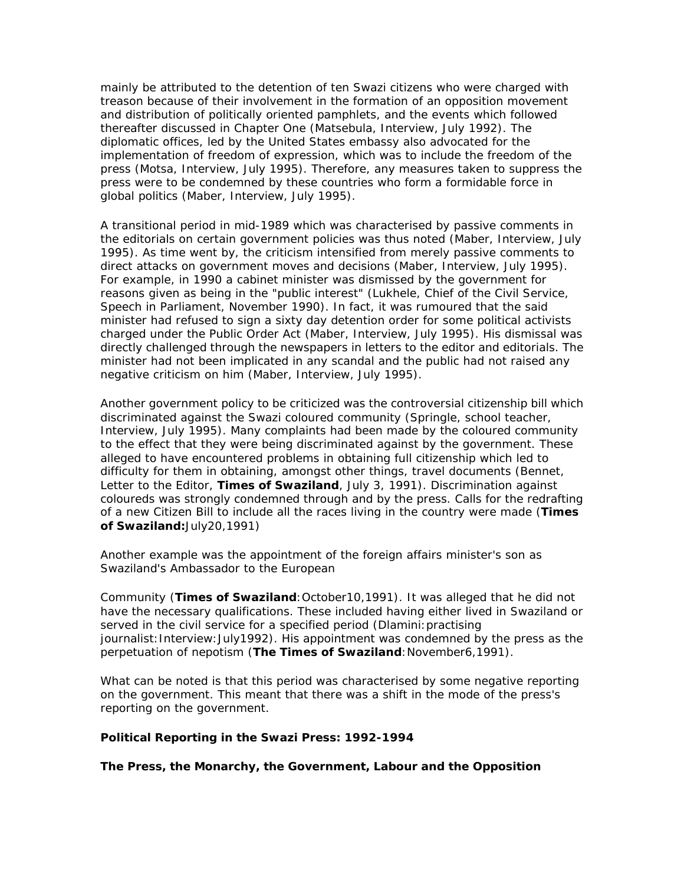mainly be attributed to the detention of ten Swazi citizens who were charged with treason because of their involvement in the formation of an opposition movement and distribution of politically oriented pamphlets, and the events which followed thereafter discussed in Chapter One (Matsebula, Interview, July 1992). The diplomatic offices, led by the United States embassy also advocated for the implementation of freedom of expression, which was to include the freedom of the press (Motsa, Interview, July 1995). Therefore, any measures taken to suppress the press were to be condemned by these countries who form a formidable force in global politics (Maber, Interview, July 1995).

A transitional period in mid-1989 which was characterised by passive comments in the editorials on certain government policies was thus noted (Maber, Interview, July 1995). As time went by, the criticism intensified from merely passive comments to direct attacks on government moves and decisions (Maber, Interview, July 1995). For example, in 1990 a cabinet minister was dismissed by the government for reasons given as being in the "public interest" (Lukhele, Chief of the Civil Service, Speech in Parliament, November 1990). In fact, it was rumoured that the said minister had refused to sign a sixty day detention order for some political activists charged under the Public Order Act (Maber, Interview, July 1995). His dismissal was directly challenged through the newspapers in letters to the editor and editorials. The minister had not been implicated in any scandal and the public had not raised any negative criticism on him (Maber, Interview, July 1995).

Another government policy to be criticized was the controversial citizenship bill which discriminated against the Swazi coloured community (Springle, school teacher, Interview, July 1995). Many complaints had been made by the coloured community to the effect that they were being discriminated against by the government. These alleged to have encountered problems in obtaining full citizenship which led to difficulty for them in obtaining, amongst other things, travel documents (Bennet, Letter to the Editor, **Times of Swaziland**, July 3, 1991). Discrimination against coloureds was strongly condemned through and by the press. Calls for the redrafting of a new Citizen Bill to include all the races living in the country were made (**Times of Swaziland:**July20,1991)

Another example was the appointment of the foreign affairs minister's son as Swaziland's Ambassador to the European

Community (**Times of Swaziland**:October10,1991). It was alleged that he did not have the necessary qualifications. These included having either lived in Swaziland or served in the civil service for a specified period (Dlamini:practising journalist:Interview:July1992). His appointment was condemned by the press as the perpetuation of nepotism (**The Times of Swaziland**:November6,1991).

What can be noted is that this period was characterised by some negative reporting on the government. This meant that there was a shift in the mode of the press's reporting on the government.

**Political Reporting in the Swazi Press: 1992-1994**

**The Press, the Monarchy, the Government, Labour and the Opposition**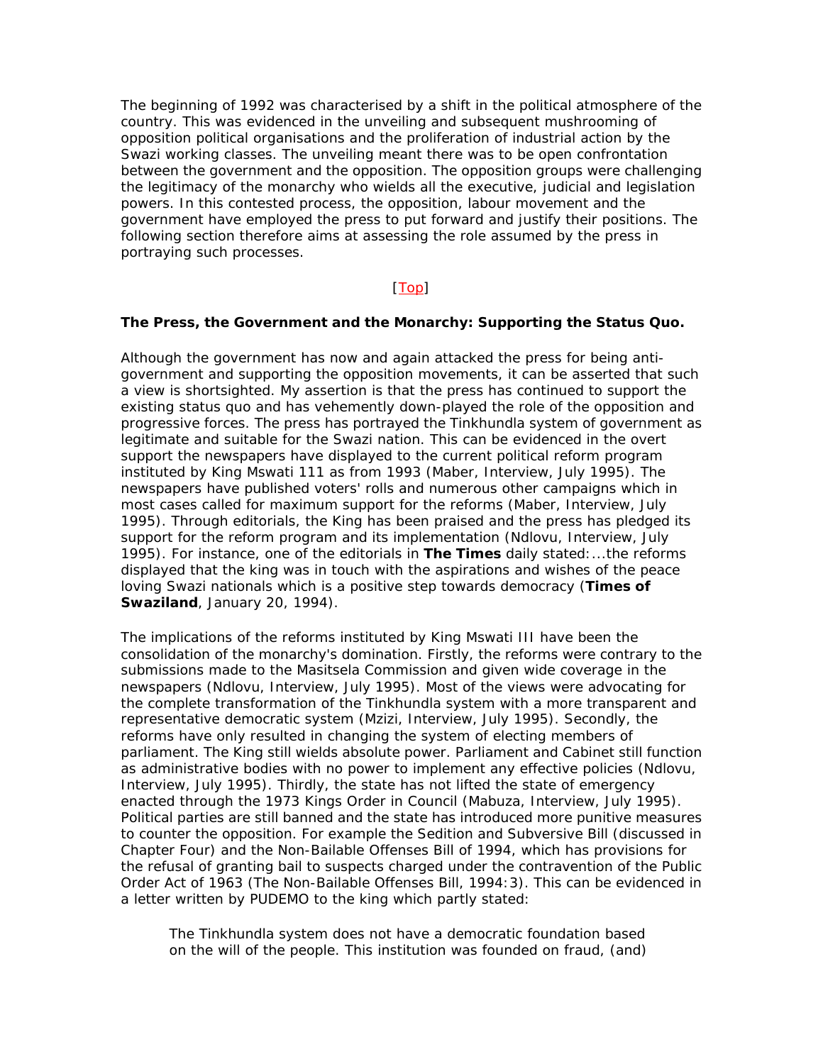The beginning of 1992 was characterised by a shift in the political atmosphere of the country. This was evidenced in the unveiling and subsequent mushrooming of opposition political organisations and the proliferation of industrial action by the Swazi working classes. The unveiling meant there was to be open confrontation between the government and the opposition. The opposition groups were challenging the legitimacy of the monarchy who wields all the executive, judicial and legislation powers. In this contested process, the opposition, labour movement and the government have employed the press to put forward and justify their positions. The following section therefore aims at assessing the role assumed by the press in portraying such processes.

[Top]

**The Press, the Government and the Monarchy: Supporting the Status Quo.**

Although the government has now and again attacked the press for being anti-government and supporting the opposition movements, it can be asserted that such a view is shortsighted. My assertion is that the press has continued to support the existing status quo and has vehemently down-played the role of the opposition and progressive forces. The press has portrayed the Tinkhundla system of government as legitimate and suitable for the Swazi nation. This can be evidenced in the overt support the newspapers have displayed to the current political reform program instituted by King Mswati 111 as from 1993 (Maber, Interview, July 1995). The newspapers have published voters' rolls and numerous other campaigns which in most cases called for maximum support for the reforms (Maber, Interview, July 1995). Through editorials, the King has been praised and the press has pledged its support for the reform program and its implementation (Ndlovu, Interview, July 1995). For instance, one of the editorials in **The Times** daily stated:...the reforms displayed that the king was in touch with the aspirations and wishes of the peace loving Swazi nationals which is a positive step towards democracy (**Times of Swaziland**, January 20, 1994).

The implications of the reforms instituted by King Mswati III have been the consolidation of the monarchy's domination. Firstly, the reforms were contrary to the submissions made to the Masitsela Commission and given wide coverage in the newspapers (Ndlovu, Interview, July 1995). Most of the views were advocating for the complete transformation of the Tinkhundla system with a more transparent and representative democratic system (Mzizi, Interview, July 1995). Secondly, the reforms have only resulted in changing the system of electing members of parliament. The King still wields absolute power. Parliament and Cabinet still function as administrative bodies with no power to implement any effective policies (Ndlovu, Interview, July 1995). Thirdly, the state has not lifted the state of emergency enacted through the 1973 Kings Order in Council (Mabuza, Interview, July 1995). Political parties are still banned and the state has introduced more punitive measures to counter the opposition. For example the Sedition and Subversive Bill (discussed in Chapter Four) and the Non-Bailable Offenses Bill of 1994, which has provisions for the refusal of granting bail to suspects charged under the contravention of the Public Order Act of 1963 (The Non-Bailable Offenses Bill, 1994:3). This can be evidenced in a letter written by PUDEMO to the king which partly stated:

> The Tinkhundla system does not have a democratic foundation based on the will of the people. This institution was founded on fraud, (and)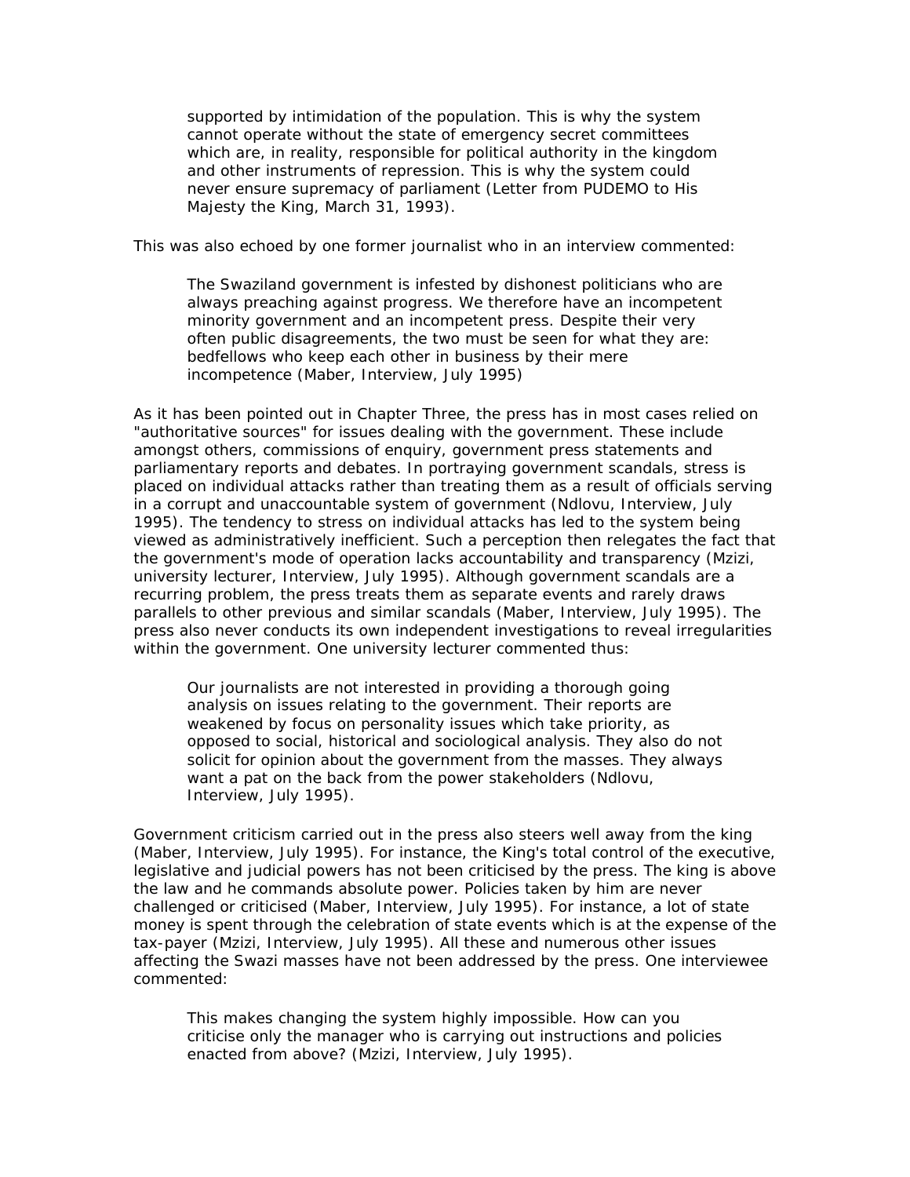> supported by intimidation of the population. This is why the system cannot operate without the state of emergency secret committees which are, in reality, responsible for political authority in the kingdom and other instruments of repression. This is why the system could never ensure supremacy of parliament (Letter from PUDEMO to His Majesty the King, March 31, 1993).

This was also echoed by one former journalist who in an interview commented:

> The Swaziland government is infested by dishonest politicians who are always preaching against progress. We therefore have an incompetent minority government and an incompetent press. Despite their very often public disagreements, the two must be seen for what they are: bedfellows who keep each other in business by their mere incompetence (Maber, Interview, July 1995)

As it has been pointed out in Chapter Three, the press has in most cases relied on "authoritative sources" for issues dealing with the government. These include amongst others, commissions of enquiry, government press statements and parliamentary reports and debates. In portraying government scandals, stress is placed on individual attacks rather than treating them as a result of officials serving in a corrupt and unaccountable system of government (Ndlovu, Interview, July 1995). The tendency to stress on individual attacks has led to the system being viewed as administratively inefficient. Such a perception then relegates the fact that the government's mode of operation lacks accountability and transparency (Mzizi, university lecturer, Interview, July 1995). Although government scandals are a recurring problem, the press treats them as separate events and rarely draws parallels to other previous and similar scandals (Maber, Interview, July 1995). The press also never conducts its own independent investigations to reveal irregularities within the government. One university lecturer commented thus:

> Our journalists are not interested in providing a thorough going analysis on issues relating to the government. Their reports are weakened by focus on personality issues which take priority, as opposed to social, historical and sociological analysis. They also do not solicit for opinion about the government from the masses. They always want a pat on the back from the power stakeholders (Ndlovu, Interview, July 1995).

Government criticism carried out in the press also steers well away from the king (Maber, Interview, July 1995). For instance, the King's total control of the executive, legislative and judicial powers has not been criticised by the press. The king is above the law and he commands absolute power. Policies taken by him are never challenged or criticised (Maber, Interview, July 1995). For instance, a lot of state money is spent through the celebration of state events which is at the expense of the tax-payer (Mzizi, Interview, July 1995). All these and numerous other issues affecting the Swazi masses have not been addressed by the press. One interviewee commented:

> This makes changing the system highly impossible. How can you criticise only the manager who is carrying out instructions and policies enacted from above? (Mzizi, Interview, July 1995).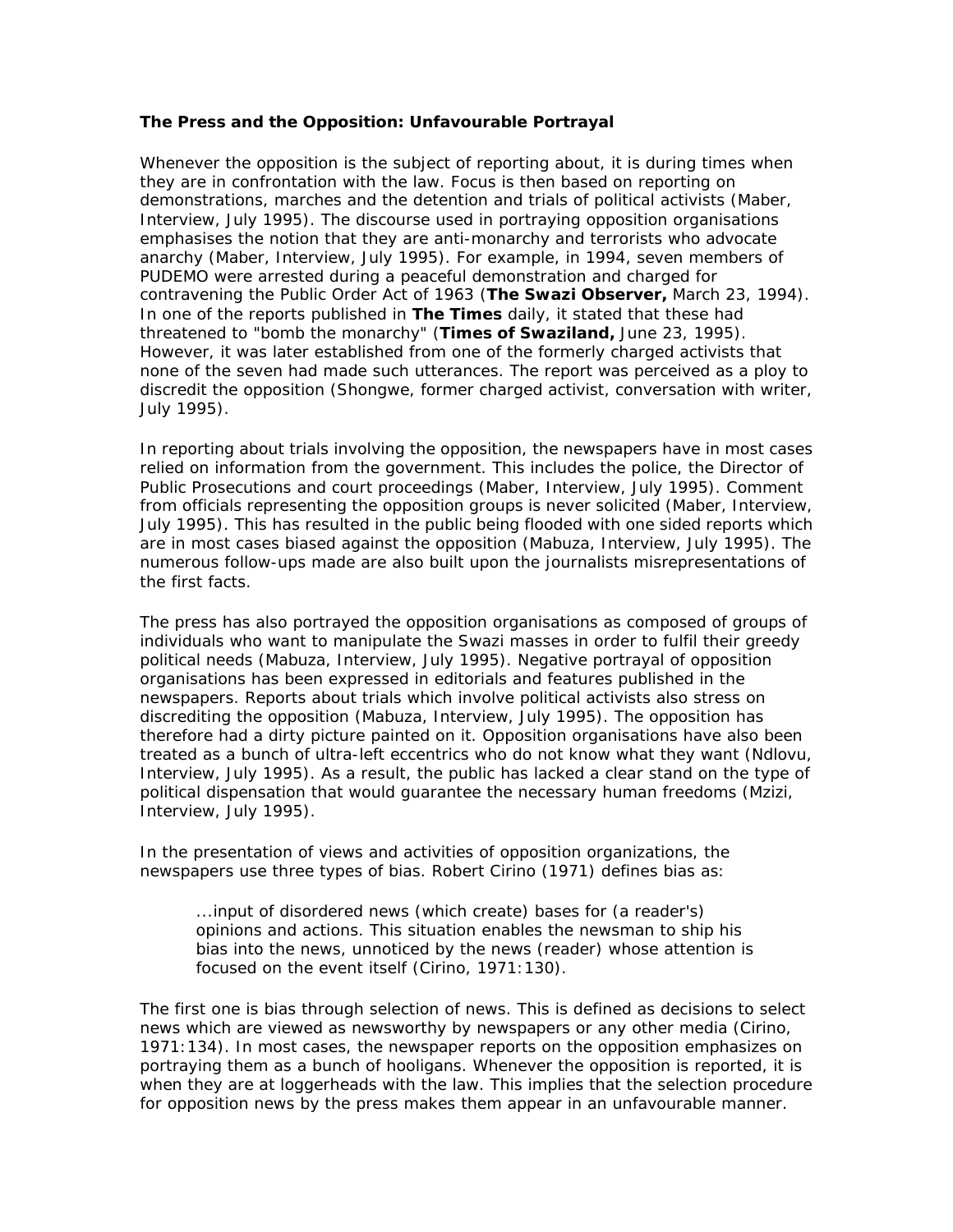**The Press and the Opposition: Unfavourable Portrayal**

Whenever the opposition is the subject of reporting about, it is during times when they are in confrontation with the law. Focus is then based on reporting on demonstrations, marches and the detention and trials of political activists (Maber, Interview, July 1995). The discourse used in portraying opposition organisations emphasises the notion that they are anti-monarchy and terrorists who advocate anarchy (Maber, Interview, July 1995). For example, in 1994, seven members of PUDEMO were arrested during a peaceful demonstration and charged for contravening the Public Order Act of 1963 (**The Swazi Observer,** March 23, 1994). In one of the reports published in **The Times** daily, it stated that these had threatened to "bomb the monarchy" (**Times of Swaziland,** June 23, 1995). However, it was later established from one of the formerly charged activists that none of the seven had made such utterances. The report was perceived as a ploy to discredit the opposition (Shongwe, former charged activist, conversation with writer, July 1995).

In reporting about trials involving the opposition, the newspapers have in most cases relied on information from the government. This includes the police, the Director of Public Prosecutions and court proceedings (Maber, Interview, July 1995). Comment from officials representing the opposition groups is never solicited (Maber, Interview, July 1995). This has resulted in the public being flooded with one sided reports which are in most cases biased against the opposition (Mabuza, Interview, July 1995). The numerous follow-ups made are also built upon the journalists misrepresentations of the first facts.

The press has also portrayed the opposition organisations as composed of groups of individuals who want to manipulate the Swazi masses in order to fulfil their greedy political needs (Mabuza, Interview, July 1995). Negative portrayal of opposition organisations has been expressed in editorials and features published in the newspapers. Reports about trials which involve political activists also stress on discrediting the opposition (Mabuza, Interview, July 1995). The opposition has therefore had a dirty picture painted on it. Opposition organisations have also been treated as a bunch of ultra-left eccentrics who do not know what they want (Ndlovu, Interview, July 1995). As a result, the public has lacked a clear stand on the type of political dispensation that would guarantee the necessary human freedoms (Mzizi, Interview, July 1995).

In the presentation of views and activities of opposition organizations, the newspapers use three types of bias. Robert Cirino (1971) defines bias as:

> ...input of disordered news (which create) bases for (a reader's) opinions and actions. This situation enables the newsman to ship his bias into the news, unnoticed by the news (reader) whose attention is focused on the event itself (Cirino, 1971:130).

The first one is bias through selection of news. This is defined as decisions to select news which are viewed as newsworthy by newspapers or any other media (Cirino, 1971:134). In most cases, the newspaper reports on the opposition emphasizes on portraying them as a bunch of hooligans. Whenever the opposition is reported, it is when they are at loggerheads with the law. This implies that the selection procedure for opposition news by the press makes them appear in an unfavourable manner.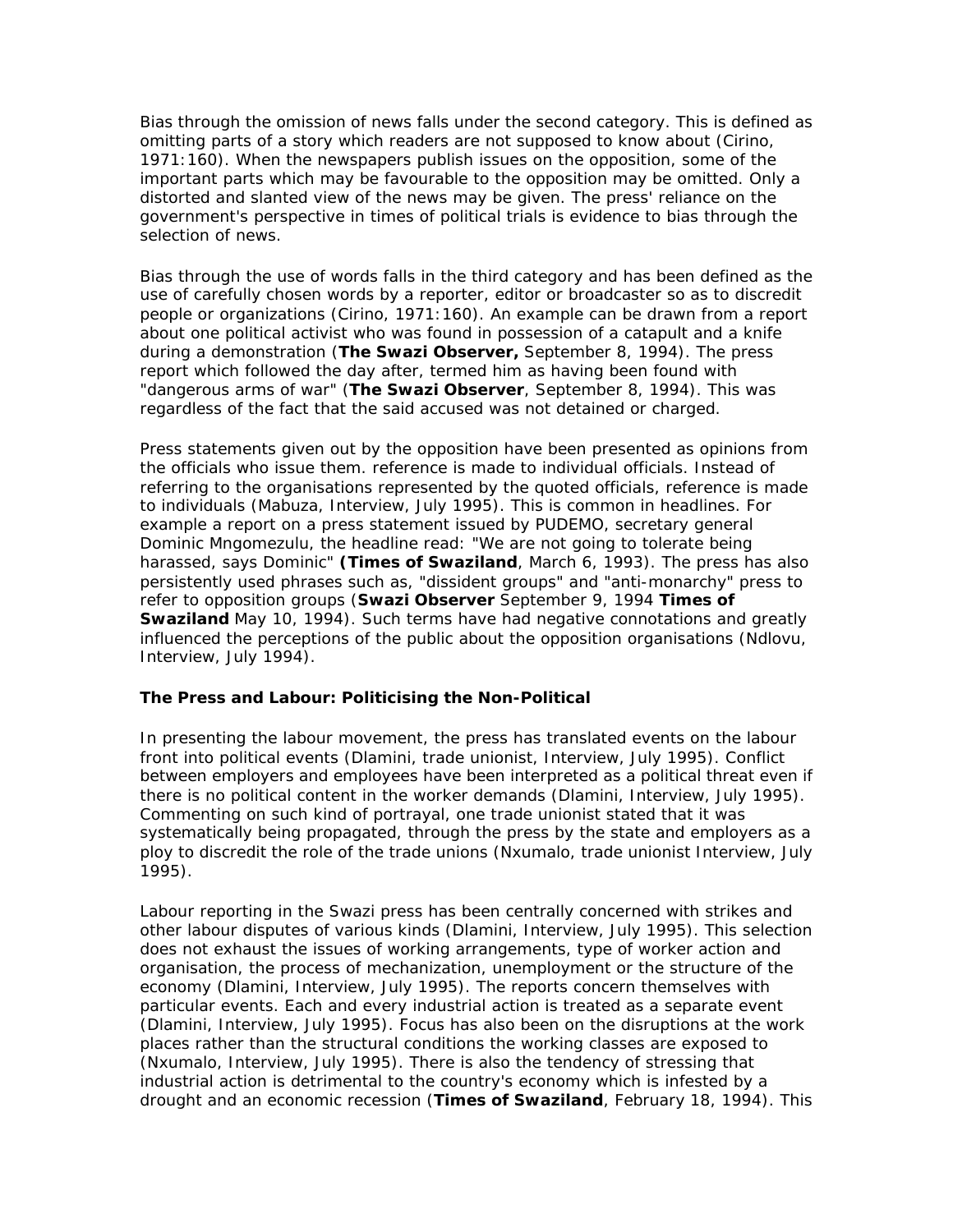Bias through the omission of news falls under the second category. This is defined as omitting parts of a story which readers are not supposed to know about (Cirino, 1971:160). When the newspapers publish issues on the opposition, some of the important parts which may be favourable to the opposition may be omitted. Only a distorted and slanted view of the news may be given. The press' reliance on the government's perspective in times of political trials is evidence to bias through the selection of news.

Bias through the use of words falls in the third category and has been defined as the use of carefully chosen words by a reporter, editor or broadcaster so as to discredit people or organizations (Cirino, 1971:160). An example can be drawn from a report about one political activist who was found in possession of a catapult and a knife during a demonstration (**The Swazi Observer,** September 8, 1994). The press report which followed the day after, termed him as having been found with "dangerous arms of war" (**The Swazi Observer**, September 8, 1994). This was regardless of the fact that the said accused was not detained or charged.

Press statements given out by the opposition have been presented as opinions from the officials who issue them. reference is made to individual officials. Instead of referring to the organisations represented by the quoted officials, reference is made to individuals (Mabuza, Interview, July 1995). This is common in headlines. For example a report on a press statement issued by PUDEMO, secretary general Dominic Mngomezulu, the headline read: "We are not going to tolerate being harassed, says Dominic" **(Times of Swaziland**, March 6, 1993). The press has also persistently used phrases such as, "dissident groups" and "anti-monarchy" press to refer to opposition groups (**Swazi Observer** September 9, 1994 **Times of Swaziland** May 10, 1994). Such terms have had negative connotations and greatly influenced the perceptions of the public about the opposition organisations (Ndlovu, Interview, July 1994).

### The Press and Labour: Politicising the Non-Political

In presenting the labour movement, the press has translated events on the labour front into political events (Dlamini, trade unionist, Interview, July 1995). Conflict between employers and employees have been interpreted as a political threat even if there is no political content in the worker demands (Dlamini, Interview, July 1995). Commenting on such kind of portrayal, one trade unionist stated that it was systematically being propagated, through the press by the state and employers as a ploy to discredit the role of the trade unions (Nxumalo, trade unionist Interview, July 1995).

Labour reporting in the Swazi press has been centrally concerned with strikes and other labour disputes of various kinds (Dlamini, Interview, July 1995). This selection does not exhaust the issues of working arrangements, type of worker action and organisation, the process of mechanization, unemployment or the structure of the economy (Dlamini, Interview, July 1995). The reports concern themselves with particular events. Each and every industrial action is treated as a separate event (Dlamini, Interview, July 1995). Focus has also been on the disruptions at the work places rather than the structural conditions the working classes are exposed to (Nxumalo, Interview, July 1995). There is also the tendency of stressing that industrial action is detrimental to the country's economy which is infested by a drought and an economic recession (**Times of Swaziland**, February 18, 1994). This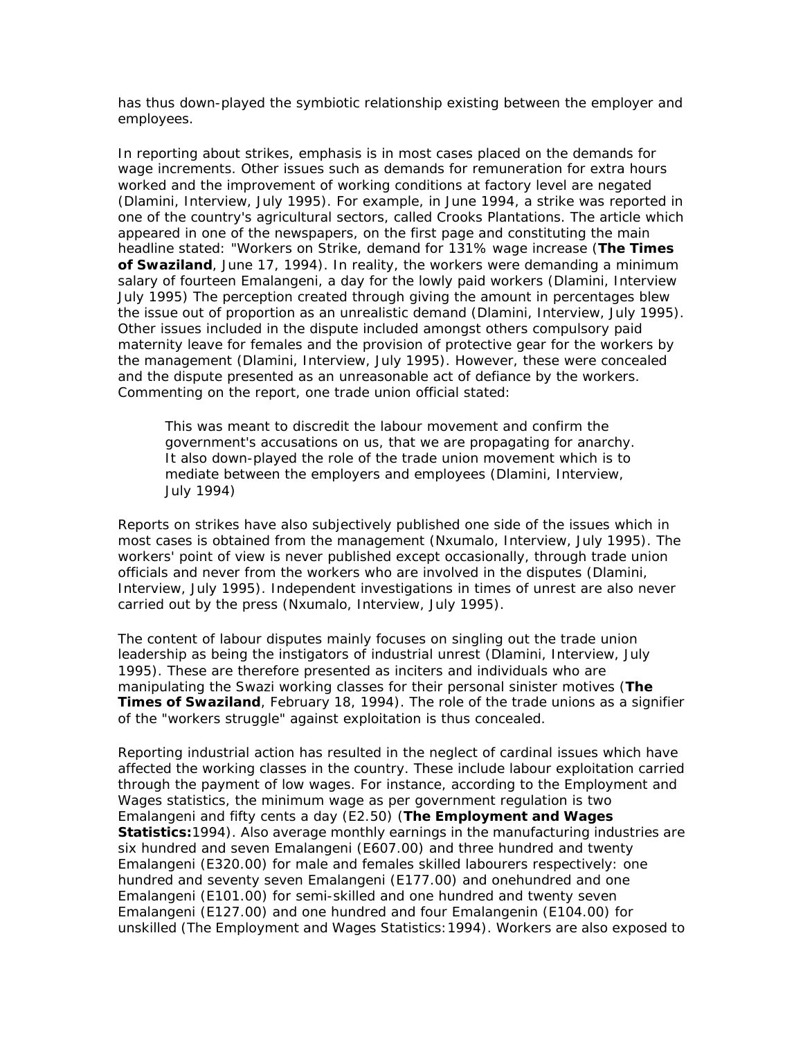has thus down-played the symbiotic relationship existing between the employer and employees.

In reporting about strikes, emphasis is in most cases placed on the demands for wage increments. Other issues such as demands for remuneration for extra hours worked and the improvement of working conditions at factory level are negated (Dlamini, Interview, July 1995). For example, in June 1994, a strike was reported in one of the country's agricultural sectors, called Crooks Plantations. The article which appeared in one of the newspapers, on the first page and constituting the main headline stated: "Workers on Strike, demand for 131% wage increase (**The Times of Swaziland**, June 17, 1994). In reality, the workers were demanding a minimum salary of fourteen Emalangeni, a day for the lowly paid workers (Dlamini, Interview July 1995) The perception created through giving the amount in percentages blew the issue out of proportion as an unrealistic demand (Dlamini, Interview, July 1995). Other issues included in the dispute included amongst others compulsory paid maternity leave for females and the provision of protective gear for the workers by the management (Dlamini, Interview, July 1995). However, these were concealed and the dispute presented as an unreasonable act of defiance by the workers. Commenting on the report, one trade union official stated:

> This was meant to discredit the labour movement and confirm the government's accusations on us, that we are propagating for anarchy. It also down-played the role of the trade union movement which is to mediate between the employers and employees (Dlamini, Interview, July 1994)

Reports on strikes have also subjectively published one side of the issues which in most cases is obtained from the management (Nxumalo, Interview, July 1995). The workers' point of view is never published except occasionally, through trade union officials and never from the workers who are involved in the disputes (Dlamini, Interview, July 1995). Independent investigations in times of unrest are also never carried out by the press (Nxumalo, Interview, July 1995).

The content of labour disputes mainly focuses on singling out the trade union leadership as being the instigators of industrial unrest (Dlamini, Interview, July 1995). These are therefore presented as inciters and individuals who are manipulating the Swazi working classes for their personal sinister motives (**The Times of Swaziland**, February 18, 1994). The role of the trade unions as a signifier of the "workers struggle" against exploitation is thus concealed.

Reporting industrial action has resulted in the neglect of cardinal issues which have affected the working classes in the country. These include labour exploitation carried through the payment of low wages. For instance, according to the Employment and Wages statistics, the minimum wage as per government regulation is two Emalangeni and fifty cents a day (E2.50) (**The Employment and Wages Statistics:**1994). Also average monthly earnings in the manufacturing industries are six hundred and seven Emalangeni (E607.00) and three hundred and twenty Emalangeni (E320.00) for male and females skilled labourers respectively: one hundred and seventy seven Emalangeni (E177.00) and onehundred and one Emalangeni (E101.00) for semi-skilled and one hundred and twenty seven Emalangeni (E127.00) and one hundred and four Emalangenin (E104.00) for unskilled (The Employment and Wages Statistics:1994). Workers are also exposed to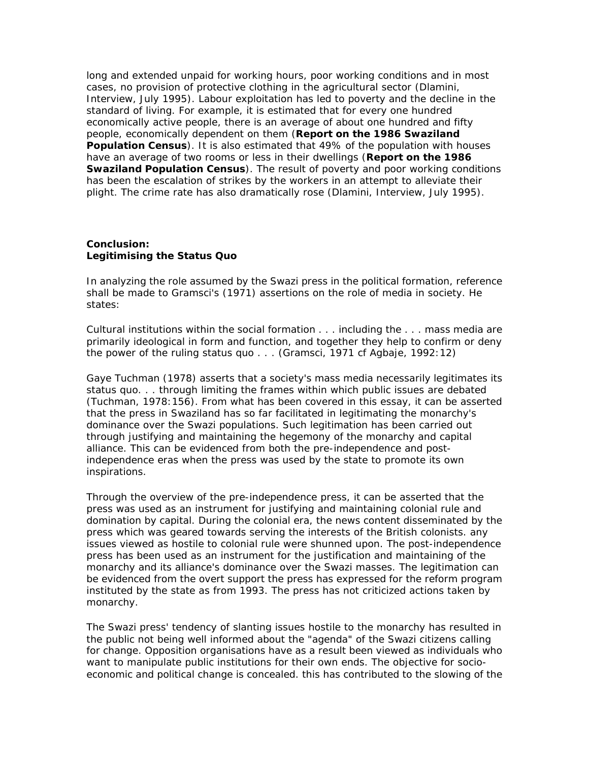long and extended unpaid for working hours, poor working conditions and in most cases, no provision of protective clothing in the agricultural sector (Dlamini, Interview, July 1995). Labour exploitation has led to poverty and the decline in the standard of living. For example, it is estimated that for every one hundred economically active people, there is an average of about one hundred and fifty people, economically dependent on them (**Report on the 1986 Swaziland Population Census**). It is also estimated that 49% of the population with houses have an average of two rooms or less in their dwellings (**Report on the 1986 Swaziland Population Census**). The result of poverty and poor working conditions has been the escalation of strikes by the workers in an attempt to alleviate their plight. The crime rate has also dramatically rose (Dlamini, Interview, July 1995).

**Conclusion:**
**Legitimising the Status Quo**

In analyzing the role assumed by the Swazi press in the political formation, reference shall be made to Gramsci's (1971) assertions on the role of media in society. He states:

Cultural institutions within the social formation . . . including the . . . mass media are primarily ideological in form and function, and together they help to confirm or deny the power of the ruling status quo . . . (Gramsci, 1971 cf Agbaje, 1992:12)

Gaye Tuchman (1978) asserts that a society's mass media necessarily legitimates its status quo. . . through limiting the frames within which public issues are debated (Tuchman, 1978:156). From what has been covered in this essay, it can be asserted that the press in Swaziland has so far facilitated in legitimating the monarchy's dominance over the Swazi populations. Such legitimation has been carried out through justifying and maintaining the hegemony of the monarchy and capital alliance. This can be evidenced from both the pre-independence and post-independence eras when the press was used by the state to promote its own inspirations.

Through the overview of the pre-independence press, it can be asserted that the press was used as an instrument for justifying and maintaining colonial rule and domination by capital. During the colonial era, the news content disseminated by the press which was geared towards serving the interests of the British colonists. any issues viewed as hostile to colonial rule were shunned upon. The post-independence press has been used as an instrument for the justification and maintaining of the monarchy and its alliance's dominance over the Swazi masses. The legitimation can be evidenced from the overt support the press has expressed for the reform program instituted by the state as from 1993. The press has not criticized actions taken by monarchy.

The Swazi press' tendency of slanting issues hostile to the monarchy has resulted in the public not being well informed about the "agenda" of the Swazi citizens calling for change. Opposition organisations have as a result been viewed as individuals who want to manipulate public institutions for their own ends. The objective for socio-economic and political change is concealed. this has contributed to the slowing of the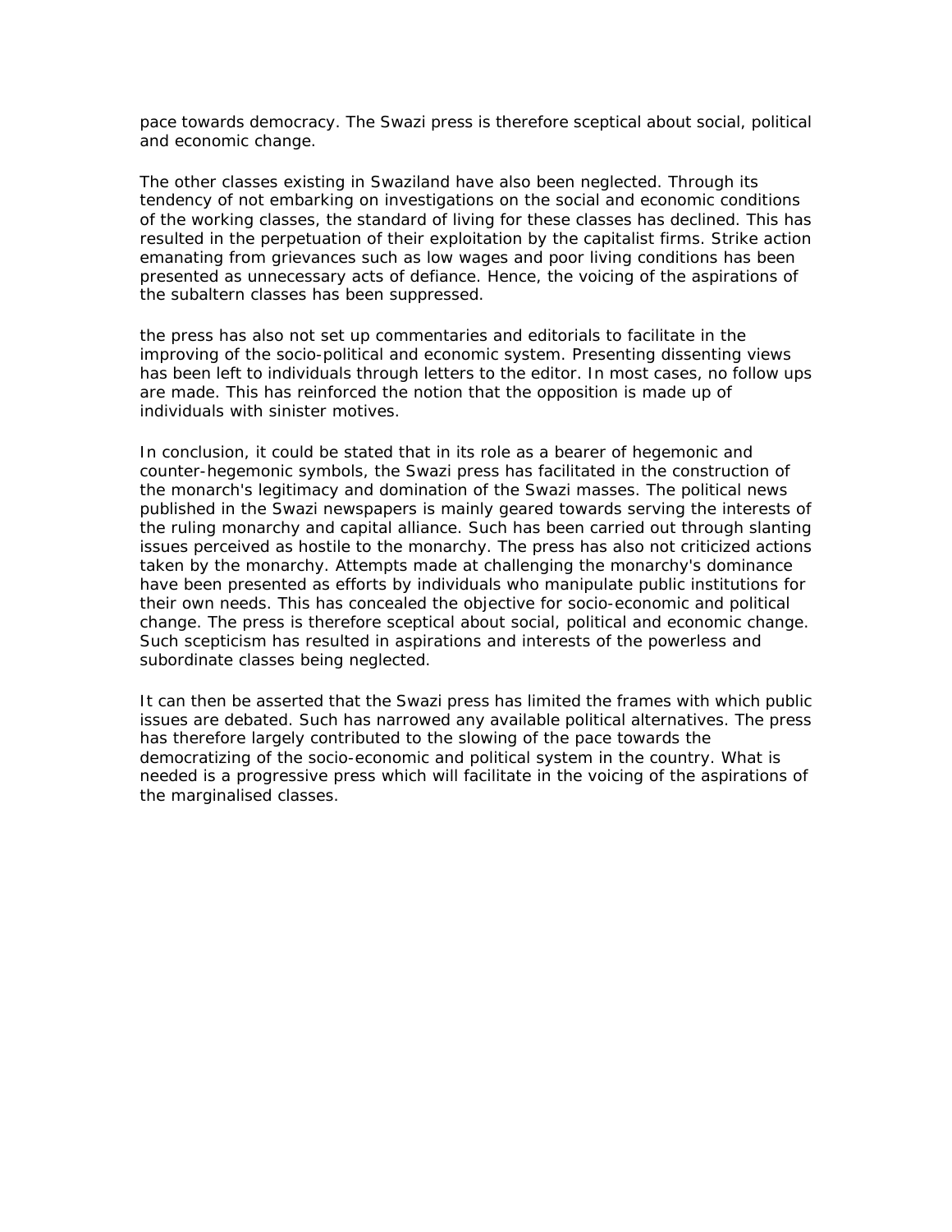pace towards democracy. The Swazi press is therefore sceptical about social, political and economic change.

The other classes existing in Swaziland have also been neglected. Through its tendency of not embarking on investigations on the social and economic conditions of the working classes, the standard of living for these classes has declined. This has resulted in the perpetuation of their exploitation by the capitalist firms. Strike action emanating from grievances such as low wages and poor living conditions has been presented as unnecessary acts of defiance. Hence, the voicing of the aspirations of the subaltern classes has been suppressed.

the press has also not set up commentaries and editorials to facilitate in the improving of the socio-political and economic system. Presenting dissenting views has been left to individuals through letters to the editor. In most cases, no follow ups are made. This has reinforced the notion that the opposition is made up of individuals with sinister motives.

In conclusion, it could be stated that in its role as a bearer of hegemonic and counter-hegemonic symbols, the Swazi press has facilitated in the construction of the monarch's legitimacy and domination of the Swazi masses. The political news published in the Swazi newspapers is mainly geared towards serving the interests of the ruling monarchy and capital alliance. Such has been carried out through slanting issues perceived as hostile to the monarchy. The press has also not criticized actions taken by the monarchy. Attempts made at challenging the monarchy's dominance have been presented as efforts by individuals who manipulate public institutions for their own needs. This has concealed the objective for socio-economic and political change. The press is therefore sceptical about social, political and economic change. Such scepticism has resulted in aspirations and interests of the powerless and subordinate classes being neglected.

It can then be asserted that the Swazi press has limited the frames with which public issues are debated. Such has narrowed any available political alternatives. The press has therefore largely contributed to the slowing of the pace towards the democratizing of the socio-economic and political system in the country. What is needed is a progressive press which will facilitate in the voicing of the aspirations of the marginalised classes.